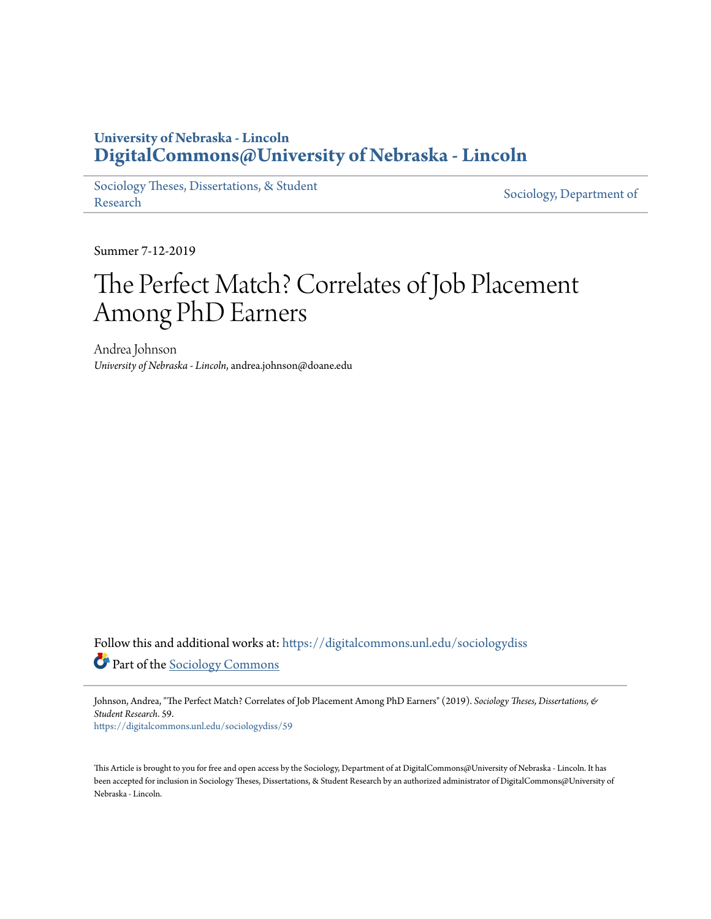# University of Nebraska - Lincoln
## DigitalCommons@University of Nebraska - Lincoln

Sociology Theses, Dissertations, & Student Research

Sociology, Department of

Summer 7-12-2019

# The Perfect Match? Correlates of Job Placement Among PhD Earners

Andrea Johnson
*University of Nebraska - Lincoln*, andrea.johnson@doane.edu

Follow this and additional works at: https://digitalcommons.unl.edu/sociologydiss

Part of the Sociology Commons

Johnson, Andrea, "The Perfect Match? Correlates of Job Placement Among PhD Earners" (2019). *Sociology Theses, Dissertations, & Student Research*. 59.
https://digitalcommons.unl.edu/sociologydiss/59

This Article is brought to you for free and open access by the Sociology, Department of at DigitalCommons@University of Nebraska - Lincoln. It has been accepted for inclusion in Sociology Theses, Dissertations, & Student Research by an authorized administrator of DigitalCommons@University of Nebraska - Lincoln.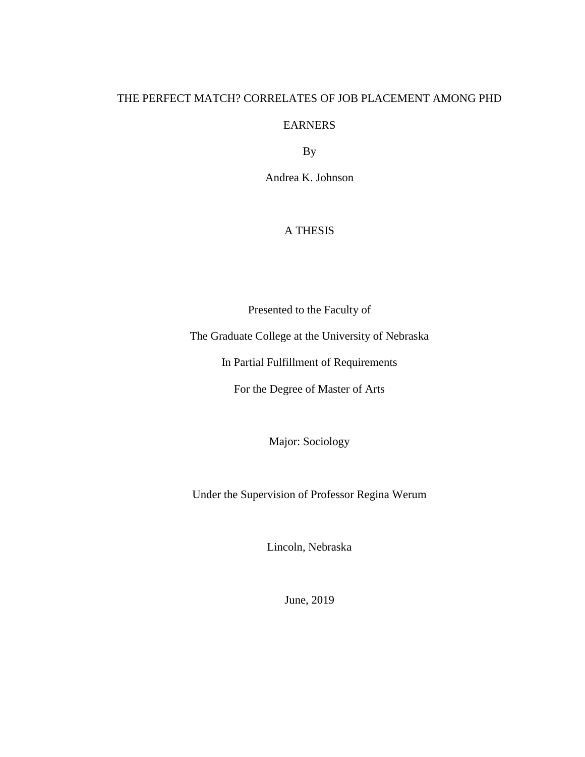# THE PERFECT MATCH? CORRELATES OF JOB PLACEMENT AMONG PHD EARNERS

By

Andrea K. Johnson

A THESIS

Presented to the Faculty of

The Graduate College at the University of Nebraska

In Partial Fulfillment of Requirements

For the Degree of Master of Arts

Major: Sociology

Under the Supervision of Professor Regina Werum

Lincoln, Nebraska

June, 2019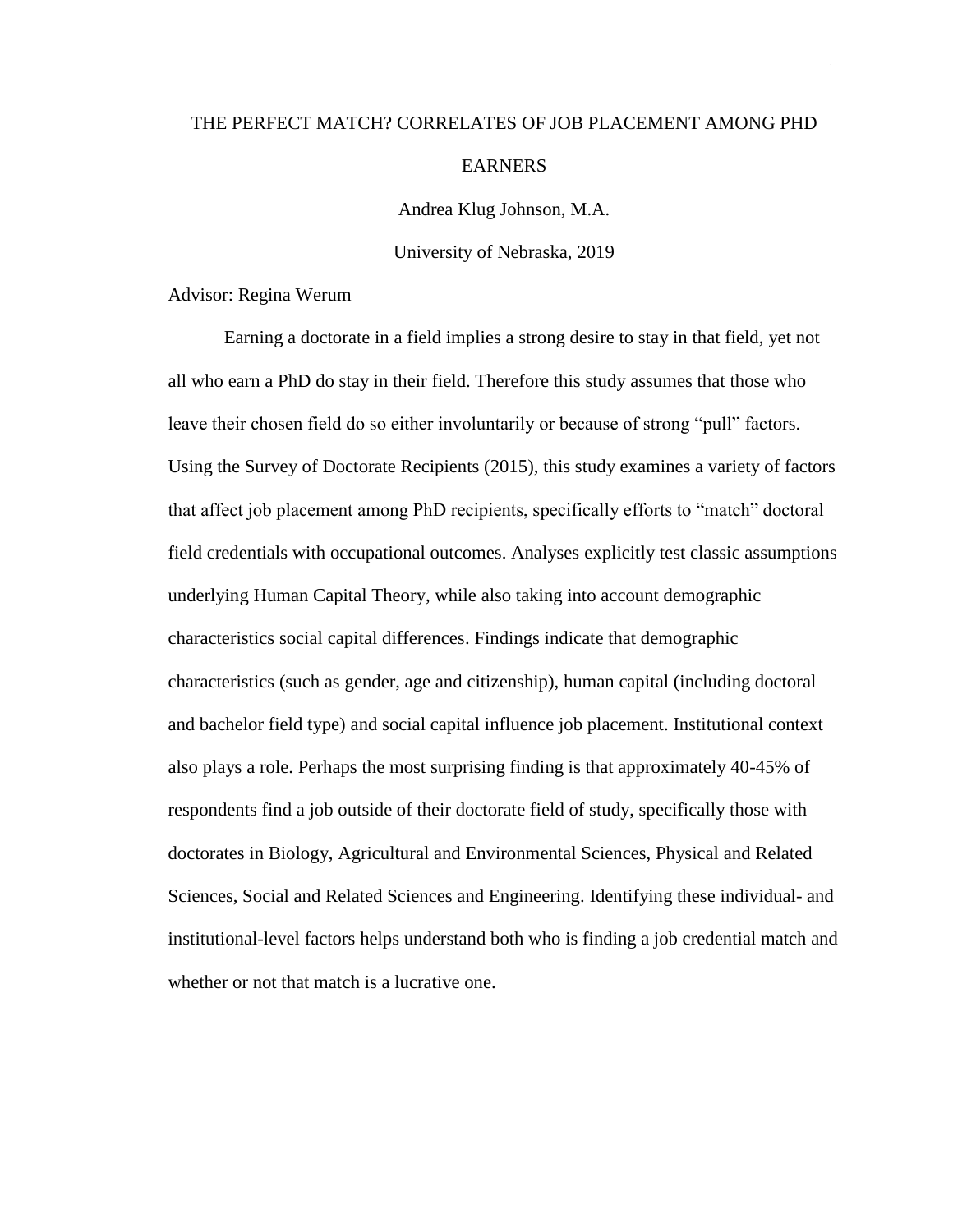THE PERFECT MATCH? CORRELATES OF JOB PLACEMENT AMONG PHD EARNERS

Andrea Klug Johnson, M.A.

University of Nebraska, 2019

Advisor: Regina Werum

Earning a doctorate in a field implies a strong desire to stay in that field, yet not all who earn a PhD do stay in their field. Therefore this study assumes that those who leave their chosen field do so either involuntarily or because of strong "pull" factors. Using the Survey of Doctorate Recipients (2015), this study examines a variety of factors that affect job placement among PhD recipients, specifically efforts to "match" doctoral field credentials with occupational outcomes. Analyses explicitly test classic assumptions underlying Human Capital Theory, while also taking into account demographic characteristics social capital differences. Findings indicate that demographic characteristics (such as gender, age and citizenship), human capital (including doctoral and bachelor field type) and social capital influence job placement. Institutional context also plays a role. Perhaps the most surprising finding is that approximately 40-45% of respondents find a job outside of their doctorate field of study, specifically those with doctorates in Biology, Agricultural and Environmental Sciences, Physical and Related Sciences, Social and Related Sciences and Engineering. Identifying these individual- and institutional-level factors helps understand both who is finding a job credential match and whether or not that match is a lucrative one.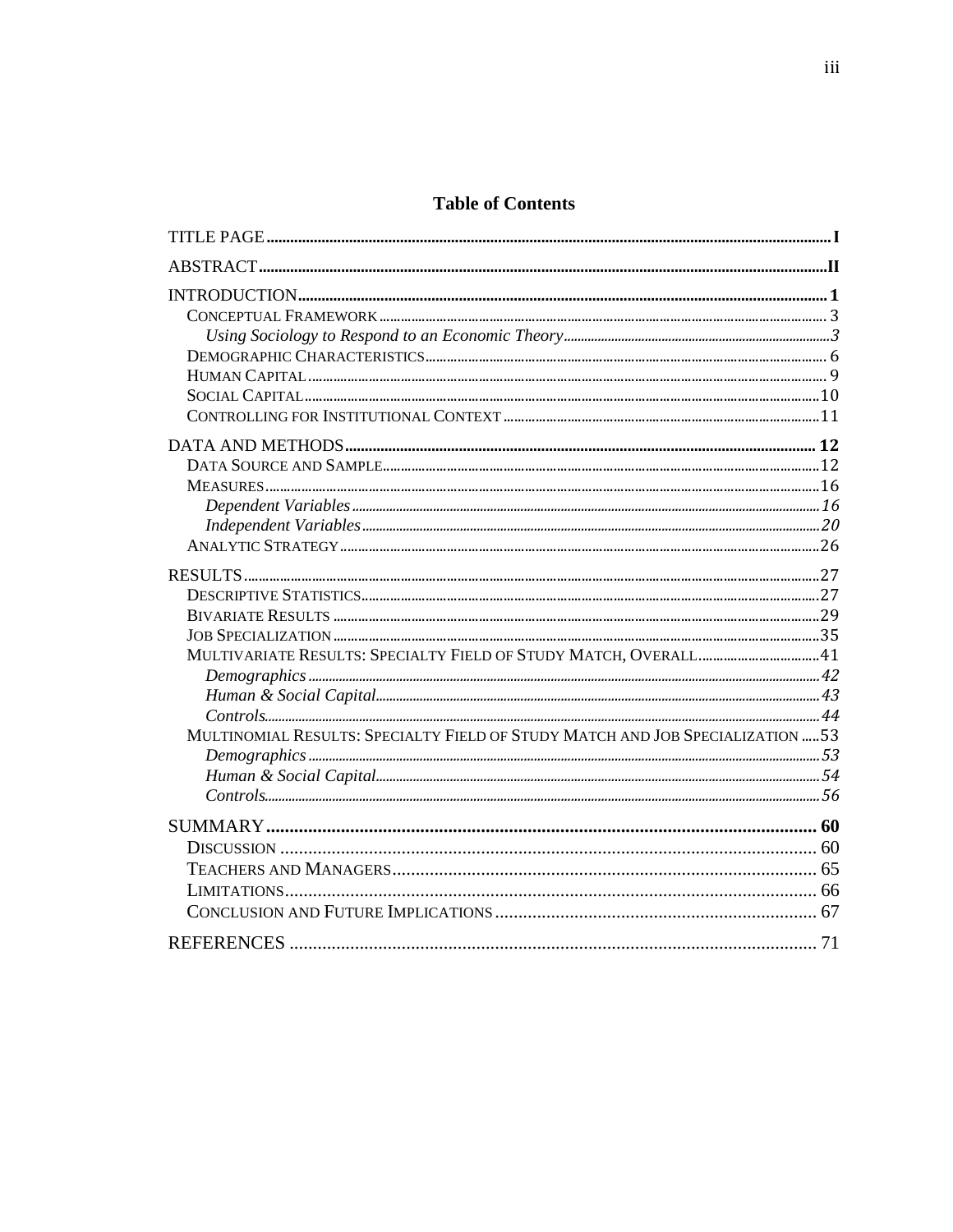# Table of Contents

TITLE PAGE ..... I

ABSTRACT ..... II

INTRODUCTION ..... 1
- CONCEPTUAL FRAMEWORK ..... 3
  - *Using Sociology to Respond to an Economic Theory* ..... 3
- DEMOGRAPHIC CHARACTERISTICS ..... 6
- HUMAN CAPITAL ..... 9
- SOCIAL CAPITAL ..... 10
- CONTROLLING FOR INSTITUTIONAL CONTEXT ..... 11

DATA AND METHODS ..... 12
- DATA SOURCE AND SAMPLE ..... 12
- MEASURES ..... 16
  - *Dependent Variables* ..... 16
  - *Independent Variables* ..... 20
- ANALYTIC STRATEGY ..... 26

RESULTS ..... 27
- DESCRIPTIVE STATISTICS ..... 27
- BIVARIATE RESULTS ..... 29
- JOB SPECIALIZATION ..... 35
- MULTIVARIATE RESULTS: SPECIALTY FIELD OF STUDY MATCH, OVERALL ..... 41
  - *Demographics* ..... 42
  - *Human & Social Capital* ..... 43
  - *Controls* ..... 44
- MULTINOMIAL RESULTS: SPECIALTY FIELD OF STUDY MATCH AND JOB SPECIALIZATION ..... 53
  - *Demographics* ..... 53
  - *Human & Social Capital* ..... 54
  - *Controls* ..... 56

SUMMARY ..... 60
- DISCUSSION ..... 60
- TEACHERS AND MANAGERS ..... 65
- LIMITATIONS ..... 66
- CONCLUSION AND FUTURE IMPLICATIONS ..... 67

REFERENCES ..... 71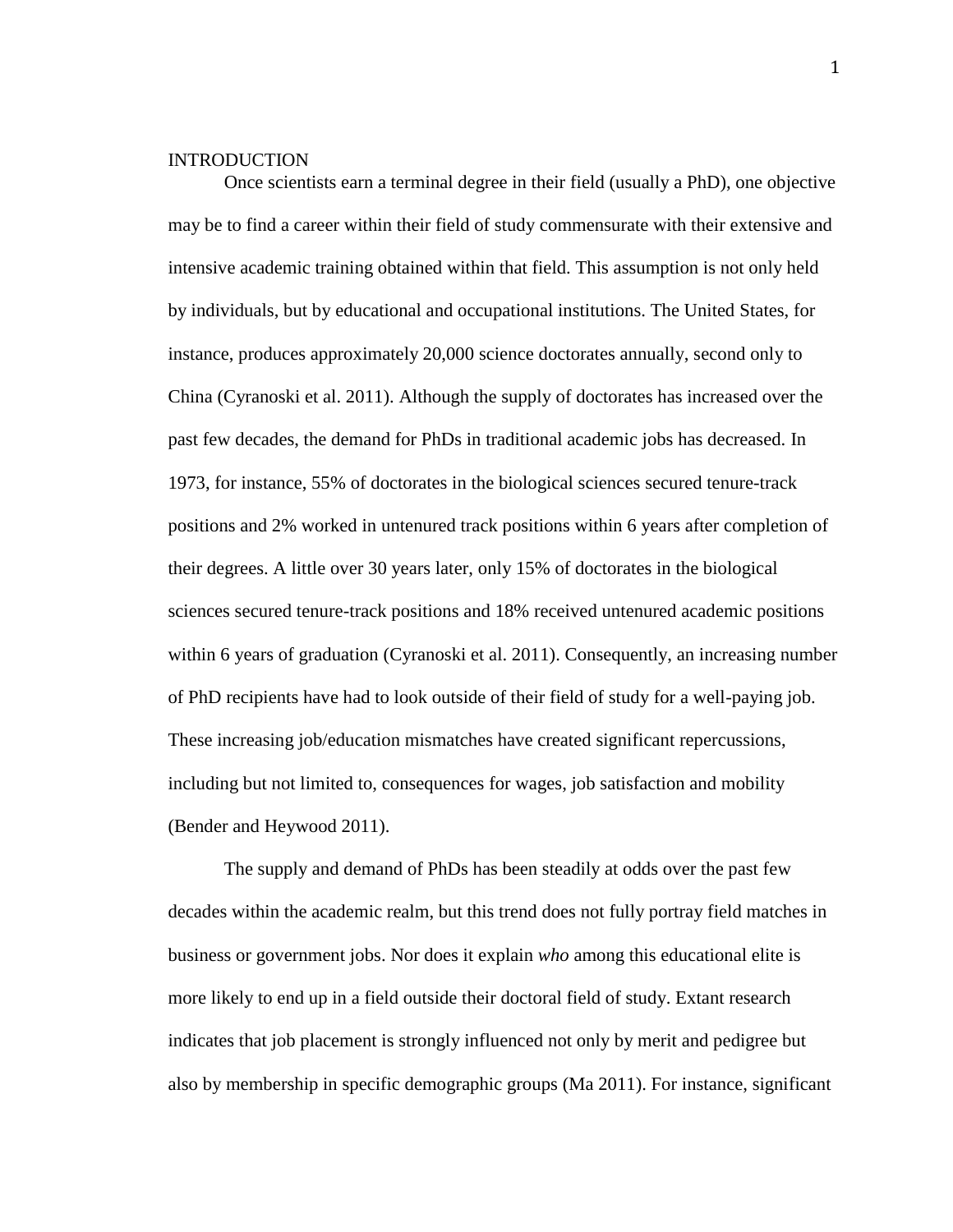# INTRODUCTION

Once scientists earn a terminal degree in their field (usually a PhD), one objective may be to find a career within their field of study commensurate with their extensive and intensive academic training obtained within that field. This assumption is not only held by individuals, but by educational and occupational institutions. The United States, for instance, produces approximately 20,000 science doctorates annually, second only to China (Cyranoski et al. 2011). Although the supply of doctorates has increased over the past few decades, the demand for PhDs in traditional academic jobs has decreased. In 1973, for instance, 55% of doctorates in the biological sciences secured tenure-track positions and 2% worked in untenured track positions within 6 years after completion of their degrees. A little over 30 years later, only 15% of doctorates in the biological sciences secured tenure-track positions and 18% received untenured academic positions within 6 years of graduation (Cyranoski et al. 2011). Consequently, an increasing number of PhD recipients have had to look outside of their field of study for a well-paying job. These increasing job/education mismatches have created significant repercussions, including but not limited to, consequences for wages, job satisfaction and mobility (Bender and Heywood 2011).

The supply and demand of PhDs has been steadily at odds over the past few decades within the academic realm, but this trend does not fully portray field matches in business or government jobs. Nor does it explain *who* among this educational elite is more likely to end up in a field outside their doctoral field of study. Extant research indicates that job placement is strongly influenced not only by merit and pedigree but also by membership in specific demographic groups (Ma 2011). For instance, significant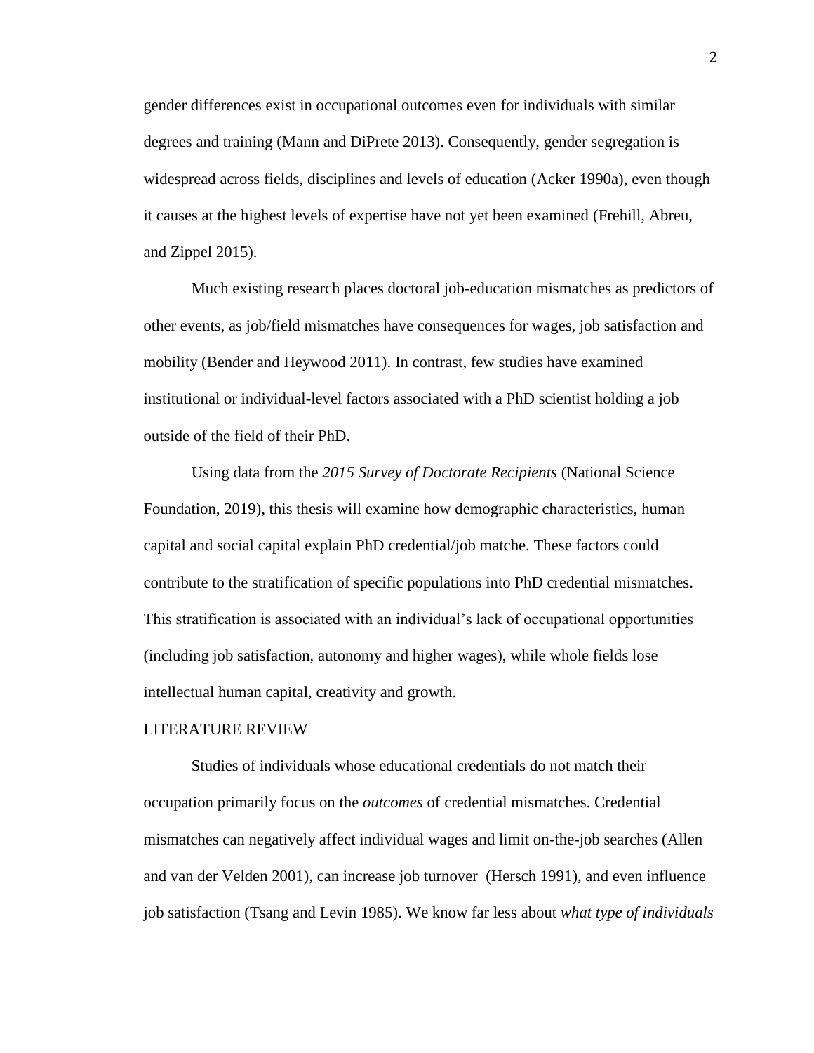gender differences exist in occupational outcomes even for individuals with similar degrees and training (Mann and DiPrete 2013). Consequently, gender segregation is widespread across fields, disciplines and levels of education (Acker 1990a), even though it causes at the highest levels of expertise have not yet been examined (Frehill, Abreu, and Zippel 2015).

Much existing research places doctoral job-education mismatches as predictors of other events, as job/field mismatches have consequences for wages, job satisfaction and mobility (Bender and Heywood 2011). In contrast, few studies have examined institutional or individual-level factors associated with a PhD scientist holding a job outside of the field of their PhD.

Using data from the *2015 Survey of Doctorate Recipients* (National Science Foundation, 2019), this thesis will examine how demographic characteristics, human capital and social capital explain PhD credential/job matche. These factors could contribute to the stratification of specific populations into PhD credential mismatches. This stratification is associated with an individual's lack of occupational opportunities (including job satisfaction, autonomy and higher wages), while whole fields lose intellectual human capital, creativity and growth.

## LITERATURE REVIEW

Studies of individuals whose educational credentials do not match their occupation primarily focus on the *outcomes* of credential mismatches. Credential mismatches can negatively affect individual wages and limit on-the-job searches (Allen and van der Velden 2001), can increase job turnover (Hersch 1991), and even influence job satisfaction (Tsang and Levin 1985). We know far less about *what type of individuals*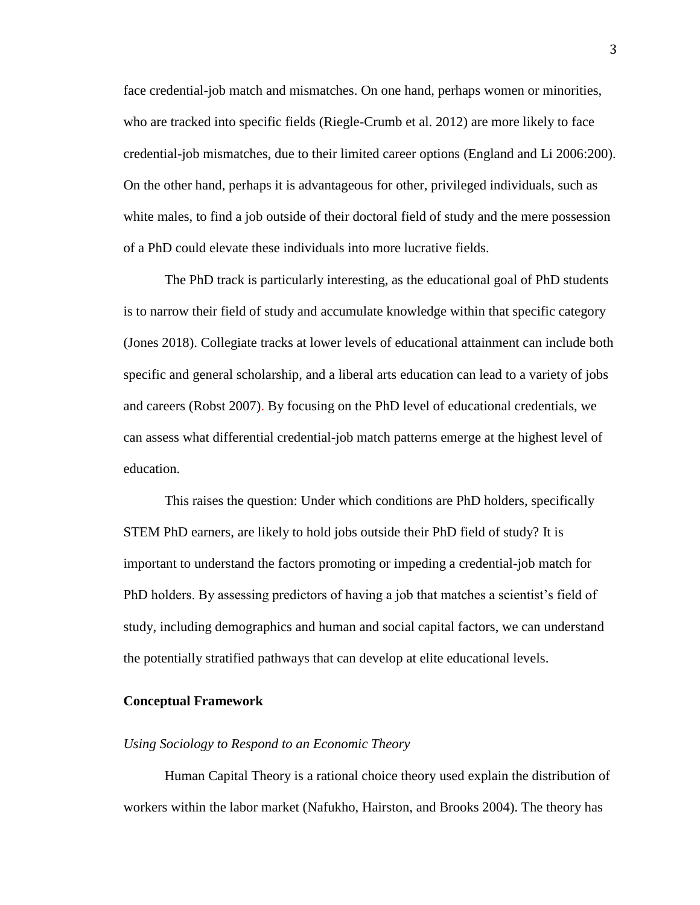face credential-job match and mismatches. On one hand, perhaps women or minorities, who are tracked into specific fields (Riegle-Crumb et al. 2012) are more likely to face credential-job mismatches, due to their limited career options (England and Li 2006:200). On the other hand, perhaps it is advantageous for other, privileged individuals, such as white males, to find a job outside of their doctoral field of study and the mere possession of a PhD could elevate these individuals into more lucrative fields.

The PhD track is particularly interesting, as the educational goal of PhD students is to narrow their field of study and accumulate knowledge within that specific category (Jones 2018). Collegiate tracks at lower levels of educational attainment can include both specific and general scholarship, and a liberal arts education can lead to a variety of jobs and careers (Robst 2007). By focusing on the PhD level of educational credentials, we can assess what differential credential-job match patterns emerge at the highest level of education.

This raises the question: Under which conditions are PhD holders, specifically STEM PhD earners, are likely to hold jobs outside their PhD field of study? It is important to understand the factors promoting or impeding a credential-job match for PhD holders. By assessing predictors of having a job that matches a scientist's field of study, including demographics and human and social capital factors, we can understand the potentially stratified pathways that can develop at elite educational levels.

## Conceptual Framework

### *Using Sociology to Respond to an Economic Theory*

Human Capital Theory is a rational choice theory used explain the distribution of workers within the labor market (Nafukho, Hairston, and Brooks 2004). The theory has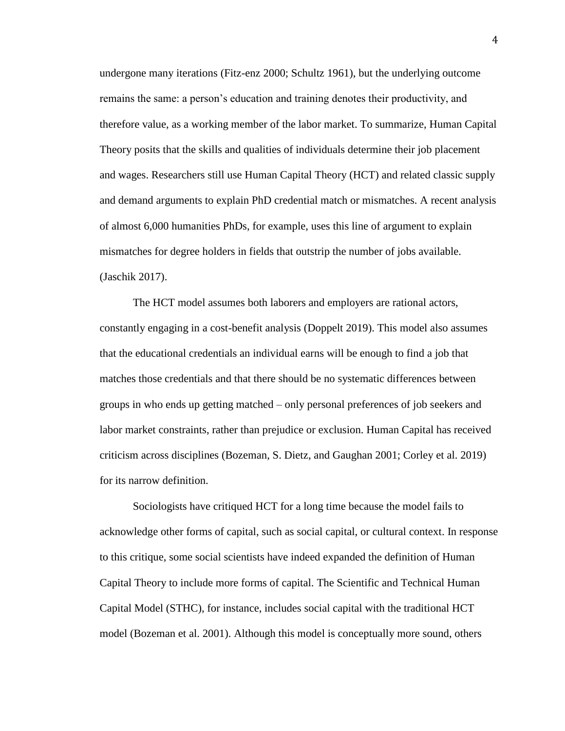undergone many iterations (Fitz-enz 2000; Schultz 1961), but the underlying outcome remains the same: a person's education and training denotes their productivity, and therefore value, as a working member of the labor market. To summarize, Human Capital Theory posits that the skills and qualities of individuals determine their job placement and wages. Researchers still use Human Capital Theory (HCT) and related classic supply and demand arguments to explain PhD credential match or mismatches. A recent analysis of almost 6,000 humanities PhDs, for example, uses this line of argument to explain mismatches for degree holders in fields that outstrip the number of jobs available. (Jaschik 2017).

The HCT model assumes both laborers and employers are rational actors, constantly engaging in a cost-benefit analysis (Doppelt 2019). This model also assumes that the educational credentials an individual earns will be enough to find a job that matches those credentials and that there should be no systematic differences between groups in who ends up getting matched – only personal preferences of job seekers and labor market constraints, rather than prejudice or exclusion. Human Capital has received criticism across disciplines (Bozeman, S. Dietz, and Gaughan 2001; Corley et al. 2019) for its narrow definition.

Sociologists have critiqued HCT for a long time because the model fails to acknowledge other forms of capital, such as social capital, or cultural context. In response to this critique, some social scientists have indeed expanded the definition of Human Capital Theory to include more forms of capital. The Scientific and Technical Human Capital Model (STHC), for instance, includes social capital with the traditional HCT model (Bozeman et al. 2001). Although this model is conceptually more sound, others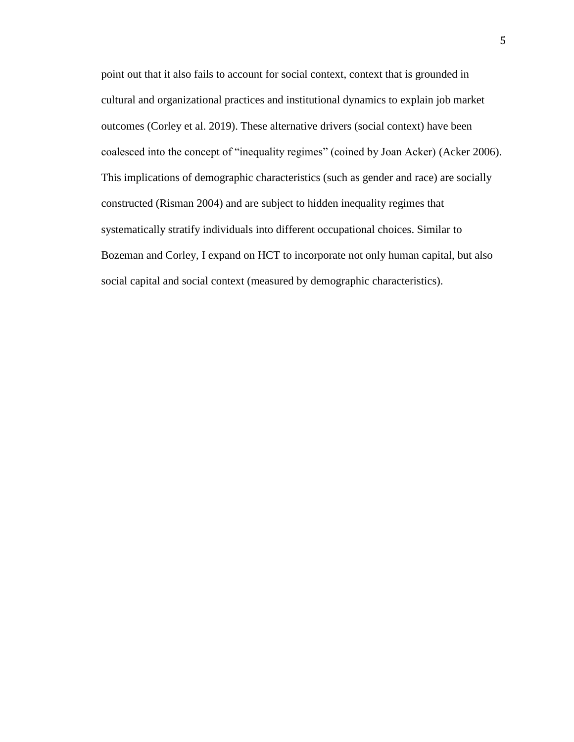point out that it also fails to account for social context, context that is grounded in cultural and organizational practices and institutional dynamics to explain job market outcomes (Corley et al. 2019). These alternative drivers (social context) have been coalesced into the concept of "inequality regimes" (coined by Joan Acker) (Acker 2006). This implications of demographic characteristics (such as gender and race) are socially constructed (Risman 2004) and are subject to hidden inequality regimes that systematically stratify individuals into different occupational choices. Similar to Bozeman and Corley, I expand on HCT to incorporate not only human capital, but also social capital and social context (measured by demographic characteristics).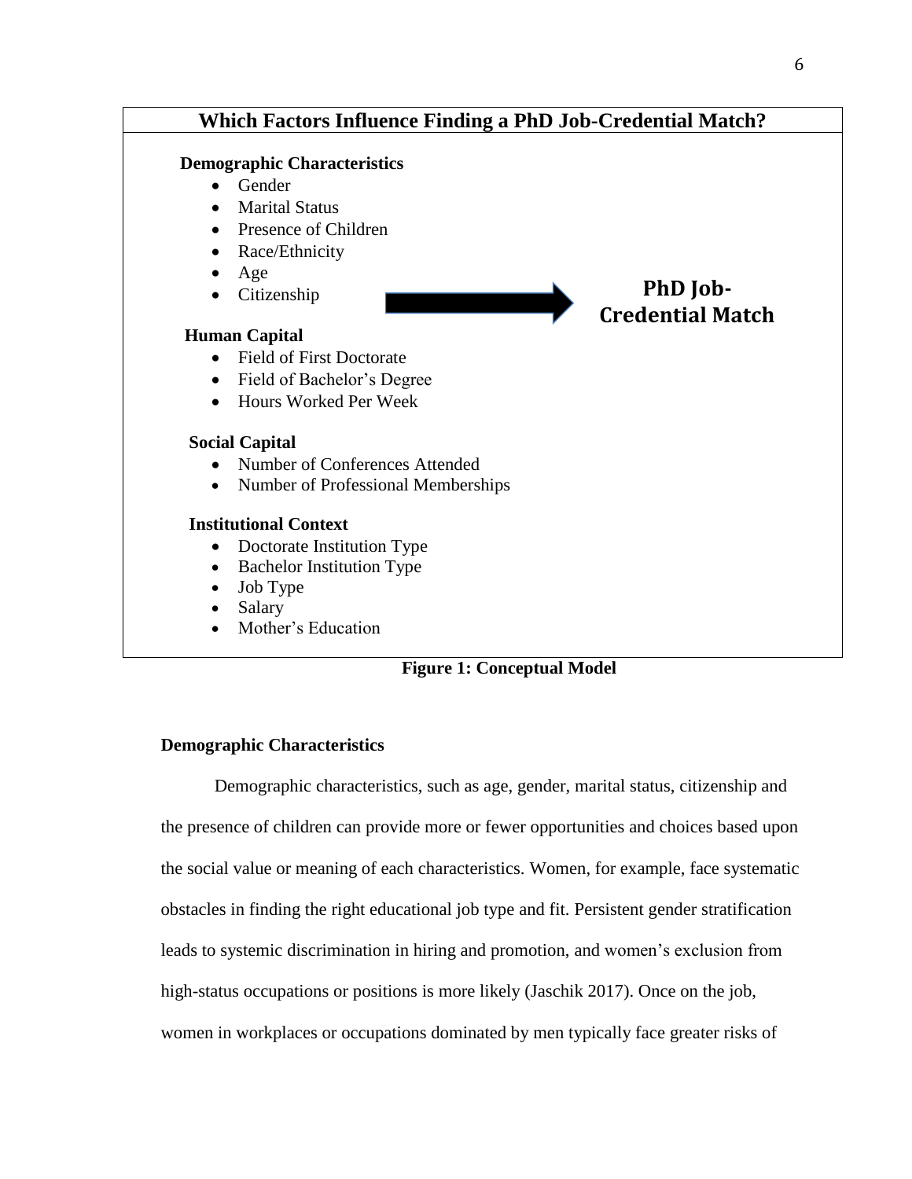**Which Factors Influence Finding a PhD Job-Credential Match?**

**Demographic Characteristics**

- Gender
- Marital Status
- Presence of Children
- Race/Ethnicity
- Age
- Citizenship

**Human Capital**

- Field of First Doctorate
- Field of Bachelor's Degree
- Hours Worked Per Week

**Social Capital**

- Number of Conferences Attended
- Number of Professional Memberships

**Institutional Context**

- Doctorate Institution Type
- Bachelor Institution Type
- Job Type
- Salary
- Mother's Education

→ **PhD Job-Credential Match**

**Figure 1: Conceptual Model**

### Demographic Characteristics

Demographic characteristics, such as age, gender, marital status, citizenship and the presence of children can provide more or fewer opportunities and choices based upon the social value or meaning of each characteristics. Women, for example, face systematic obstacles in finding the right educational job type and fit. Persistent gender stratification leads to systemic discrimination in hiring and promotion, and women's exclusion from high-status occupations or positions is more likely (Jaschik 2017). Once on the job, women in workplaces or occupations dominated by men typically face greater risks of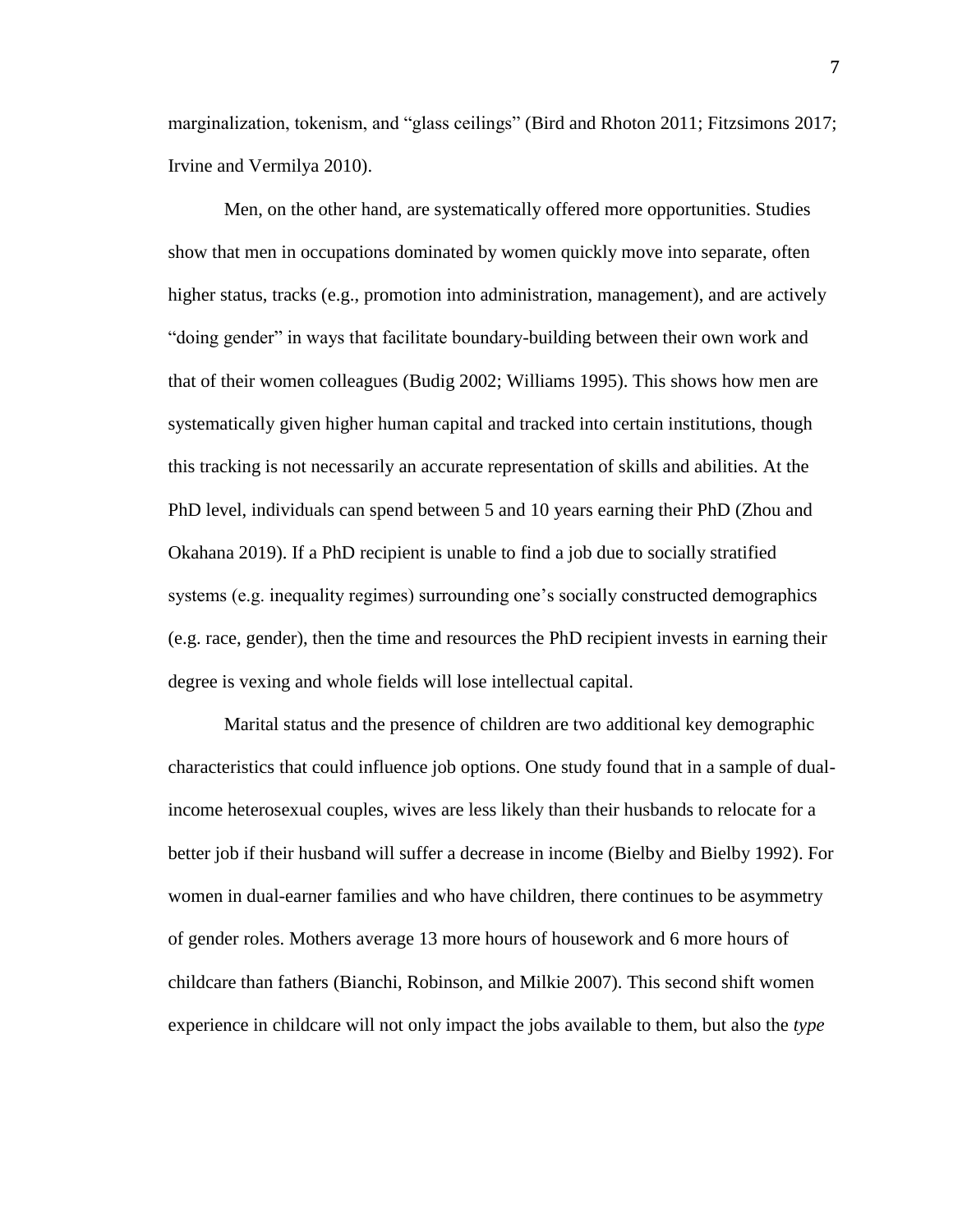marginalization, tokenism, and "glass ceilings" (Bird and Rhoton 2011; Fitzsimons 2017; Irvine and Vermilya 2010).

Men, on the other hand, are systematically offered more opportunities. Studies show that men in occupations dominated by women quickly move into separate, often higher status, tracks (e.g., promotion into administration, management), and are actively "doing gender" in ways that facilitate boundary-building between their own work and that of their women colleagues (Budig 2002; Williams 1995). This shows how men are systematically given higher human capital and tracked into certain institutions, though this tracking is not necessarily an accurate representation of skills and abilities. At the PhD level, individuals can spend between 5 and 10 years earning their PhD (Zhou and Okahana 2019). If a PhD recipient is unable to find a job due to socially stratified systems (e.g. inequality regimes) surrounding one's socially constructed demographics (e.g. race, gender), then the time and resources the PhD recipient invests in earning their degree is vexing and whole fields will lose intellectual capital.

Marital status and the presence of children are two additional key demographic characteristics that could influence job options. One study found that in a sample of dual-income heterosexual couples, wives are less likely than their husbands to relocate for a better job if their husband will suffer a decrease in income (Bielby and Bielby 1992). For women in dual-earner families and who have children, there continues to be asymmetry of gender roles. Mothers average 13 more hours of housework and 6 more hours of childcare than fathers (Bianchi, Robinson, and Milkie 2007). This second shift women experience in childcare will not only impact the jobs available to them, but also the *type*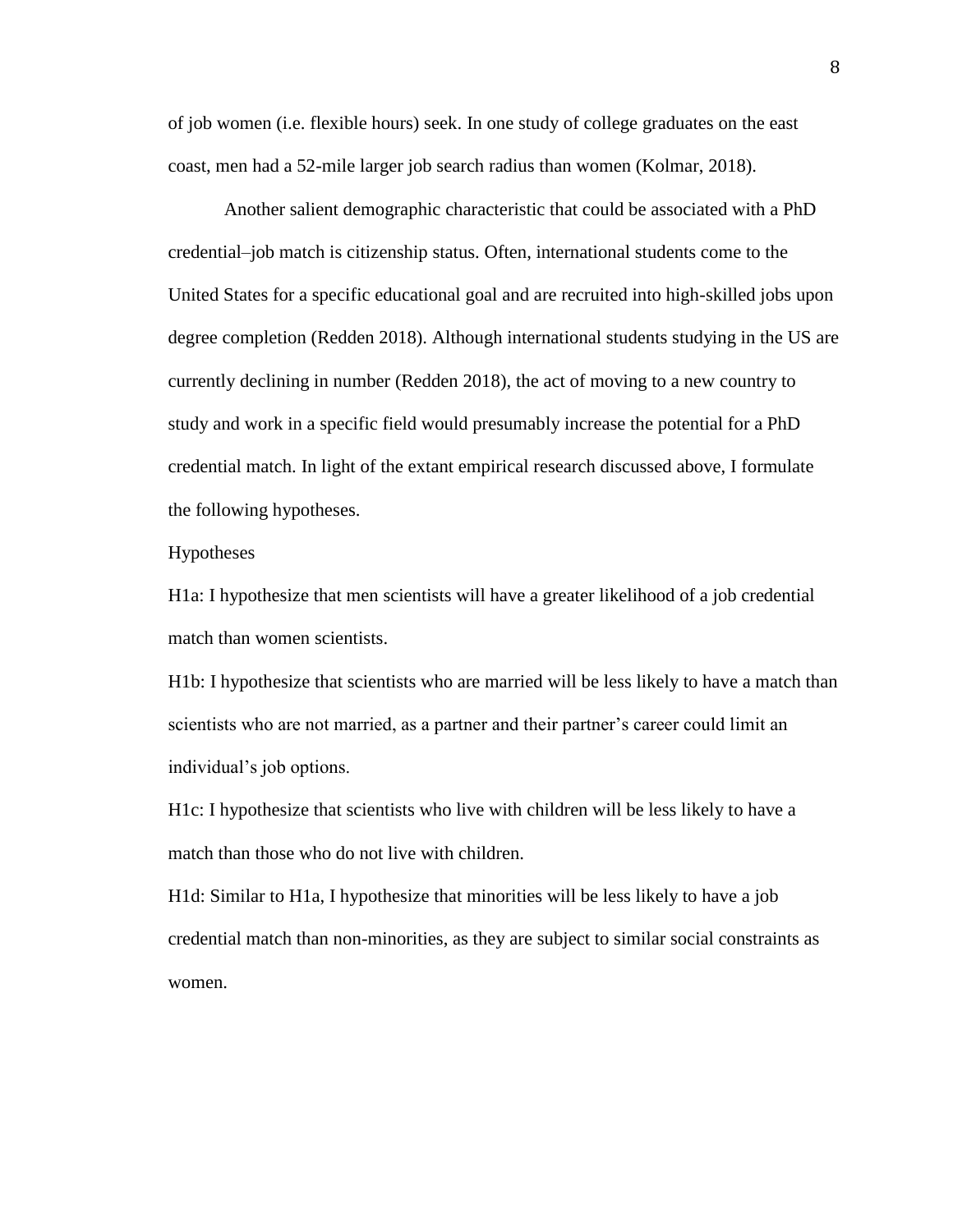of job women (i.e. flexible hours) seek. In one study of college graduates on the east coast, men had a 52-mile larger job search radius than women (Kolmar, 2018).

Another salient demographic characteristic that could be associated with a PhD credential–job match is citizenship status. Often, international students come to the United States for a specific educational goal and are recruited into high-skilled jobs upon degree completion (Redden 2018). Although international students studying in the US are currently declining in number (Redden 2018), the act of moving to a new country to study and work in a specific field would presumably increase the potential for a PhD credential match. In light of the extant empirical research discussed above, I formulate the following hypotheses.

## Hypotheses

H1a: I hypothesize that men scientists will have a greater likelihood of a job credential match than women scientists.

H1b: I hypothesize that scientists who are married will be less likely to have a match than scientists who are not married, as a partner and their partner's career could limit an individual's job options.

H1c: I hypothesize that scientists who live with children will be less likely to have a match than those who do not live with children.

H1d: Similar to H1a, I hypothesize that minorities will be less likely to have a job credential match than non-minorities, as they are subject to similar social constraints as women.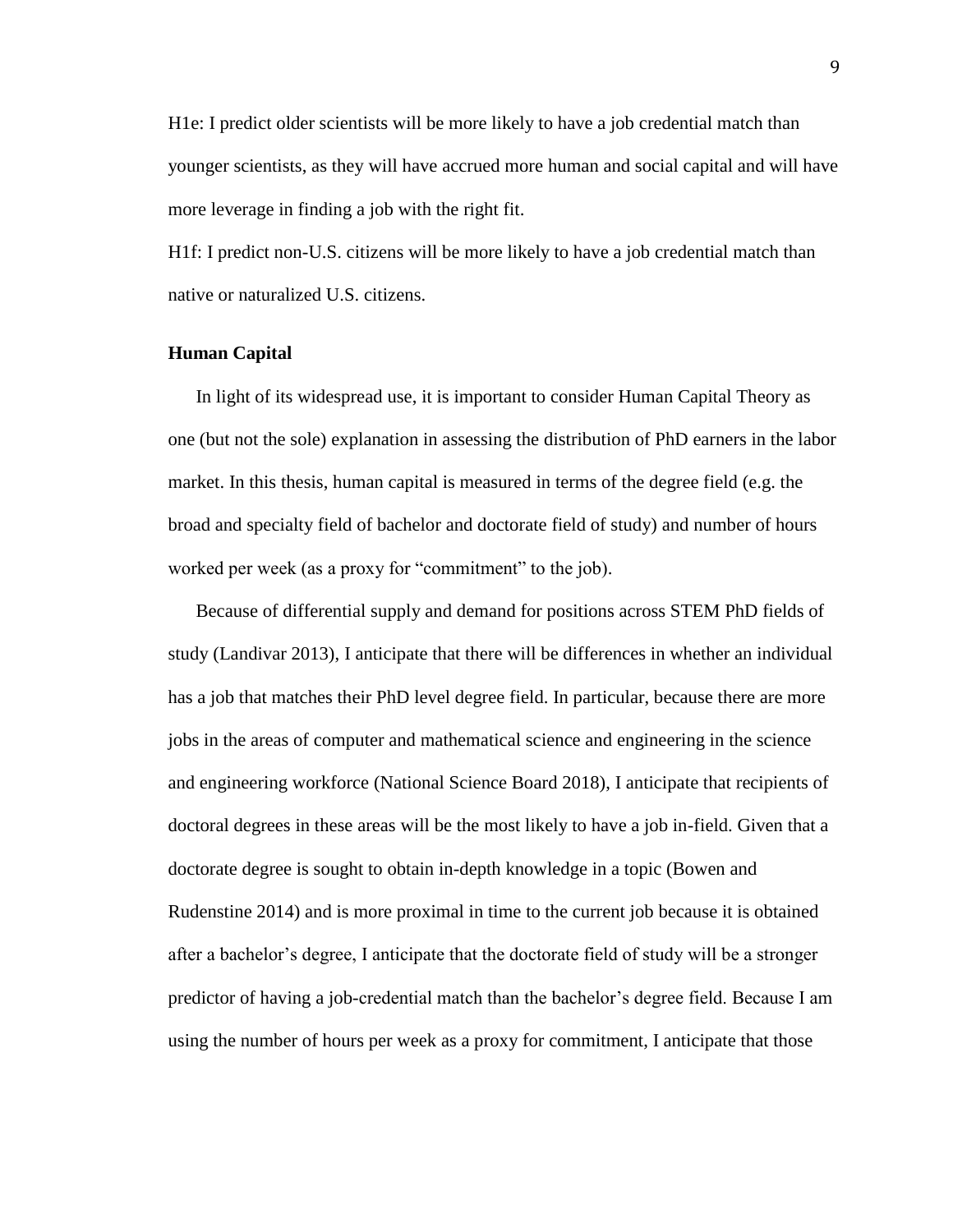H1e: I predict older scientists will be more likely to have a job credential match than younger scientists, as they will have accrued more human and social capital and will have more leverage in finding a job with the right fit.

H1f: I predict non-U.S. citizens will be more likely to have a job credential match than native or naturalized U.S. citizens.

**Human Capital**

In light of its widespread use, it is important to consider Human Capital Theory as one (but not the sole) explanation in assessing the distribution of PhD earners in the labor market. In this thesis, human capital is measured in terms of the degree field (e.g. the broad and specialty field of bachelor and doctorate field of study) and number of hours worked per week (as a proxy for "commitment" to the job).

Because of differential supply and demand for positions across STEM PhD fields of study (Landivar 2013), I anticipate that there will be differences in whether an individual has a job that matches their PhD level degree field. In particular, because there are more jobs in the areas of computer and mathematical science and engineering in the science and engineering workforce (National Science Board 2018), I anticipate that recipients of doctoral degrees in these areas will be the most likely to have a job in-field. Given that a doctorate degree is sought to obtain in-depth knowledge in a topic (Bowen and Rudenstine 2014) and is more proximal in time to the current job because it is obtained after a bachelor's degree, I anticipate that the doctorate field of study will be a stronger predictor of having a job-credential match than the bachelor's degree field. Because I am using the number of hours per week as a proxy for commitment, I anticipate that those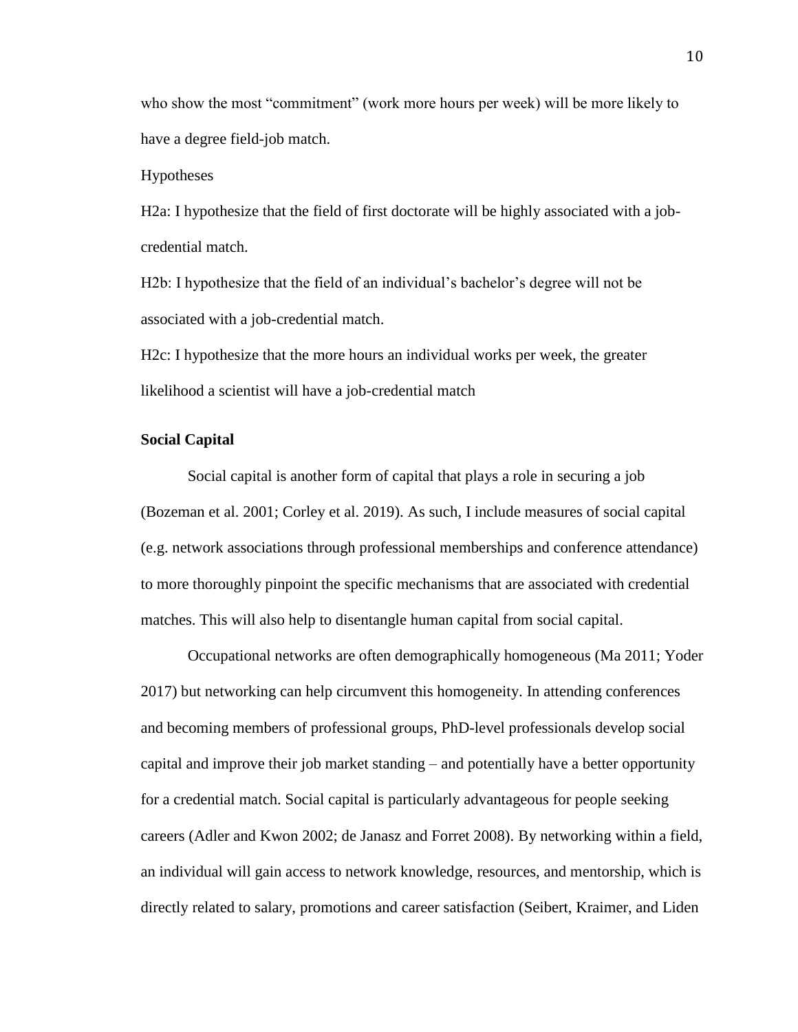who show the most “commitment” (work more hours per week) will be more likely to have a degree field-job match.

Hypotheses

H2a: I hypothesize that the field of first doctorate will be highly associated with a job-credential match.

H2b: I hypothesize that the field of an individual’s bachelor’s degree will not be associated with a job-credential match.

H2c: I hypothesize that the more hours an individual works per week, the greater likelihood a scientist will have a job-credential match

**Social Capital**

Social capital is another form of capital that plays a role in securing a job (Bozeman et al. 2001; Corley et al. 2019). As such, I include measures of social capital (e.g. network associations through professional memberships and conference attendance) to more thoroughly pinpoint the specific mechanisms that are associated with credential matches. This will also help to disentangle human capital from social capital.

Occupational networks are often demographically homogeneous (Ma 2011; Yoder 2017) but networking can help circumvent this homogeneity. In attending conferences and becoming members of professional groups, PhD-level professionals develop social capital and improve their job market standing – and potentially have a better opportunity for a credential match. Social capital is particularly advantageous for people seeking careers (Adler and Kwon 2002; de Janasz and Forret 2008). By networking within a field, an individual will gain access to network knowledge, resources, and mentorship, which is directly related to salary, promotions and career satisfaction (Seibert, Kraimer, and Liden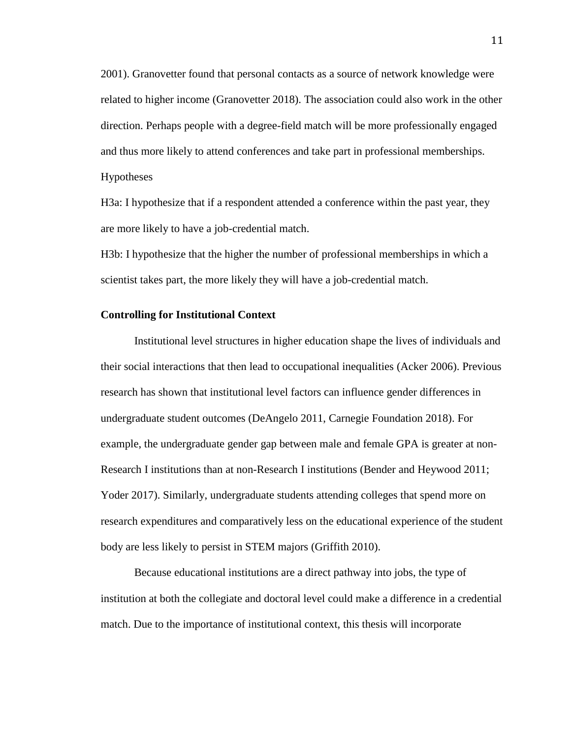2001). Granovetter found that personal contacts as a source of network knowledge were related to higher income (Granovetter 2018). The association could also work in the other direction. Perhaps people with a degree-field match will be more professionally engaged and thus more likely to attend conferences and take part in professional memberships.

Hypotheses

H3a: I hypothesize that if a respondent attended a conference within the past year, they are more likely to have a job-credential match.

H3b: I hypothesize that the higher the number of professional memberships in which a scientist takes part, the more likely they will have a job-credential match.

**Controlling for Institutional Context**

Institutional level structures in higher education shape the lives of individuals and their social interactions that then lead to occupational inequalities (Acker 2006). Previous research has shown that institutional level factors can influence gender differences in undergraduate student outcomes (DeAngelo 2011, Carnegie Foundation 2018). For example, the undergraduate gender gap between male and female GPA is greater at non-Research I institutions than at non-Research I institutions (Bender and Heywood 2011; Yoder 2017). Similarly, undergraduate students attending colleges that spend more on research expenditures and comparatively less on the educational experience of the student body are less likely to persist in STEM majors (Griffith 2010).

Because educational institutions are a direct pathway into jobs, the type of institution at both the collegiate and doctoral level could make a difference in a credential match. Due to the importance of institutional context, this thesis will incorporate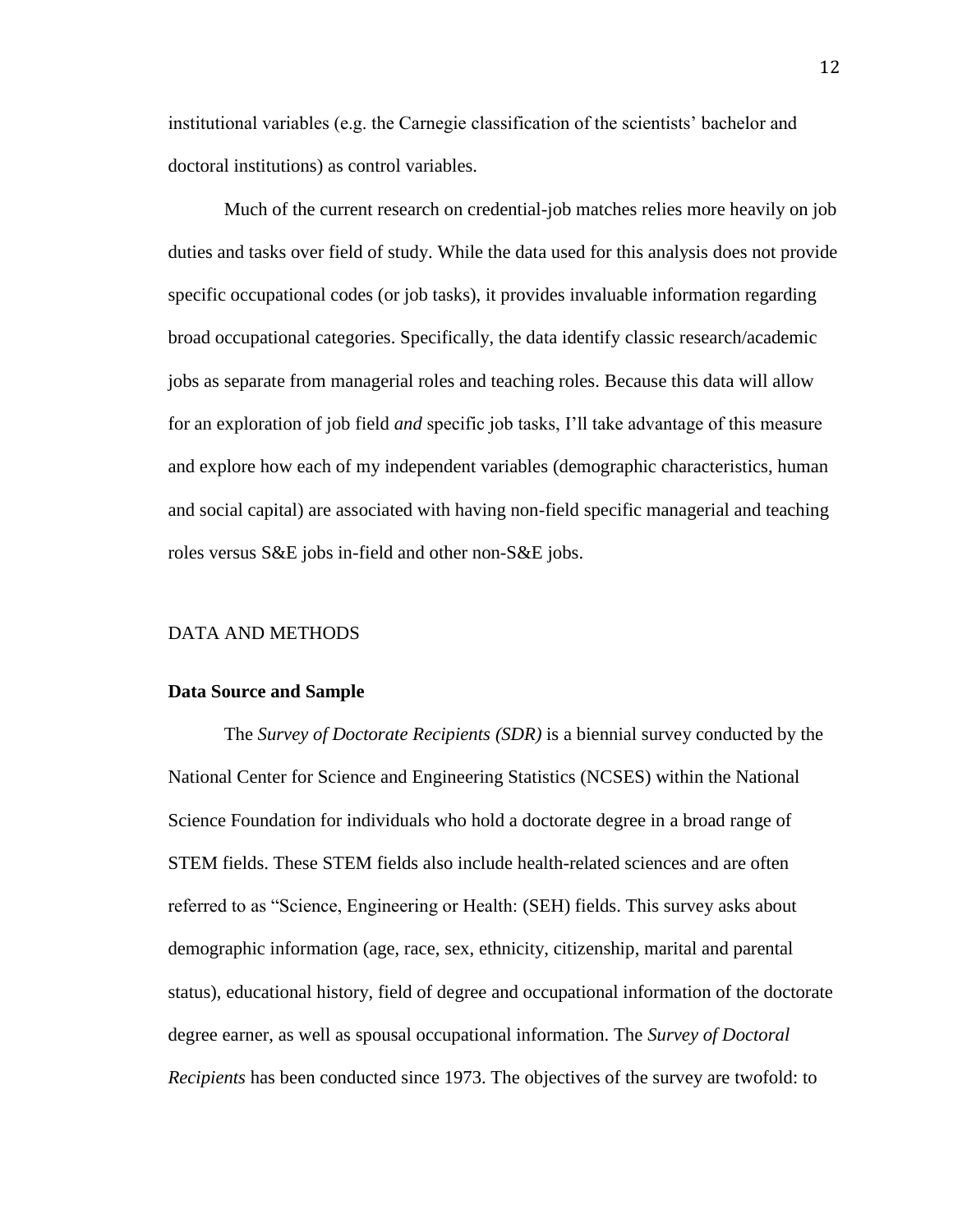institutional variables (e.g. the Carnegie classification of the scientists' bachelor and doctoral institutions) as control variables.

Much of the current research on credential-job matches relies more heavily on job duties and tasks over field of study. While the data used for this analysis does not provide specific occupational codes (or job tasks), it provides invaluable information regarding broad occupational categories. Specifically, the data identify classic research/academic jobs as separate from managerial roles and teaching roles. Because this data will allow for an exploration of job field *and* specific job tasks, I'll take advantage of this measure and explore how each of my independent variables (demographic characteristics, human and social capital) are associated with having non-field specific managerial and teaching roles versus S&E jobs in-field and other non-S&E jobs.

## DATA AND METHODS

### Data Source and Sample

The *Survey of Doctorate Recipients (SDR)* is a biennial survey conducted by the National Center for Science and Engineering Statistics (NCSES) within the National Science Foundation for individuals who hold a doctorate degree in a broad range of STEM fields. These STEM fields also include health-related sciences and are often referred to as "Science, Engineering or Health: (SEH) fields. This survey asks about demographic information (age, race, sex, ethnicity, citizenship, marital and parental status), educational history, field of degree and occupational information of the doctorate degree earner, as well as spousal occupational information. The *Survey of Doctoral Recipients* has been conducted since 1973. The objectives of the survey are twofold: to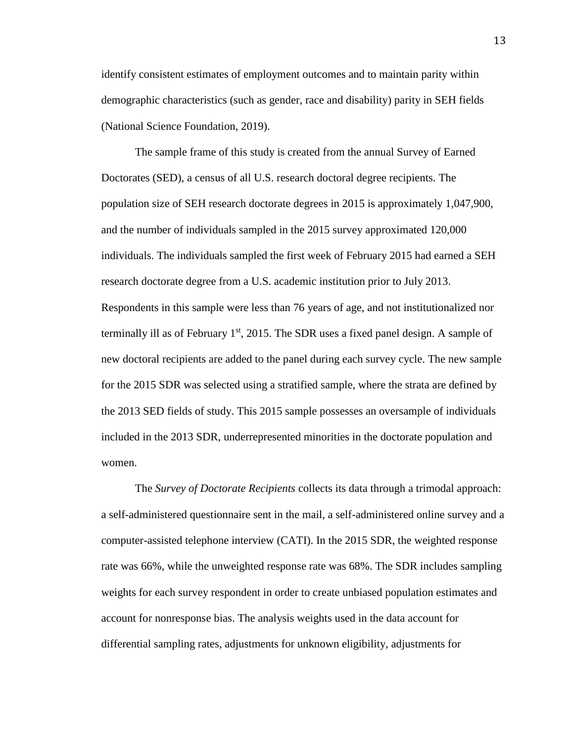identify consistent estimates of employment outcomes and to maintain parity within demographic characteristics (such as gender, race and disability) parity in SEH fields (National Science Foundation, 2019).

The sample frame of this study is created from the annual Survey of Earned Doctorates (SED), a census of all U.S. research doctoral degree recipients. The population size of SEH research doctorate degrees in 2015 is approximately 1,047,900, and the number of individuals sampled in the 2015 survey approximated 120,000 individuals. The individuals sampled the first week of February 2015 had earned a SEH research doctorate degree from a U.S. academic institution prior to July 2013. Respondents in this sample were less than 76 years of age, and not institutionalized nor terminally ill as of February 1st, 2015. The SDR uses a fixed panel design. A sample of new doctoral recipients are added to the panel during each survey cycle. The new sample for the 2015 SDR was selected using a stratified sample, where the strata are defined by the 2013 SED fields of study. This 2015 sample possesses an oversample of individuals included in the 2013 SDR, underrepresented minorities in the doctorate population and women.

The *Survey of Doctorate Recipients* collects its data through a trimodal approach: a self-administered questionnaire sent in the mail, a self-administered online survey and a computer-assisted telephone interview (CATI). In the 2015 SDR, the weighted response rate was 66%, while the unweighted response rate was 68%. The SDR includes sampling weights for each survey respondent in order to create unbiased population estimates and account for nonresponse bias. The analysis weights used in the data account for differential sampling rates, adjustments for unknown eligibility, adjustments for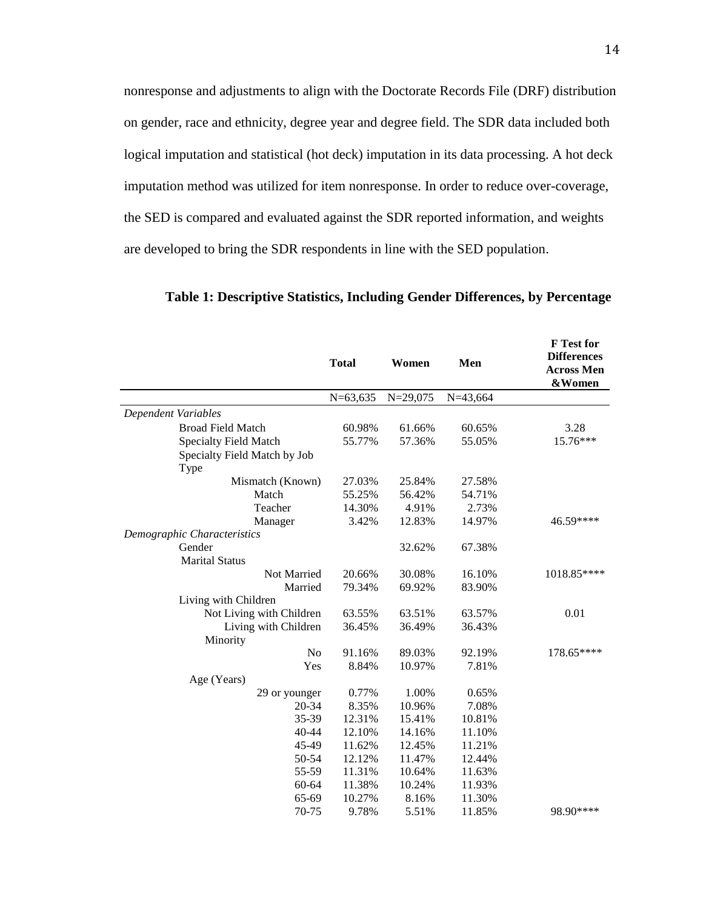nonresponse and adjustments to align with the Doctorate Records File (DRF) distribution on gender, race and ethnicity, degree year and degree field. The SDR data included both logical imputation and statistical (hot deck) imputation in its data processing. A hot deck imputation method was utilized for item nonresponse. In order to reduce over-coverage, the SED is compared and evaluated against the SDR reported information, and weights are developed to bring the SDR respondents in line with the SED population.

**Table 1: Descriptive Statistics, Including Gender Differences, by Percentage**

| | **Total** | **Women** | **Men** | **F Test for Differences Across Men &Women** |
|---|---|---|---|---|
| | N=63,635 | N=29,075 | N=43,664 | |
| *Dependent Variables* | | | | |
| Broad Field Match | 60.98% | 61.66% | 60.65% | 3.28 |
| Specialty Field Match | 55.77% | 57.36% | 55.05% | 15.76*** |
| Specialty Field Match by Job Type | | | | |
| Mismatch (Known) | 27.03% | 25.84% | 27.58% | |
| Match | 55.25% | 56.42% | 54.71% | |
| Teacher | 14.30% | 4.91% | 2.73% | |
| Manager | 3.42% | 12.83% | 14.97% | 46.59**** |
| *Demographic Characteristics* | | | | |
| Gender | | 32.62% | 67.38% | |
| Marital Status | | | | |
| Not Married | 20.66% | 30.08% | 16.10% | 1018.85**** |
| Married | 79.34% | 69.92% | 83.90% | |
| Living with Children | | | | |
| Not Living with Children | 63.55% | 63.51% | 63.57% | 0.01 |
| Living with Children | 36.45% | 36.49% | 36.43% | |
| Minority | | | | |
| No | 91.16% | 89.03% | 92.19% | 178.65**** |
| Yes | 8.84% | 10.97% | 7.81% | |
| Age (Years) | | | | |
| 29 or younger | 0.77% | 1.00% | 0.65% | |
| 20-34 | 8.35% | 10.96% | 7.08% | |
| 35-39 | 12.31% | 15.41% | 10.81% | |
| 40-44 | 12.10% | 14.16% | 11.10% | |
| 45-49 | 11.62% | 12.45% | 11.21% | |
| 50-54 | 12.12% | 11.47% | 12.44% | |
| 55-59 | 11.31% | 10.64% | 11.63% | |
| 60-64 | 11.38% | 10.24% | 11.93% | |
| 65-69 | 10.27% | 8.16% | 11.30% | |
| 70-75 | 9.78% | 5.51% | 11.85% | 98.90**** |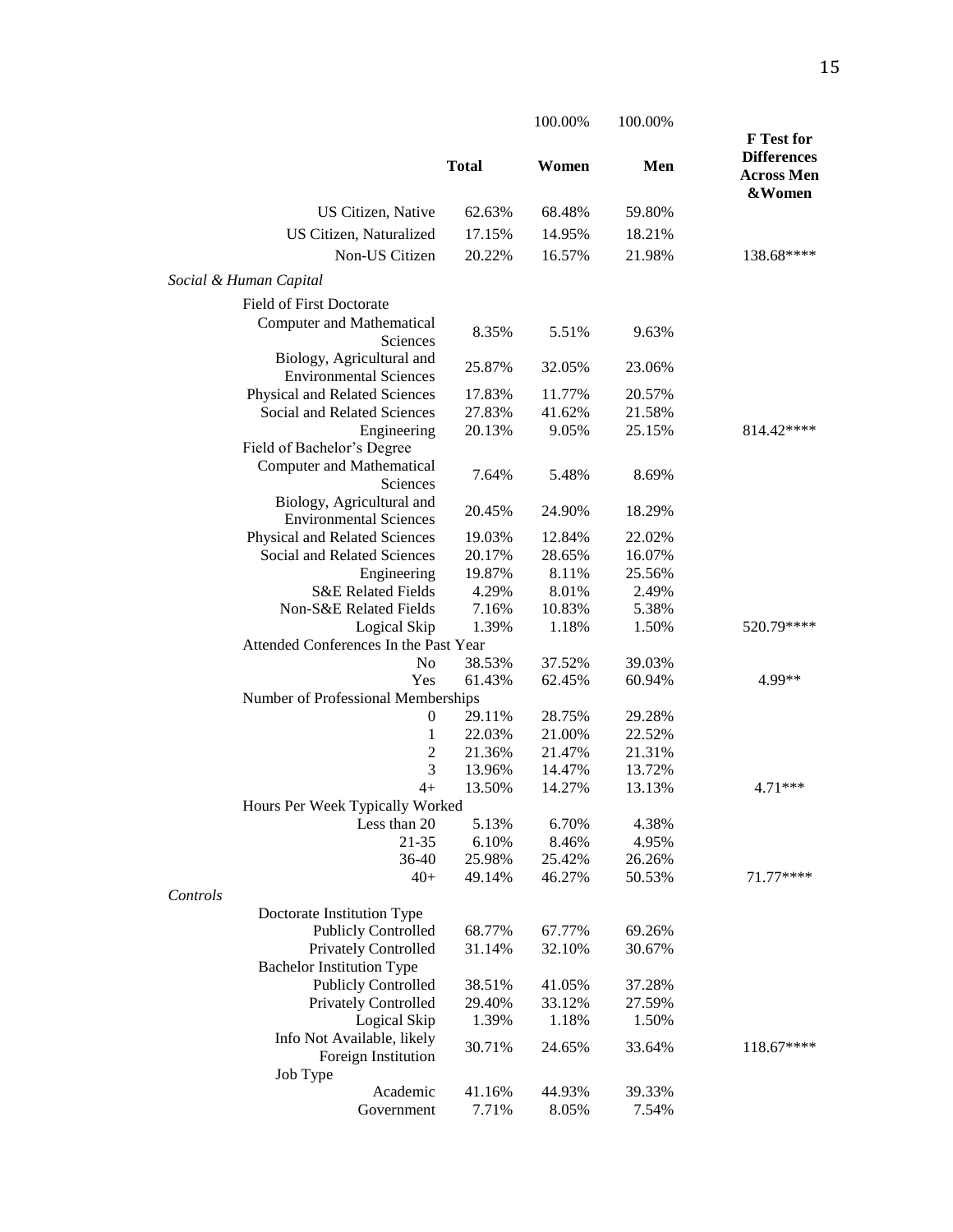| | Total | Women | Men | F Test for Differences Across Men &Women |
|---|---|---|---|---|
| | | 100.00% | 100.00% | |
| US Citizen, Native | 62.63% | 68.48% | 59.80% | |
| US Citizen, Naturalized | 17.15% | 14.95% | 18.21% | |
| Non-US Citizen | 20.22% | 16.57% | 21.98% | 138.68**** |
| *Social & Human Capital* | | | | |
| Field of First Doctorate | | | | |
| Computer and Mathematical Sciences | 8.35% | 5.51% | 9.63% | |
| Biology, Agricultural and Environmental Sciences | 25.87% | 32.05% | 23.06% | |
| Physical and Related Sciences | 17.83% | 11.77% | 20.57% | |
| Social and Related Sciences | 27.83% | 41.62% | 21.58% | |
| Engineering | 20.13% | 9.05% | 25.15% | 814.42**** |
| Field of Bachelor's Degree | | | | |
| Computer and Mathematical Sciences | 7.64% | 5.48% | 8.69% | |
| Biology, Agricultural and Environmental Sciences | 20.45% | 24.90% | 18.29% | |
| Physical and Related Sciences | 19.03% | 12.84% | 22.02% | |
| Social and Related Sciences | 20.17% | 28.65% | 16.07% | |
| Engineering | 19.87% | 8.11% | 25.56% | |
| S&E Related Fields | 4.29% | 8.01% | 2.49% | |
| Non-S&E Related Fields | 7.16% | 10.83% | 5.38% | |
| Logical Skip | 1.39% | 1.18% | 1.50% | 520.79**** |
| Attended Conferences In the Past Year | | | | |
| No | 38.53% | 37.52% | 39.03% | |
| Yes | 61.43% | 62.45% | 60.94% | 4.99** |
| Number of Professional Memberships | | | | |
| 0 | 29.11% | 28.75% | 29.28% | |
| 1 | 22.03% | 21.00% | 22.52% | |
| 2 | 21.36% | 21.47% | 21.31% | |
| 3 | 13.96% | 14.47% | 13.72% | |
| 4+ | 13.50% | 14.27% | 13.13% | 4.71*** |
| Hours Per Week Typically Worked | | | | |
| Less than 20 | 5.13% | 6.70% | 4.38% | |
| 21-35 | 6.10% | 8.46% | 4.95% | |
| 36-40 | 25.98% | 25.42% | 26.26% | |
| 40+ | 49.14% | 46.27% | 50.53% | 71.77**** |
| *Controls* | | | | |
| Doctorate Institution Type | | | | |
| Publicly Controlled | 68.77% | 67.77% | 69.26% | |
| Privately Controlled | 31.14% | 32.10% | 30.67% | |
| Bachelor Institution Type | | | | |
| Publicly Controlled | 38.51% | 41.05% | 37.28% | |
| Privately Controlled | 29.40% | 33.12% | 27.59% | |
| Logical Skip | 1.39% | 1.18% | 1.50% | |
| Info Not Available, likely Foreign Institution | 30.71% | 24.65% | 33.64% | 118.67**** |
| Job Type | | | | |
| Academic | 41.16% | 44.93% | 39.33% | |
| Government | 7.71% | 8.05% | 7.54% | |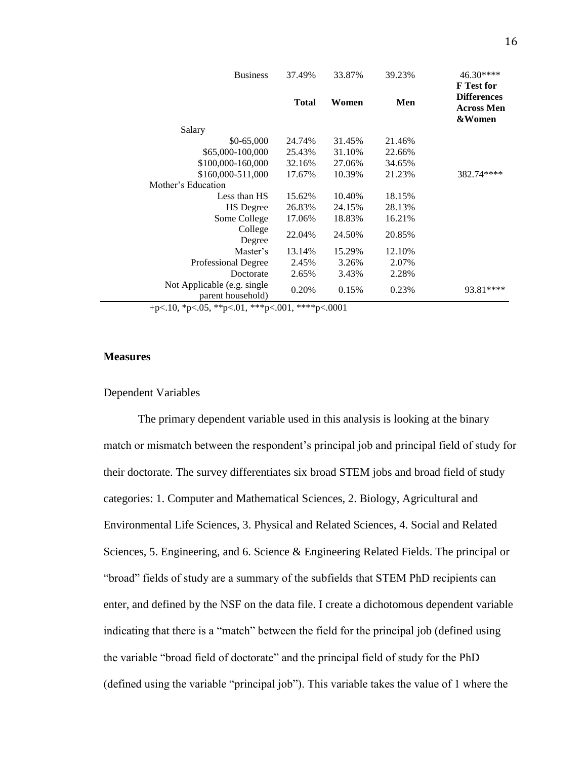| | Total | Women | Men | F Test for Differences Across Men &Women |
|---|---|---|---|---|
| Business | 37.49% | 33.87% | 39.23% | 46.30**** |
| Salary | | | | |
| $0-65,000 | 24.74% | 31.45% | 21.46% | |
| $65,000-100,000 | 25.43% | 31.10% | 22.66% | |
| $100,000-160,000 | 32.16% | 27.06% | 34.65% | |
| $160,000-511,000 | 17.67% | 10.39% | 21.23% | 382.74**** |
| Mother's Education | | | | |
| Less than HS | 15.62% | 10.40% | 18.15% | |
| HS Degree | 26.83% | 24.15% | 28.13% | |
| Some College | 17.06% | 18.83% | 16.21% | |
| College Degree | 22.04% | 24.50% | 20.85% | |
| Master's | 13.14% | 15.29% | 12.10% | |
| Professional Degree | 2.45% | 3.26% | 2.07% | |
| Doctorate | 2.65% | 3.43% | 2.28% | |
| Not Applicable (e.g. single parent household) | 0.20% | 0.15% | 0.23% | 93.81**** |

+p<.10, *p<.05, **p<.01, ***p<.001, ****p<.0001

## Measures

Dependent Variables

The primary dependent variable used in this analysis is looking at the binary match or mismatch between the respondent's principal job and principal field of study for their doctorate. The survey differentiates six broad STEM jobs and broad field of study categories: 1. Computer and Mathematical Sciences, 2. Biology, Agricultural and Environmental Life Sciences, 3. Physical and Related Sciences, 4. Social and Related Sciences, 5. Engineering, and 6. Science & Engineering Related Fields. The principal or "broad" fields of study are a summary of the subfields that STEM PhD recipients can enter, and defined by the NSF on the data file. I create a dichotomous dependent variable indicating that there is a "match" between the field for the principal job (defined using the variable "broad field of doctorate" and the principal field of study for the PhD (defined using the variable "principal job"). This variable takes the value of 1 where the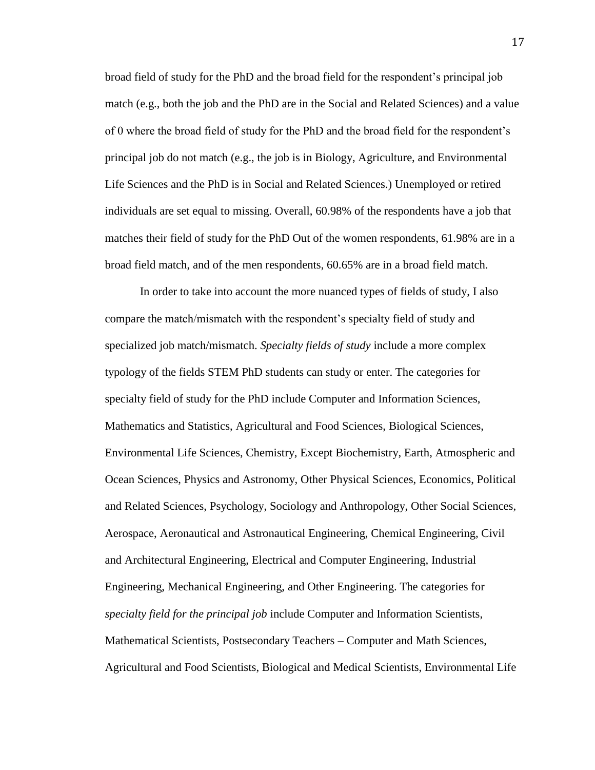broad field of study for the PhD and the broad field for the respondent's principal job match (e.g., both the job and the PhD are in the Social and Related Sciences) and a value of 0 where the broad field of study for the PhD and the broad field for the respondent's principal job do not match (e.g., the job is in Biology, Agriculture, and Environmental Life Sciences and the PhD is in Social and Related Sciences.) Unemployed or retired individuals are set equal to missing. Overall, 60.98% of the respondents have a job that matches their field of study for the PhD Out of the women respondents, 61.98% are in a broad field match, and of the men respondents, 60.65% are in a broad field match.

In order to take into account the more nuanced types of fields of study, I also compare the match/mismatch with the respondent's specialty field of study and specialized job match/mismatch. *Specialty fields of study* include a more complex typology of the fields STEM PhD students can study or enter. The categories for specialty field of study for the PhD include Computer and Information Sciences, Mathematics and Statistics, Agricultural and Food Sciences, Biological Sciences, Environmental Life Sciences, Chemistry, Except Biochemistry, Earth, Atmospheric and Ocean Sciences, Physics and Astronomy, Other Physical Sciences, Economics, Political and Related Sciences, Psychology, Sociology and Anthropology, Other Social Sciences, Aerospace, Aeronautical and Astronautical Engineering, Chemical Engineering, Civil and Architectural Engineering, Electrical and Computer Engineering, Industrial Engineering, Mechanical Engineering, and Other Engineering. The categories for *specialty field for the principal job* include Computer and Information Scientists, Mathematical Scientists, Postsecondary Teachers – Computer and Math Sciences, Agricultural and Food Scientists, Biological and Medical Scientists, Environmental Life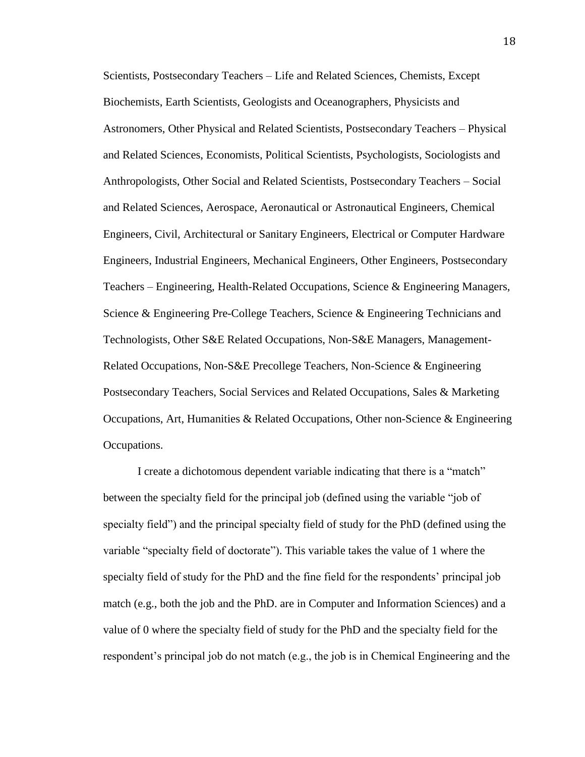Scientists, Postsecondary Teachers – Life and Related Sciences, Chemists, Except Biochemists, Earth Scientists, Geologists and Oceanographers, Physicists and Astronomers, Other Physical and Related Scientists, Postsecondary Teachers – Physical and Related Sciences, Economists, Political Scientists, Psychologists, Sociologists and Anthropologists, Other Social and Related Scientists, Postsecondary Teachers – Social and Related Sciences, Aerospace, Aeronautical or Astronautical Engineers, Chemical Engineers, Civil, Architectural or Sanitary Engineers, Electrical or Computer Hardware Engineers, Industrial Engineers, Mechanical Engineers, Other Engineers, Postsecondary Teachers – Engineering, Health-Related Occupations, Science & Engineering Managers, Science & Engineering Pre-College Teachers, Science & Engineering Technicians and Technologists, Other S&E Related Occupations, Non-S&E Managers, Management-Related Occupations, Non-S&E Precollege Teachers, Non-Science & Engineering Postsecondary Teachers, Social Services and Related Occupations, Sales & Marketing Occupations, Art, Humanities & Related Occupations, Other non-Science & Engineering Occupations.

I create a dichotomous dependent variable indicating that there is a "match" between the specialty field for the principal job (defined using the variable "job of specialty field") and the principal specialty field of study for the PhD (defined using the variable "specialty field of doctorate"). This variable takes the value of 1 where the specialty field of study for the PhD and the fine field for the respondents' principal job match (e.g., both the job and the PhD. are in Computer and Information Sciences) and a value of 0 where the specialty field of study for the PhD and the specialty field for the respondent's principal job do not match (e.g., the job is in Chemical Engineering and the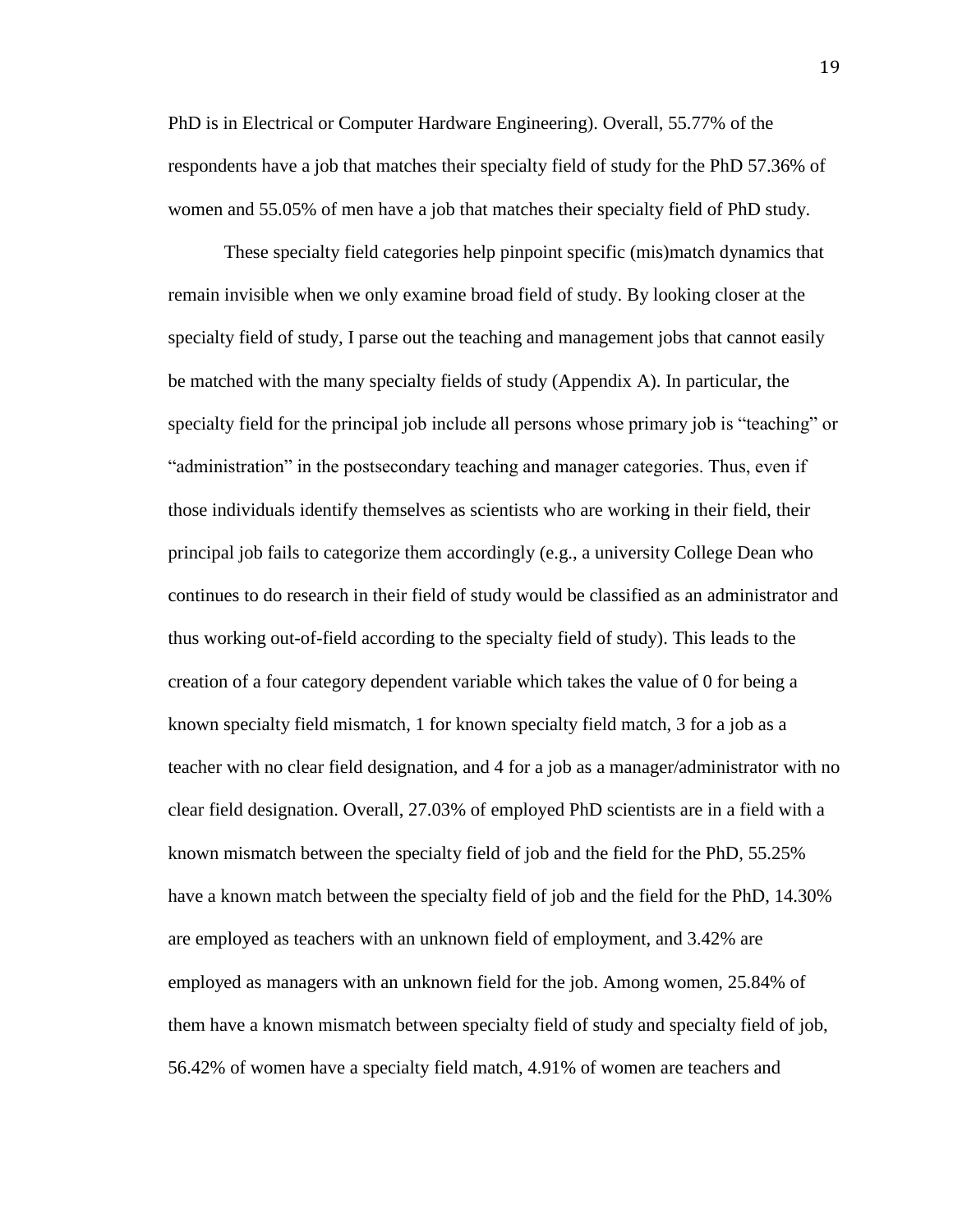PhD is in Electrical or Computer Hardware Engineering). Overall, 55.77% of the respondents have a job that matches their specialty field of study for the PhD 57.36% of women and 55.05% of men have a job that matches their specialty field of PhD study.

These specialty field categories help pinpoint specific (mis)match dynamics that remain invisible when we only examine broad field of study. By looking closer at the specialty field of study, I parse out the teaching and management jobs that cannot easily be matched with the many specialty fields of study (Appendix A). In particular, the specialty field for the principal job include all persons whose primary job is "teaching" or "administration" in the postsecondary teaching and manager categories. Thus, even if those individuals identify themselves as scientists who are working in their field, their principal job fails to categorize them accordingly (e.g., a university College Dean who continues to do research in their field of study would be classified as an administrator and thus working out-of-field according to the specialty field of study). This leads to the creation of a four category dependent variable which takes the value of 0 for being a known specialty field mismatch, 1 for known specialty field match, 3 for a job as a teacher with no clear field designation, and 4 for a job as a manager/administrator with no clear field designation. Overall, 27.03% of employed PhD scientists are in a field with a known mismatch between the specialty field of job and the field for the PhD, 55.25% have a known match between the specialty field of job and the field for the PhD, 14.30% are employed as teachers with an unknown field of employment, and 3.42% are employed as managers with an unknown field for the job. Among women, 25.84% of them have a known mismatch between specialty field of study and specialty field of job, 56.42% of women have a specialty field match, 4.91% of women are teachers and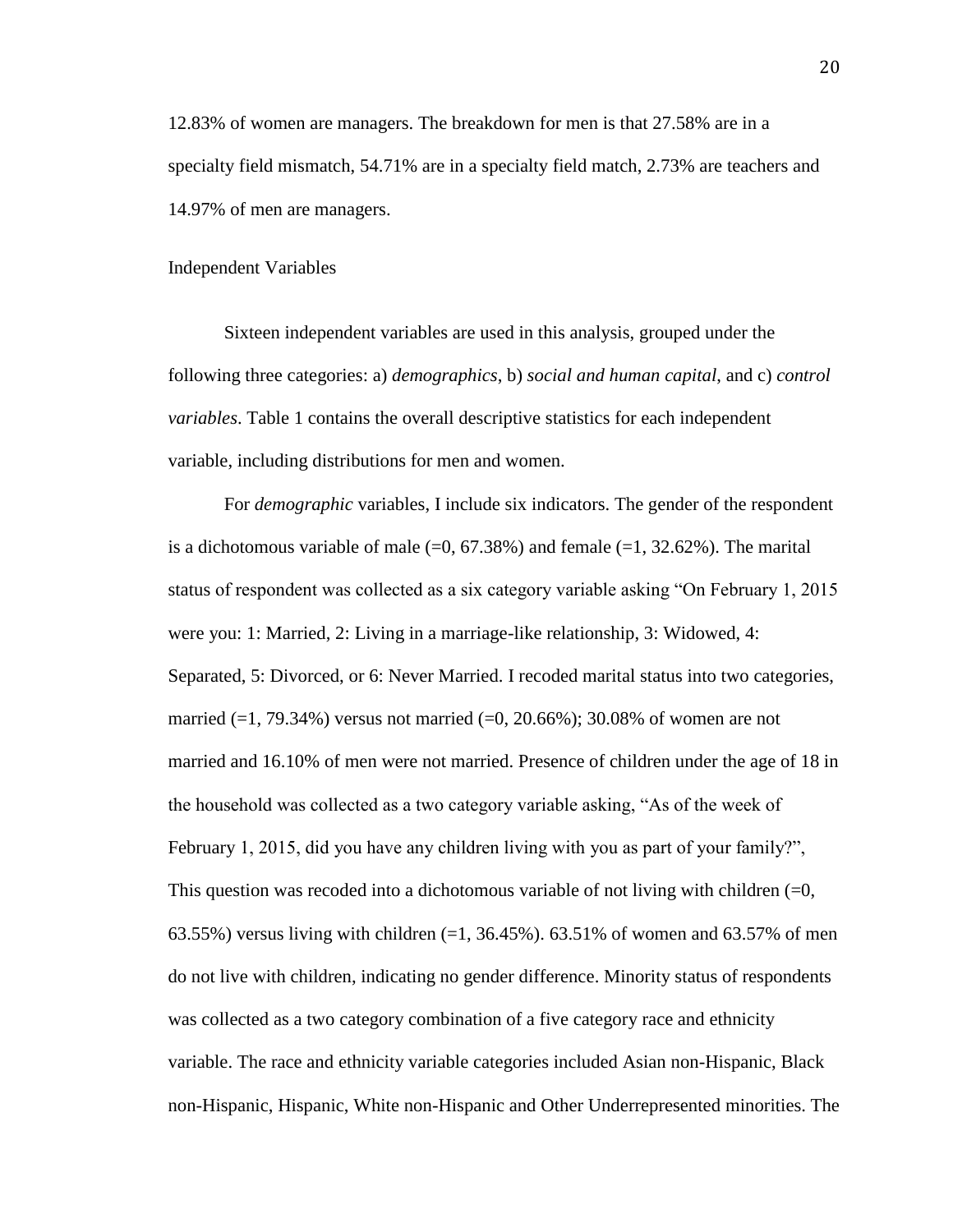12.83% of women are managers. The breakdown for men is that 27.58% are in a specialty field mismatch, 54.71% are in a specialty field match, 2.73% are teachers and 14.97% of men are managers.

### Independent Variables

Sixteen independent variables are used in this analysis, grouped under the following three categories: a) *demographics*, b) *social and human capital*, and c) *control variables*. Table 1 contains the overall descriptive statistics for each independent variable, including distributions for men and women.

For *demographic* variables, I include six indicators. The gender of the respondent is a dichotomous variable of male (=0, 67.38%) and female (=1, 32.62%). The marital status of respondent was collected as a six category variable asking "On February 1, 2015 were you: 1: Married, 2: Living in a marriage-like relationship, 3: Widowed, 4: Separated, 5: Divorced, or 6: Never Married. I recoded marital status into two categories, married (=1, 79.34%) versus not married (=0, 20.66%); 30.08% of women are not married and 16.10% of men were not married. Presence of children under the age of 18 in the household was collected as a two category variable asking, "As of the week of February 1, 2015, did you have any children living with you as part of your family?", This question was recoded into a dichotomous variable of not living with children (=0, 63.55%) versus living with children (=1, 36.45%). 63.51% of women and 63.57% of men do not live with children, indicating no gender difference. Minority status of respondents was collected as a two category combination of a five category race and ethnicity variable. The race and ethnicity variable categories included Asian non-Hispanic, Black non-Hispanic, Hispanic, White non-Hispanic and Other Underrepresented minorities. The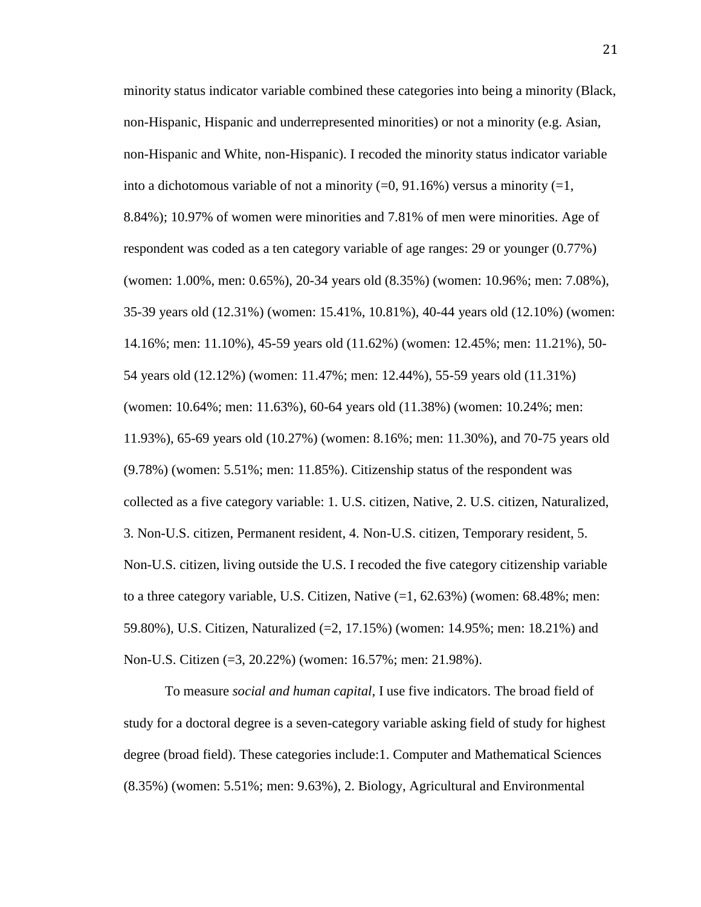minority status indicator variable combined these categories into being a minority (Black, non-Hispanic, Hispanic and underrepresented minorities) or not a minority (e.g. Asian, non-Hispanic and White, non-Hispanic). I recoded the minority status indicator variable into a dichotomous variable of not a minority (=0, 91.16%) versus a minority (=1, 8.84%); 10.97% of women were minorities and 7.81% of men were minorities. Age of respondent was coded as a ten category variable of age ranges: 29 or younger (0.77%) (women: 1.00%, men: 0.65%), 20-34 years old (8.35%) (women: 10.96%; men: 7.08%), 35-39 years old (12.31%) (women: 15.41%, 10.81%), 40-44 years old (12.10%) (women: 14.16%; men: 11.10%), 45-59 years old (11.62%) (women: 12.45%; men: 11.21%), 50-54 years old (12.12%) (women: 11.47%; men: 12.44%), 55-59 years old (11.31%) (women: 10.64%; men: 11.63%), 60-64 years old (11.38%) (women: 10.24%; men: 11.93%), 65-69 years old (10.27%) (women: 8.16%; men: 11.30%), and 70-75 years old (9.78%) (women: 5.51%; men: 11.85%). Citizenship status of the respondent was collected as a five category variable: 1. U.S. citizen, Native, 2. U.S. citizen, Naturalized, 3. Non-U.S. citizen, Permanent resident, 4. Non-U.S. citizen, Temporary resident, 5. Non-U.S. citizen, living outside the U.S. I recoded the five category citizenship variable to a three category variable, U.S. Citizen, Native (=1, 62.63%) (women: 68.48%; men: 59.80%), U.S. Citizen, Naturalized (=2, 17.15%) (women: 14.95%; men: 18.21%) and Non-U.S. Citizen (=3, 20.22%) (women: 16.57%; men: 21.98%).

To measure *social and human capital*, I use five indicators. The broad field of study for a doctoral degree is a seven-category variable asking field of study for highest degree (broad field). These categories include:1. Computer and Mathematical Sciences (8.35%) (women: 5.51%; men: 9.63%), 2. Biology, Agricultural and Environmental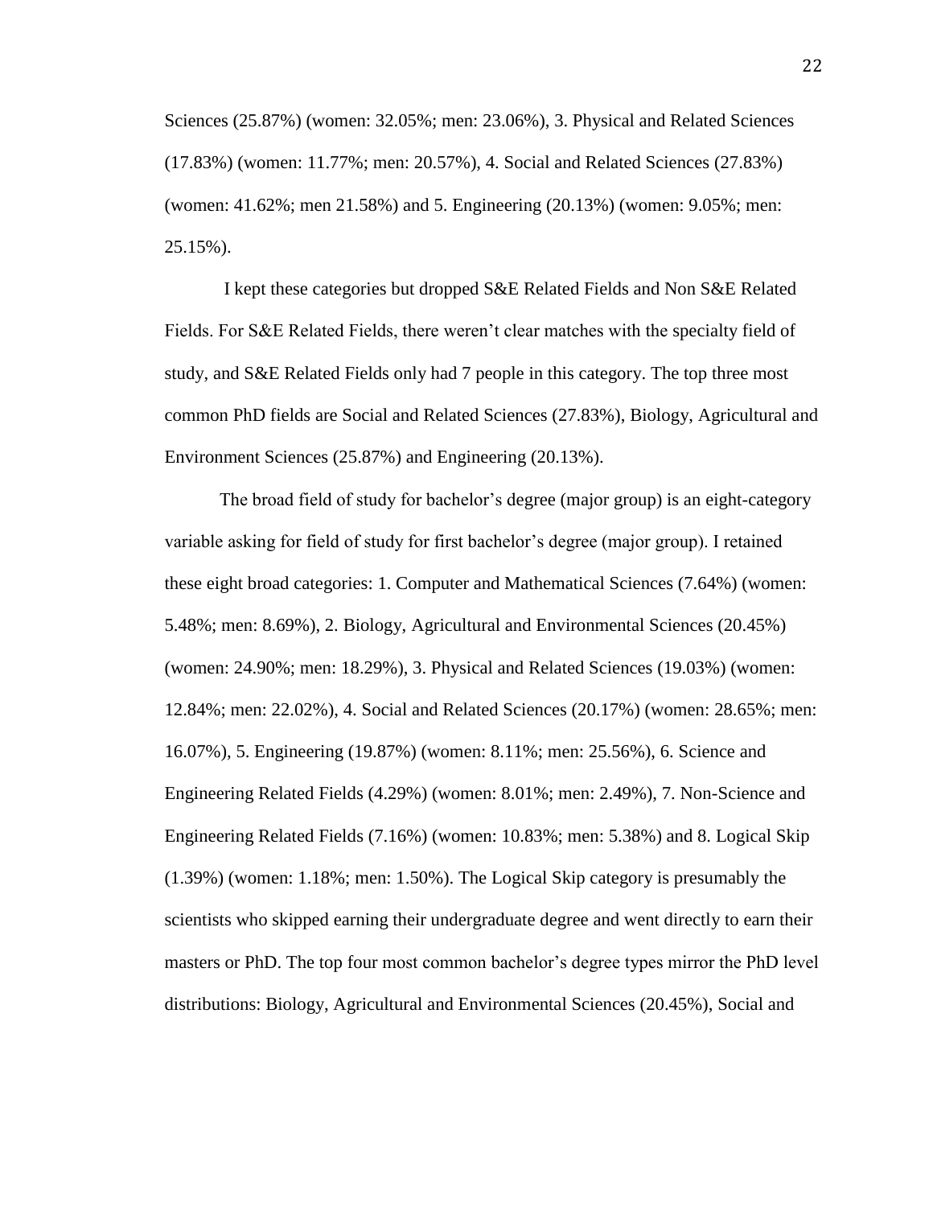Sciences (25.87%) (women: 32.05%; men: 23.06%), 3. Physical and Related Sciences (17.83%) (women: 11.77%; men: 20.57%), 4. Social and Related Sciences (27.83%) (women: 41.62%; men 21.58%) and 5. Engineering (20.13%) (women: 9.05%; men: 25.15%).

I kept these categories but dropped S&E Related Fields and Non S&E Related Fields. For S&E Related Fields, there weren't clear matches with the specialty field of study, and S&E Related Fields only had 7 people in this category. The top three most common PhD fields are Social and Related Sciences (27.83%), Biology, Agricultural and Environment Sciences (25.87%) and Engineering (20.13%).

The broad field of study for bachelor's degree (major group) is an eight-category variable asking for field of study for first bachelor's degree (major group). I retained these eight broad categories: 1. Computer and Mathematical Sciences (7.64%) (women: 5.48%; men: 8.69%), 2. Biology, Agricultural and Environmental Sciences (20.45%) (women: 24.90%; men: 18.29%), 3. Physical and Related Sciences (19.03%) (women: 12.84%; men: 22.02%), 4. Social and Related Sciences (20.17%) (women: 28.65%; men: 16.07%), 5. Engineering (19.87%) (women: 8.11%; men: 25.56%), 6. Science and Engineering Related Fields (4.29%) (women: 8.01%; men: 2.49%), 7. Non-Science and Engineering Related Fields (7.16%) (women: 10.83%; men: 5.38%) and 8. Logical Skip (1.39%) (women: 1.18%; men: 1.50%). The Logical Skip category is presumably the scientists who skipped earning their undergraduate degree and went directly to earn their masters or PhD. The top four most common bachelor's degree types mirror the PhD level distributions: Biology, Agricultural and Environmental Sciences (20.45%), Social and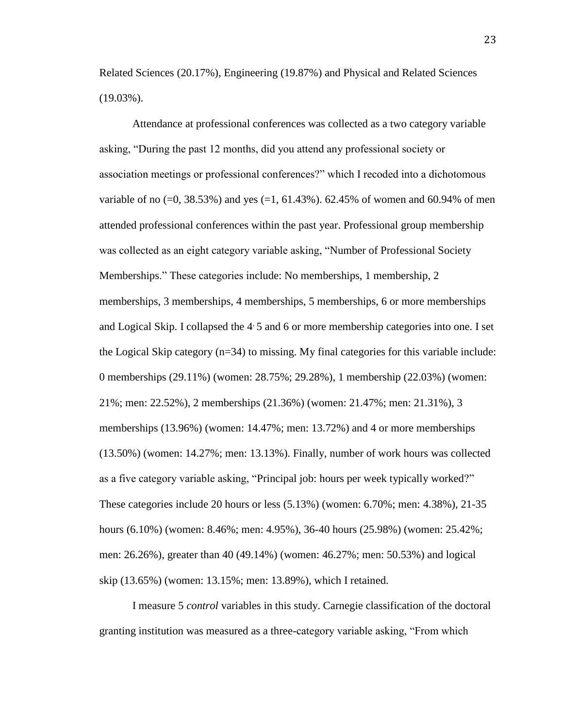Related Sciences (20.17%), Engineering (19.87%) and Physical and Related Sciences (19.03%).

Attendance at professional conferences was collected as a two category variable asking, “During the past 12 months, did you attend any professional society or association meetings or professional conferences?” which I recoded into a dichotomous variable of no (=0, 38.53%) and yes (=1, 61.43%). 62.45% of women and 60.94% of men attended professional conferences within the past year. Professional group membership was collected as an eight category variable asking, “Number of Professional Society Memberships.” These categories include: No memberships, 1 membership, 2 memberships, 3 memberships, 4 memberships, 5 memberships, 6 or more memberships and Logical Skip. I collapsed the 4, 5 and 6 or more membership categories into one. I set the Logical Skip category (n=34) to missing. My final categories for this variable include: 0 memberships (29.11%) (women: 28.75%; 29.28%), 1 membership (22.03%) (women: 21%; men: 22.52%), 2 memberships (21.36%) (women: 21.47%; men: 21.31%), 3 memberships (13.96%) (women: 14.47%; men: 13.72%) and 4 or more memberships (13.50%) (women: 14.27%; men: 13.13%). Finally, number of work hours was collected as a five category variable asking, “Principal job: hours per week typically worked?” These categories include 20 hours or less (5.13%) (women: 6.70%; men: 4.38%), 21-35 hours (6.10%) (women: 8.46%; men: 4.95%), 36-40 hours (25.98%) (women: 25.42%; men: 26.26%), greater than 40 (49.14%) (women: 46.27%; men: 50.53%) and logical skip (13.65%) (women: 13.15%; men: 13.89%), which I retained.

I measure 5 *control* variables in this study. Carnegie classification of the doctoral granting institution was measured as a three-category variable asking, “From which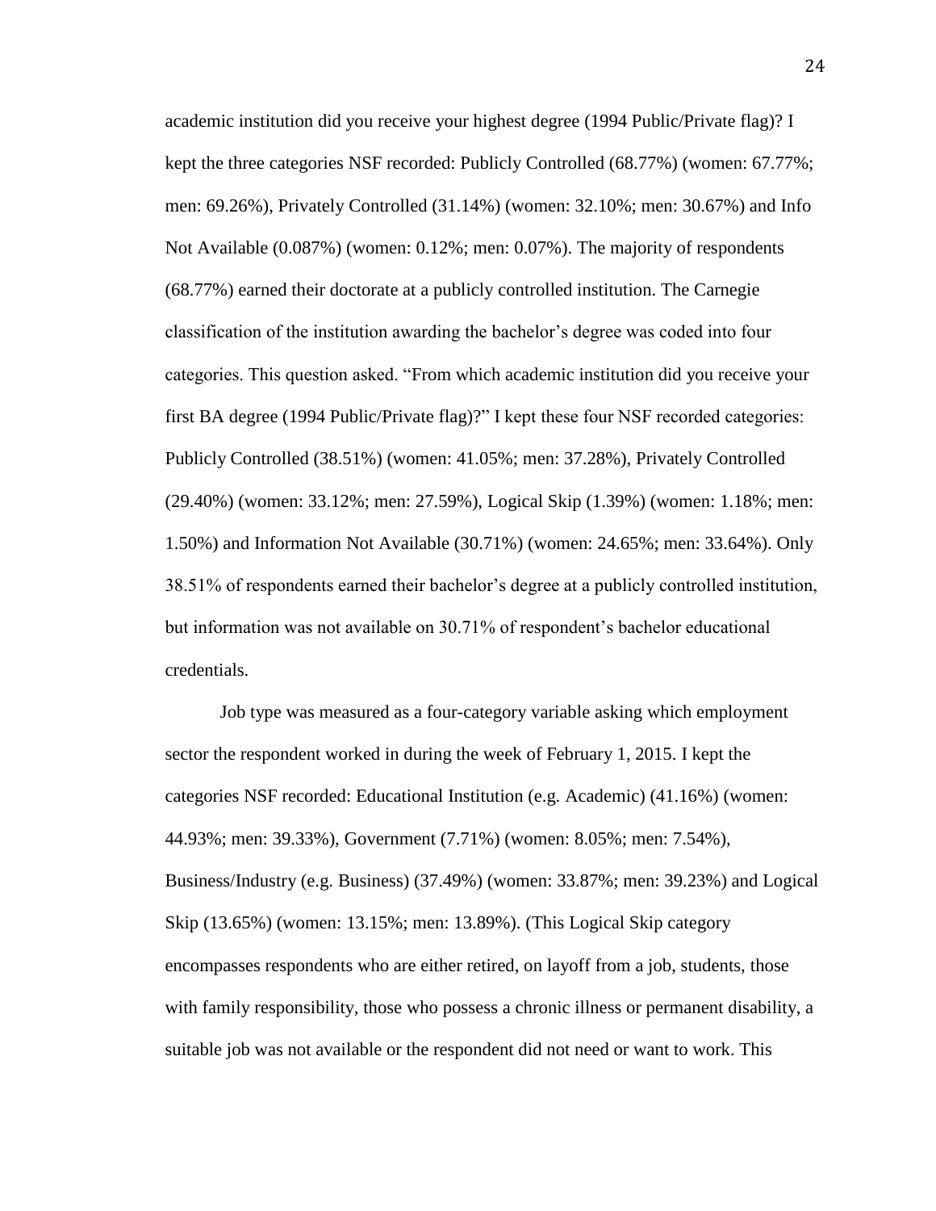academic institution did you receive your highest degree (1994 Public/Private flag)? I kept the three categories NSF recorded: Publicly Controlled (68.77%) (women: 67.77%; men: 69.26%), Privately Controlled (31.14%) (women: 32.10%; men: 30.67%) and Info Not Available (0.087%) (women: 0.12%; men: 0.07%). The majority of respondents (68.77%) earned their doctorate at a publicly controlled institution. The Carnegie classification of the institution awarding the bachelor's degree was coded into four categories. This question asked. "From which academic institution did you receive your first BA degree (1994 Public/Private flag)?" I kept these four NSF recorded categories: Publicly Controlled (38.51%) (women: 41.05%; men: 37.28%), Privately Controlled (29.40%) (women: 33.12%; men: 27.59%), Logical Skip (1.39%) (women: 1.18%; men: 1.50%) and Information Not Available (30.71%) (women: 24.65%; men: 33.64%). Only 38.51% of respondents earned their bachelor's degree at a publicly controlled institution, but information was not available on 30.71% of respondent's bachelor educational credentials.

Job type was measured as a four-category variable asking which employment sector the respondent worked in during the week of February 1, 2015. I kept the categories NSF recorded: Educational Institution (e.g. Academic) (41.16%) (women: 44.93%; men: 39.33%), Government (7.71%) (women: 8.05%; men: 7.54%), Business/Industry (e.g. Business) (37.49%) (women: 33.87%; men: 39.23%) and Logical Skip (13.65%) (women: 13.15%; men: 13.89%). (This Logical Skip category encompasses respondents who are either retired, on layoff from a job, students, those with family responsibility, those who possess a chronic illness or permanent disability, a suitable job was not available or the respondent did not need or want to work. This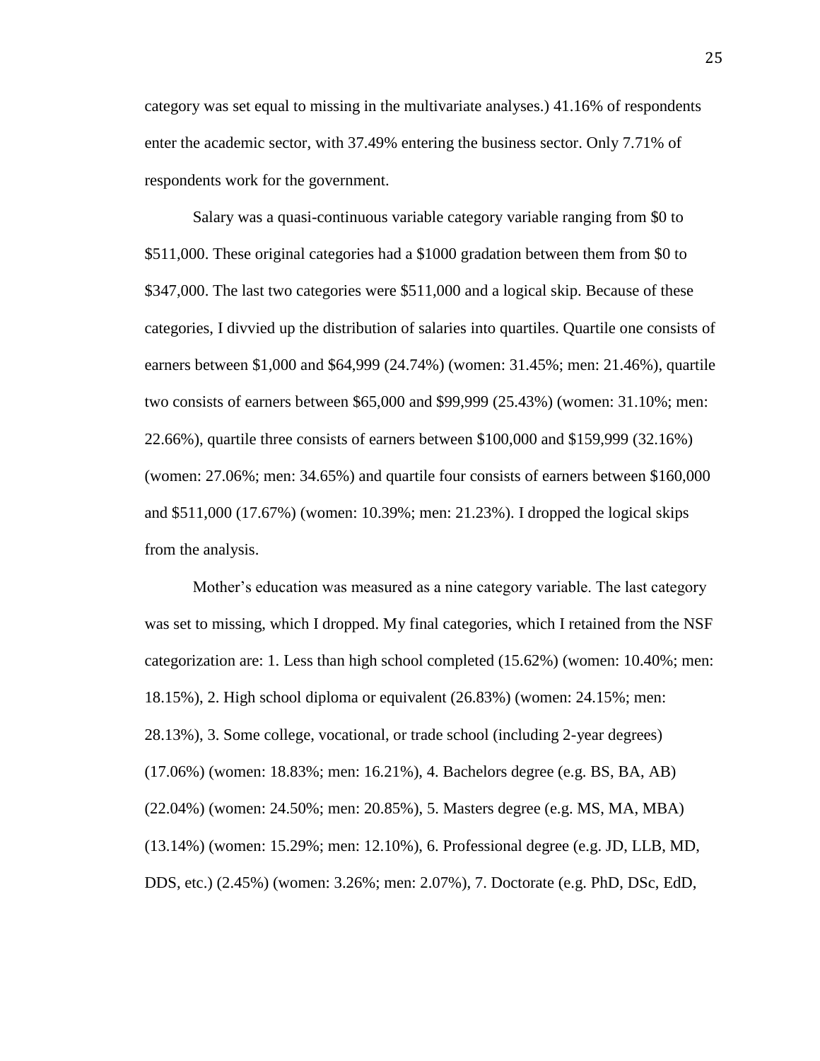category was set equal to missing in the multivariate analyses.) 41.16% of respondents enter the academic sector, with 37.49% entering the business sector. Only 7.71% of respondents work for the government.

Salary was a quasi-continuous variable category variable ranging from $0 to $511,000. These original categories had a $1000 gradation between them from $0 to $347,000. The last two categories were $511,000 and a logical skip. Because of these categories, I divvied up the distribution of salaries into quartiles. Quartile one consists of earners between $1,000 and $64,999 (24.74%) (women: 31.45%; men: 21.46%), quartile two consists of earners between $65,000 and $99,999 (25.43%) (women: 31.10%; men: 22.66%), quartile three consists of earners between $100,000 and $159,999 (32.16%) (women: 27.06%; men: 34.65%) and quartile four consists of earners between $160,000 and $511,000 (17.67%) (women: 10.39%; men: 21.23%). I dropped the logical skips from the analysis.

Mother's education was measured as a nine category variable. The last category was set to missing, which I dropped. My final categories, which I retained from the NSF categorization are: 1. Less than high school completed (15.62%) (women: 10.40%; men: 18.15%), 2. High school diploma or equivalent (26.83%) (women: 24.15%; men: 28.13%), 3. Some college, vocational, or trade school (including 2-year degrees) (17.06%) (women: 18.83%; men: 16.21%), 4. Bachelors degree (e.g. BS, BA, AB) (22.04%) (women: 24.50%; men: 20.85%), 5. Masters degree (e.g. MS, MA, MBA) (13.14%) (women: 15.29%; men: 12.10%), 6. Professional degree (e.g. JD, LLB, MD, DDS, etc.) (2.45%) (women: 3.26%; men: 2.07%), 7. Doctorate (e.g. PhD, DSc, EdD,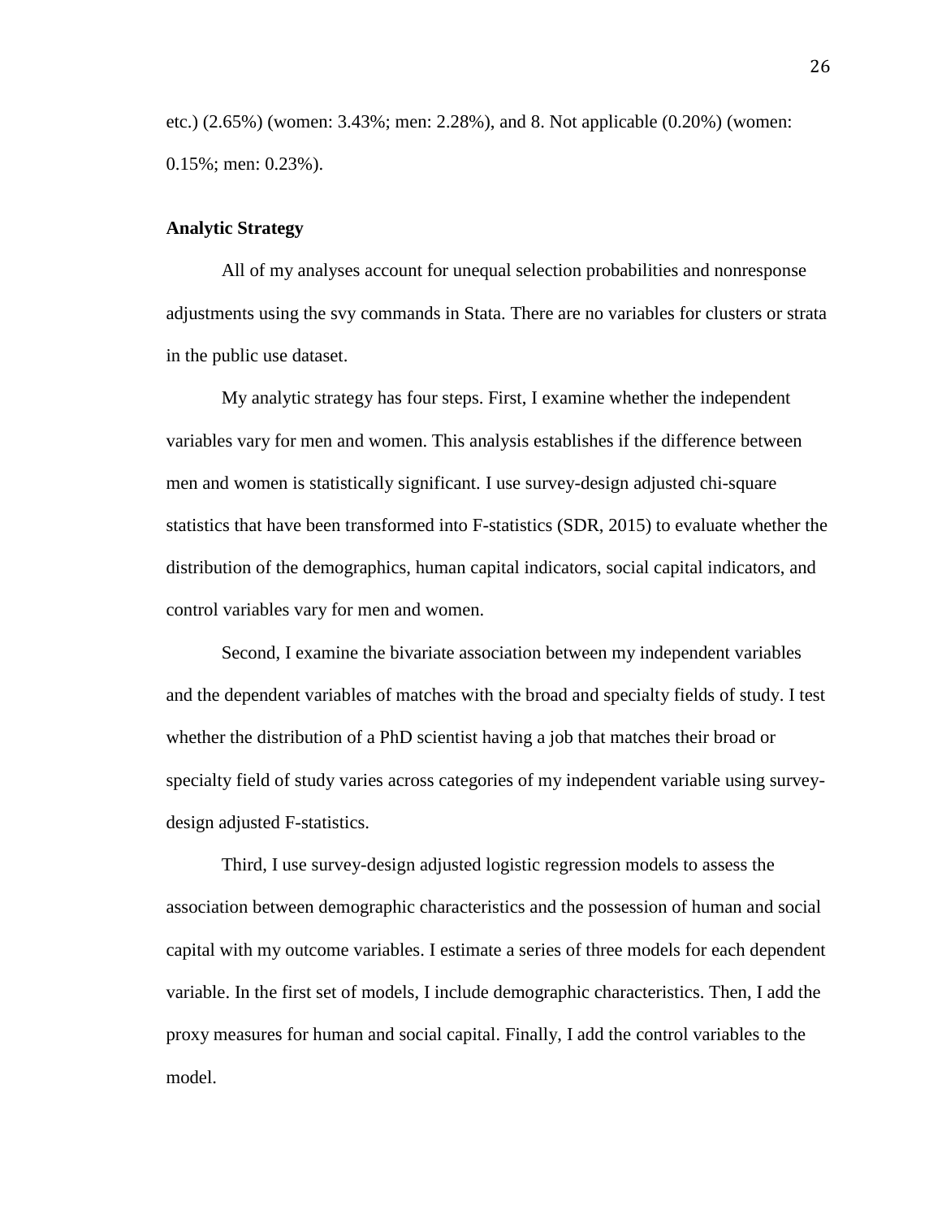etc.) (2.65%) (women: 3.43%; men: 2.28%), and 8. Not applicable (0.20%) (women: 0.15%; men: 0.23%).

**Analytic Strategy**

All of my analyses account for unequal selection probabilities and nonresponse adjustments using the svy commands in Stata. There are no variables for clusters or strata in the public use dataset.

My analytic strategy has four steps. First, I examine whether the independent variables vary for men and women. This analysis establishes if the difference between men and women is statistically significant. I use survey-design adjusted chi-square statistics that have been transformed into F-statistics (SDR, 2015) to evaluate whether the distribution of the demographics, human capital indicators, social capital indicators, and control variables vary for men and women.

Second, I examine the bivariate association between my independent variables and the dependent variables of matches with the broad and specialty fields of study. I test whether the distribution of a PhD scientist having a job that matches their broad or specialty field of study varies across categories of my independent variable using survey-design adjusted F-statistics.

Third, I use survey-design adjusted logistic regression models to assess the association between demographic characteristics and the possession of human and social capital with my outcome variables. I estimate a series of three models for each dependent variable. In the first set of models, I include demographic characteristics. Then, I add the proxy measures for human and social capital. Finally, I add the control variables to the model.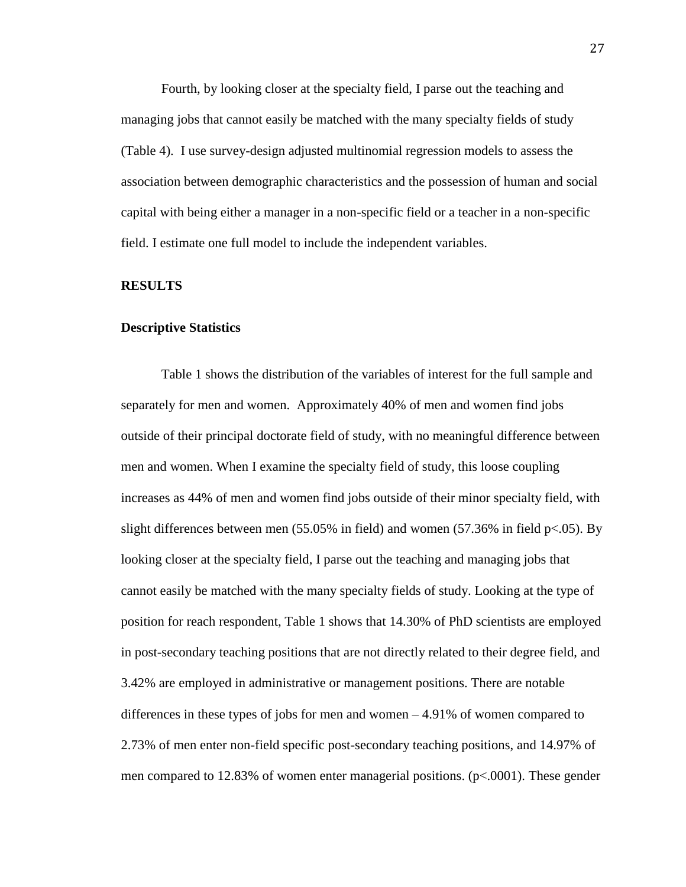Fourth, by looking closer at the specialty field, I parse out the teaching and managing jobs that cannot easily be matched with the many specialty fields of study (Table 4). I use survey-design adjusted multinomial regression models to assess the association between demographic characteristics and the possession of human and social capital with being either a manager in a non-specific field or a teacher in a non-specific field. I estimate one full model to include the independent variables.

## RESULTS

### Descriptive Statistics

Table 1 shows the distribution of the variables of interest for the full sample and separately for men and women. Approximately 40% of men and women find jobs outside of their principal doctorate field of study, with no meaningful difference between men and women. When I examine the specialty field of study, this loose coupling increases as 44% of men and women find jobs outside of their minor specialty field, with slight differences between men (55.05% in field) and women (57.36% in field $p<.05$). By looking closer at the specialty field, I parse out the teaching and managing jobs that cannot easily be matched with the many specialty fields of study. Looking at the type of position for reach respondent, Table 1 shows that 14.30% of PhD scientists are employed in post-secondary teaching positions that are not directly related to their degree field, and 3.42% are employed in administrative or management positions. There are notable differences in these types of jobs for men and women – 4.91% of women compared to 2.73% of men enter non-field specific post-secondary teaching positions, and 14.97% of men compared to 12.83% of women enter managerial positions. ($p<.0001$). These gender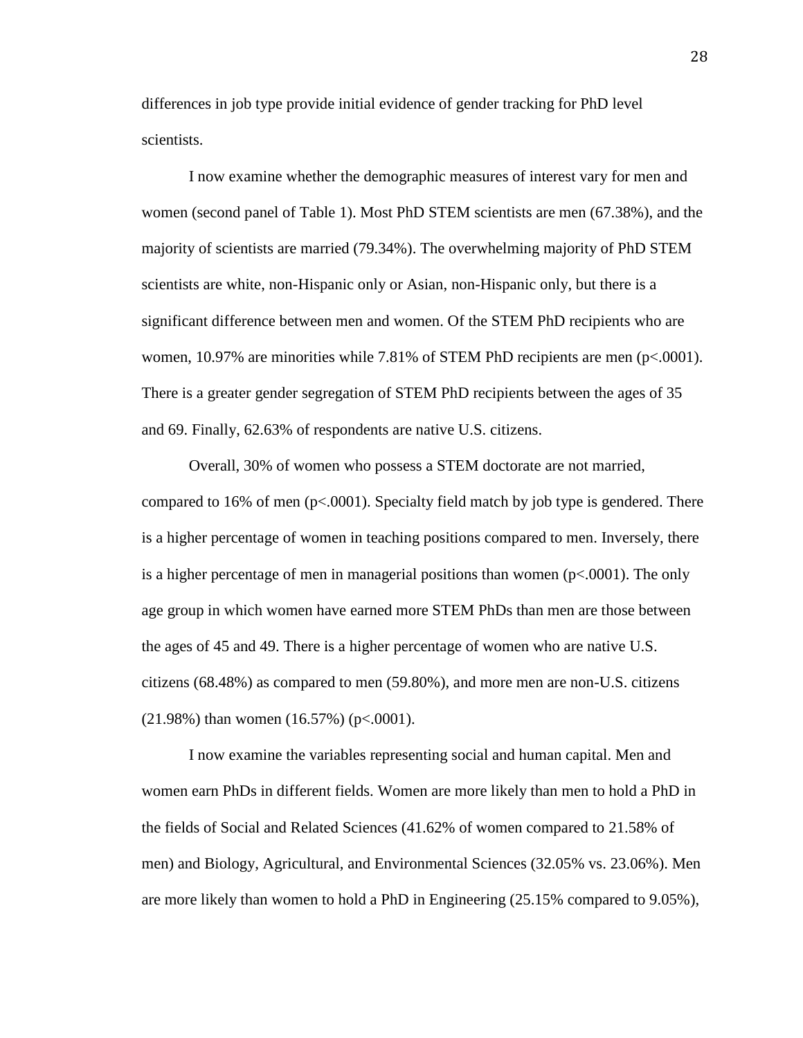differences in job type provide initial evidence of gender tracking for PhD level scientists.

I now examine whether the demographic measures of interest vary for men and women (second panel of Table 1). Most PhD STEM scientists are men (67.38%), and the majority of scientists are married (79.34%). The overwhelming majority of PhD STEM scientists are white, non-Hispanic only or Asian, non-Hispanic only, but there is a significant difference between men and women. Of the STEM PhD recipients who are women, 10.97% are minorities while 7.81% of STEM PhD recipients are men ($p<.0001$). There is a greater gender segregation of STEM PhD recipients between the ages of 35 and 69. Finally, 62.63% of respondents are native U.S. citizens.

Overall, 30% of women who possess a STEM doctorate are not married, compared to 16% of men ($p<.0001$). Specialty field match by job type is gendered. There is a higher percentage of women in teaching positions compared to men. Inversely, there is a higher percentage of men in managerial positions than women ($p<.0001$). The only age group in which women have earned more STEM PhDs than men are those between the ages of 45 and 49. There is a higher percentage of women who are native U.S. citizens (68.48%) as compared to men (59.80%), and more men are non-U.S. citizens (21.98%) than women (16.57%) ($p<.0001$).

I now examine the variables representing social and human capital. Men and women earn PhDs in different fields. Women are more likely than men to hold a PhD in the fields of Social and Related Sciences (41.62% of women compared to 21.58% of men) and Biology, Agricultural, and Environmental Sciences (32.05% vs. 23.06%). Men are more likely than women to hold a PhD in Engineering (25.15% compared to 9.05%),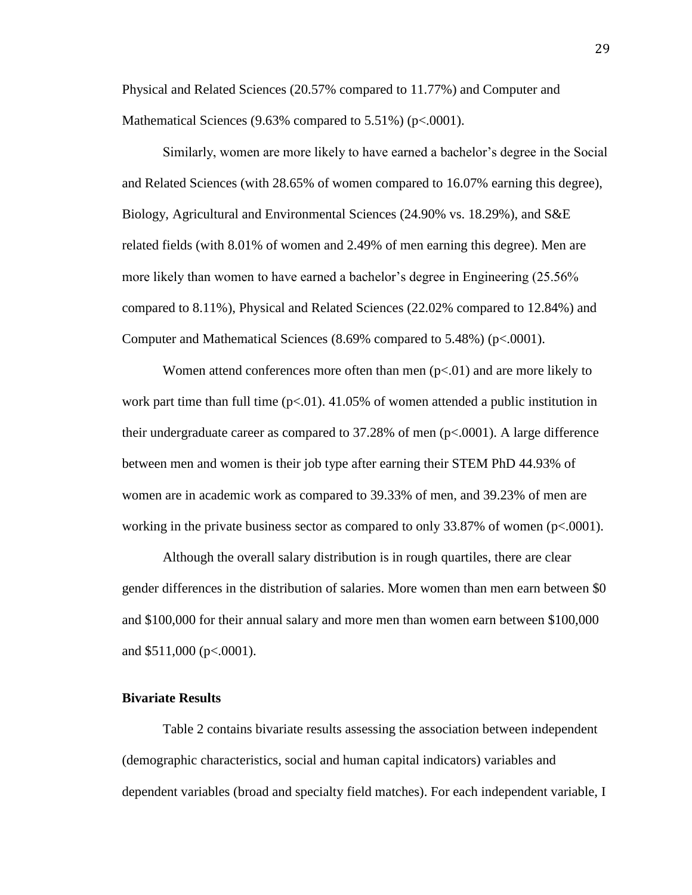Physical and Related Sciences (20.57% compared to 11.77%) and Computer and Mathematical Sciences (9.63% compared to 5.51%) (p<.0001).

Similarly, women are more likely to have earned a bachelor's degree in the Social and Related Sciences (with 28.65% of women compared to 16.07% earning this degree), Biology, Agricultural and Environmental Sciences (24.90% vs. 18.29%), and S&E related fields (with 8.01% of women and 2.49% of men earning this degree). Men are more likely than women to have earned a bachelor's degree in Engineering (25.56% compared to 8.11%), Physical and Related Sciences (22.02% compared to 12.84%) and Computer and Mathematical Sciences (8.69% compared to 5.48%) (p<.0001).

Women attend conferences more often than men (p<.01) and are more likely to work part time than full time (p<.01). 41.05% of women attended a public institution in their undergraduate career as compared to 37.28% of men (p<.0001). A large difference between men and women is their job type after earning their STEM PhD 44.93% of women are in academic work as compared to 39.33% of men, and 39.23% of men are working in the private business sector as compared to only 33.87% of women (p<.0001).

Although the overall salary distribution is in rough quartiles, there are clear gender differences in the distribution of salaries. More women than men earn between $0 and $100,000 for their annual salary and more men than women earn between $100,000 and $511,000 (p<.0001).

**Bivariate Results**

Table 2 contains bivariate results assessing the association between independent (demographic characteristics, social and human capital indicators) variables and dependent variables (broad and specialty field matches). For each independent variable, I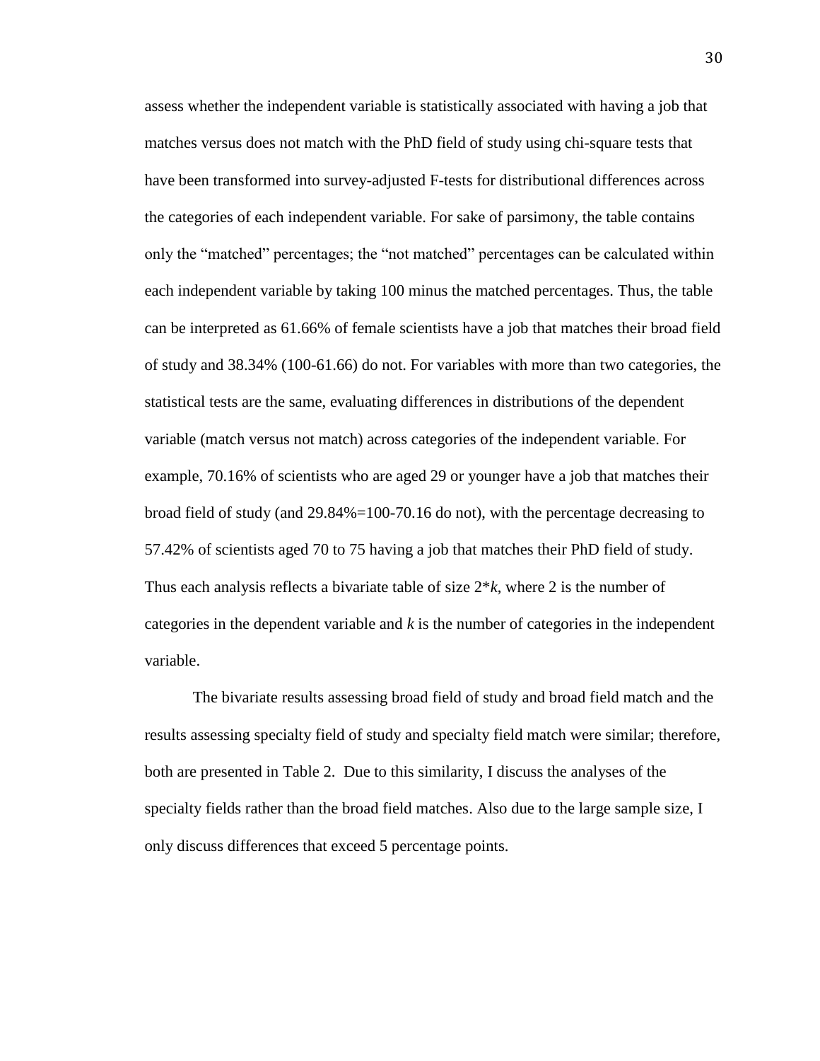assess whether the independent variable is statistically associated with having a job that matches versus does not match with the PhD field of study using chi-square tests that have been transformed into survey-adjusted F-tests for distributional differences across the categories of each independent variable. For sake of parsimony, the table contains only the "matched" percentages; the "not matched" percentages can be calculated within each independent variable by taking 100 minus the matched percentages. Thus, the table can be interpreted as 61.66% of female scientists have a job that matches their broad field of study and 38.34% (100-61.66) do not. For variables with more than two categories, the statistical tests are the same, evaluating differences in distributions of the dependent variable (match versus not match) across categories of the independent variable. For example, 70.16% of scientists who are aged 29 or younger have a job that matches their broad field of study (and 29.84%=100-70.16 do not), with the percentage decreasing to 57.42% of scientists aged 70 to 75 having a job that matches their PhD field of study. Thus each analysis reflects a bivariate table of size $2*k$, where 2 is the number of categories in the dependent variable and $k$ is the number of categories in the independent variable.

The bivariate results assessing broad field of study and broad field match and the results assessing specialty field of study and specialty field match were similar; therefore, both are presented in Table 2. Due to this similarity, I discuss the analyses of the specialty fields rather than the broad field matches. Also due to the large sample size, I only discuss differences that exceed 5 percentage points.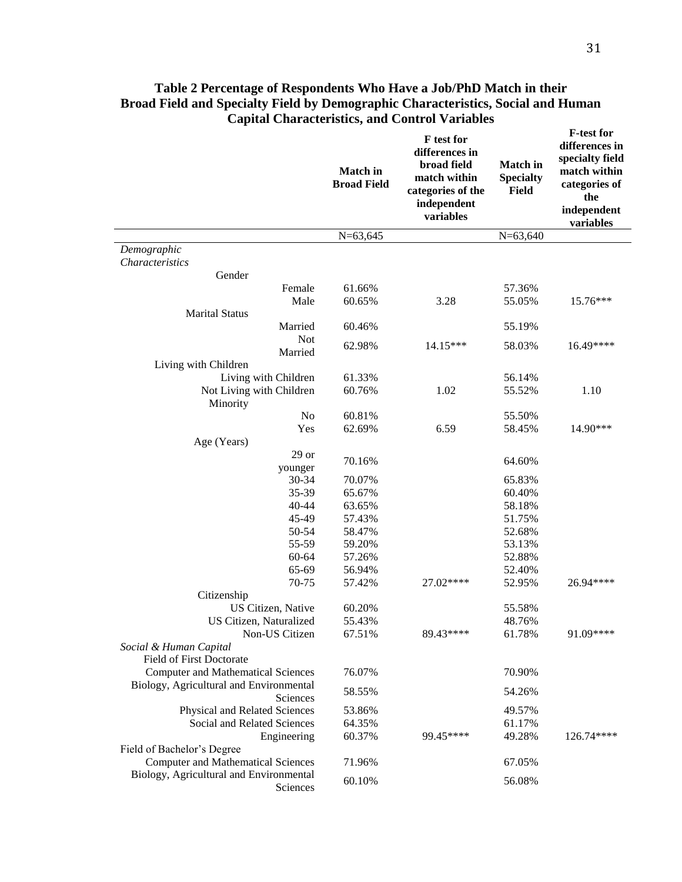**Table 2 Percentage of Respondents Who Have a Job/PhD Match in their Broad Field and Specialty Field by Demographic Characteristics, Social and Human Capital Characteristics, and Control Variables**

| | Match in Broad Field | F test for differences in broad field match within categories of the independent variables | Match in Specialty Field | F-test for differences in specialty field match within categories of the independent variables |
|---|---|---|---|---|
| | N=63,645 | | N=63,640 | |
| *Demographic Characteristics* | | | | |
| Gender | | | | |
| Female | 61.66% | | 57.36% | |
| Male | 60.65% | 3.28 | 55.05% | 15.76*** |
| Marital Status | | | | |
| Married | 60.46% | | 55.19% | |
| Not Married | 62.98% | 14.15*** | 58.03% | 16.49**** |
| Living with Children | | | | |
| Living with Children | 61.33% | | 56.14% | |
| Not Living with Children | 60.76% | 1.02 | 55.52% | 1.10 |
| Minority | | | | |
| No | 60.81% | | 55.50% | |
| Yes | 62.69% | 6.59 | 58.45% | 14.90*** |
| Age (Years) | | | | |
| 29 or younger | 70.16% | | 64.60% | |
| 30-34 | 70.07% | | 65.83% | |
| 35-39 | 65.67% | | 60.40% | |
| 40-44 | 63.65% | | 58.18% | |
| 45-49 | 57.43% | | 51.75% | |
| 50-54 | 58.47% | | 52.68% | |
| 55-59 | 59.20% | | 53.13% | |
| 60-64 | 57.26% | | 52.88% | |
| 65-69 | 56.94% | | 52.40% | |
| 70-75 | 57.42% | 27.02**** | 52.95% | 26.94**** |
| Citizenship | | | | |
| US Citizen, Native | 60.20% | | 55.58% | |
| US Citizen, Naturalized | 55.43% | | 48.76% | |
| Non-US Citizen | 67.51% | 89.43**** | 61.78% | 91.09**** |
| *Social & Human Capital* | | | | |
| Field of First Doctorate | | | | |
| Computer and Mathematical Sciences | 76.07% | | 70.90% | |
| Biology, Agricultural and Environmental Sciences | 58.55% | | 54.26% | |
| Physical and Related Sciences | 53.86% | | 49.57% | |
| Social and Related Sciences | 64.35% | | 61.17% | |
| Engineering | 60.37% | 99.45**** | 49.28% | 126.74**** |
| Field of Bachelor's Degree | | | | |
| Computer and Mathematical Sciences | 71.96% | | 67.05% | |
| Biology, Agricultural and Environmental Sciences | 60.10% | | 56.08% | |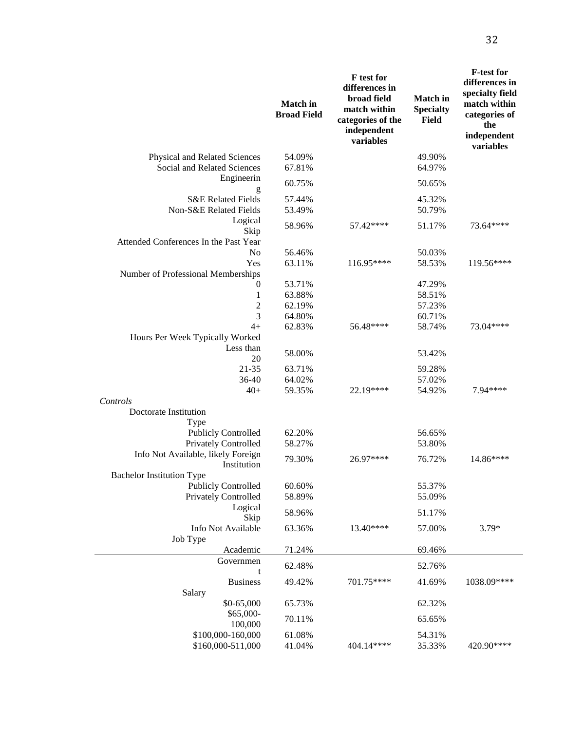| | Match in Broad Field | F test for differences in broad field match within categories of the independent variables | Match in Specialty Field | F-test for differences in specialty field match within categories of the independent variables |
|---|---|---|---|---|
| Physical and Related Sciences | 54.09% | | 49.90% | |
| Social and Related Sciences | 67.81% | | 64.97% | |
| Engineering | 60.75% | | 50.65% | |
| S&E Related Fields | 57.44% | | 45.32% | |
| Non-S&E Related Fields | 53.49% | | 50.79% | |
| Logical Skip | 58.96% | 57.42**** | 51.17% | 73.64**** |
| Attended Conferences In the Past Year | | | | |
| No | 56.46% | | 50.03% | |
| Yes | 63.11% | 116.95**** | 58.53% | 119.56**** |
| Number of Professional Memberships | | | | |
| 0 | 53.71% | | 47.29% | |
| 1 | 63.88% | | 58.51% | |
| 2 | 62.19% | | 57.23% | |
| 3 | 64.80% | | 60.71% | |
| 4+ | 62.83% | 56.48**** | 58.74% | 73.04**** |
| Hours Per Week Typically Worked | | | | |
| Less than 20 | 58.00% | | 53.42% | |
| 21-35 | 63.71% | | 59.28% | |
| 36-40 | 64.02% | | 57.02% | |
| 40+ | 59.35% | 22.19**** | 54.92% | 7.94**** |
| *Controls* | | | | |
| Doctorate Institution Type | | | | |
| Publicly Controlled | 62.20% | | 56.65% | |
| Privately Controlled | 58.27% | | 53.80% | |
| Info Not Available, likely Foreign Institution | 79.30% | 26.97**** | 76.72% | 14.86**** |
| Bachelor Institution Type | | | | |
| Publicly Controlled | 60.60% | | 55.37% | |
| Privately Controlled | 58.89% | | 55.09% | |
| Logical Skip | 58.96% | | 51.17% | |
| Info Not Available | 63.36% | 13.40**** | 57.00% | 3.79* |
| Job Type | | | | |
| Academic | 71.24% | | 69.46% | |
| Government | 62.48% | | 52.76% | |
| Business | 49.42% | 701.75**** | 41.69% | 1038.09**** |
| Salary | | | | |
| \$0-65,000 | 65.73% | | 62.32% | |
| \$65,000-100,000 | 70.11% | | 65.65% | |
| \$100,000-160,000 | 61.08% | | 54.31% | |
| \$160,000-511,000 | 41.04% | 404.14**** | 35.33% | 420.90**** |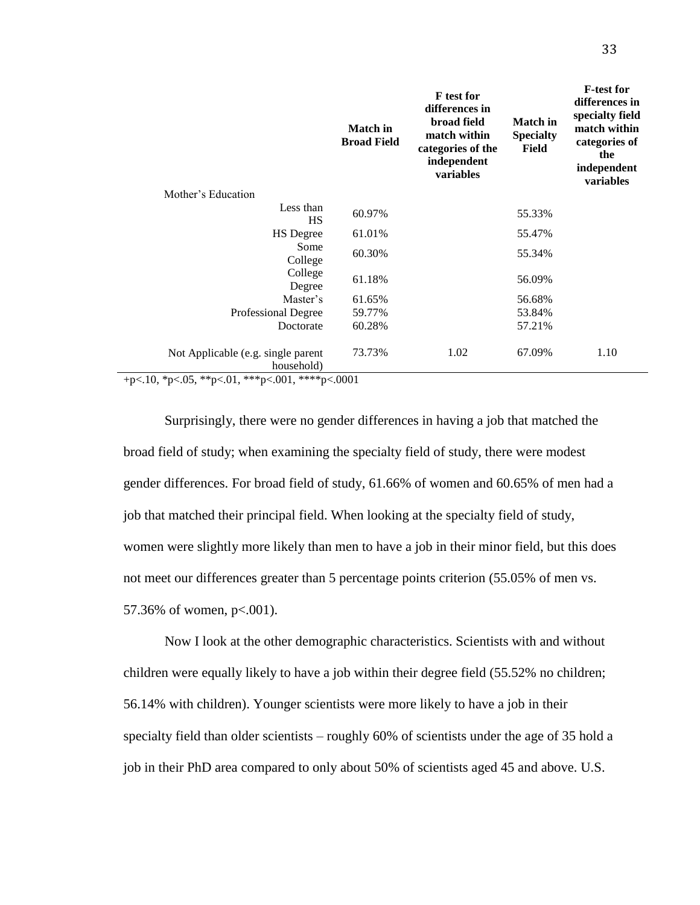| | Match in Broad Field | F test for differences in broad field match within categories of the independent variables | Match in Specialty Field | F-test for differences in specialty field match within categories of the independent variables |
|---|---|---|---|---|
| Mother's Education | | | | |
| Less than HS | 60.97% | | 55.33% | |
| HS Degree | 61.01% | | 55.47% | |
| Some College | 60.30% | | 55.34% | |
| College Degree | 61.18% | | 56.09% | |
| Master's | 61.65% | | 56.68% | |
| Professional Degree | 59.77% | | 53.84% | |
| Doctorate | 60.28% | | 57.21% | |
| Not Applicable (e.g. single parent household) | 73.73% | 1.02 | 67.09% | 1.10 |

+p<.10, *p<.05, **p<.01, ***p<.001, ****p<.0001

Surprisingly, there were no gender differences in having a job that matched the broad field of study; when examining the specialty field of study, there were modest gender differences. For broad field of study, 61.66% of women and 60.65% of men had a job that matched their principal field. When looking at the specialty field of study, women were slightly more likely than men to have a job in their minor field, but this does not meet our differences greater than 5 percentage points criterion (55.05% of men vs. 57.36% of women, $p<.001$).

Now I look at the other demographic characteristics. Scientists with and without children were equally likely to have a job within their degree field (55.52% no children; 56.14% with children). Younger scientists were more likely to have a job in their specialty field than older scientists – roughly 60% of scientists under the age of 35 hold a job in their PhD area compared to only about 50% of scientists aged 45 and above. U.S.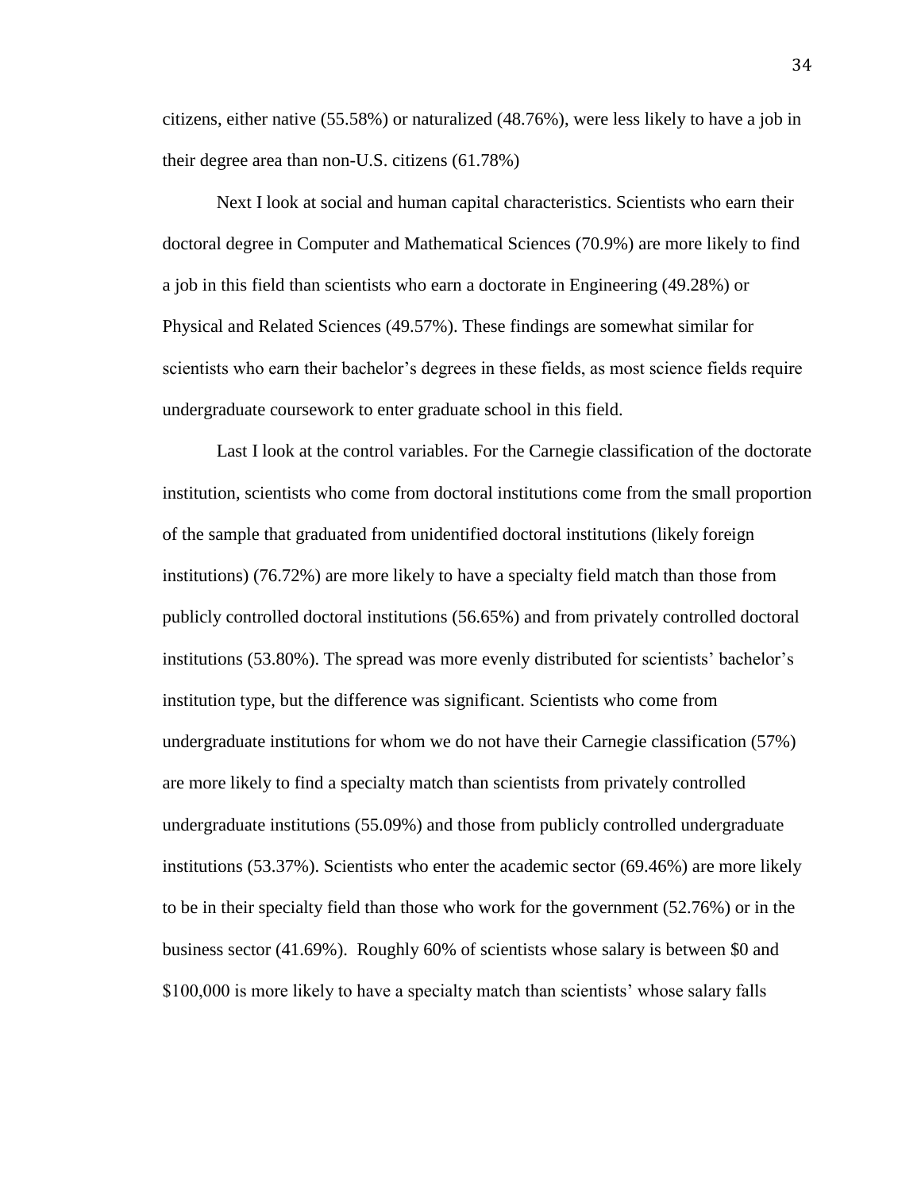citizens, either native (55.58%) or naturalized (48.76%), were less likely to have a job in their degree area than non-U.S. citizens (61.78%)

Next I look at social and human capital characteristics. Scientists who earn their doctoral degree in Computer and Mathematical Sciences (70.9%) are more likely to find a job in this field than scientists who earn a doctorate in Engineering (49.28%) or Physical and Related Sciences (49.57%). These findings are somewhat similar for scientists who earn their bachelor's degrees in these fields, as most science fields require undergraduate coursework to enter graduate school in this field.

Last I look at the control variables. For the Carnegie classification of the doctorate institution, scientists who come from doctoral institutions come from the small proportion of the sample that graduated from unidentified doctoral institutions (likely foreign institutions) (76.72%) are more likely to have a specialty field match than those from publicly controlled doctoral institutions (56.65%) and from privately controlled doctoral institutions (53.80%). The spread was more evenly distributed for scientists' bachelor's institution type, but the difference was significant. Scientists who come from undergraduate institutions for whom we do not have their Carnegie classification (57%) are more likely to find a specialty match than scientists from privately controlled undergraduate institutions (55.09%) and those from publicly controlled undergraduate institutions (53.37%). Scientists who enter the academic sector (69.46%) are more likely to be in their specialty field than those who work for the government (52.76%) or in the business sector (41.69%). Roughly 60% of scientists whose salary is between $0 and $100,000 is more likely to have a specialty match than scientists' whose salary falls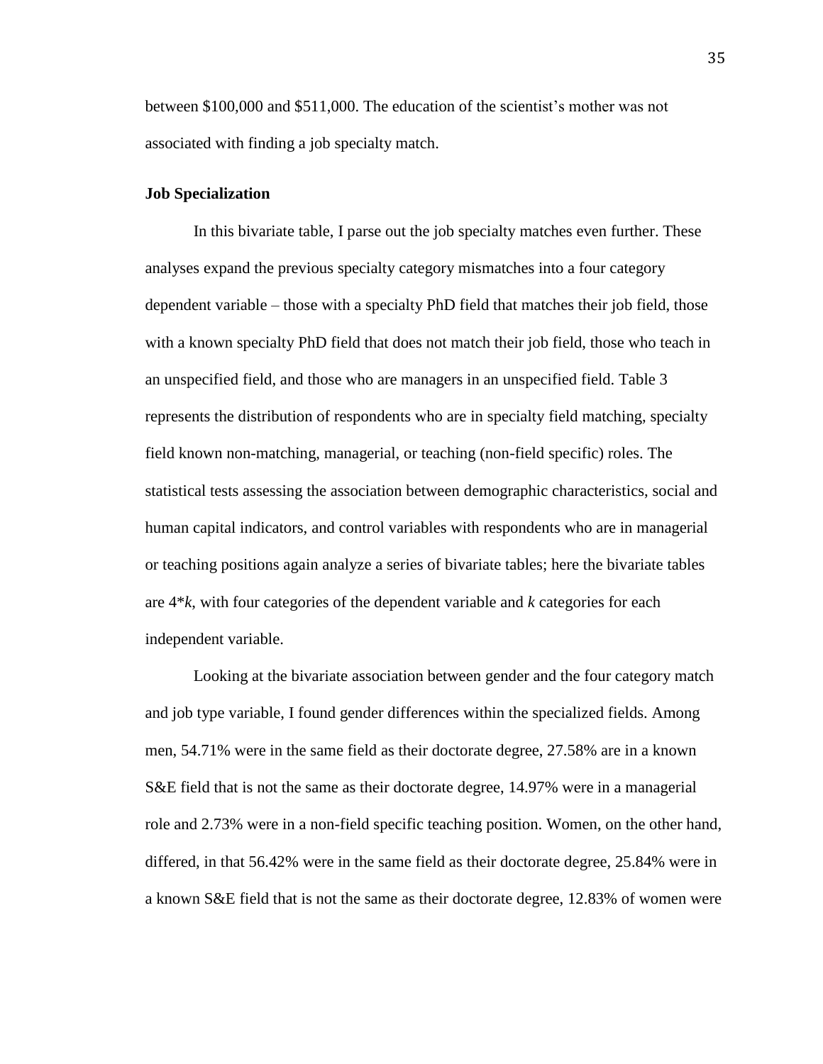between $100,000 and $511,000. The education of the scientist's mother was not associated with finding a job specialty match.

**Job Specialization**

In this bivariate table, I parse out the job specialty matches even further. These analyses expand the previous specialty category mismatches into a four category dependent variable – those with a specialty PhD field that matches their job field, those with a known specialty PhD field that does not match their job field, those who teach in an unspecified field, and those who are managers in an unspecified field. Table 3 represents the distribution of respondents who are in specialty field matching, specialty field known non-matching, managerial, or teaching (non-field specific) roles. The statistical tests assessing the association between demographic characteristics, social and human capital indicators, and control variables with respondents who are in managerial or teaching positions again analyze a series of bivariate tables; here the bivariate tables are $4*k$, with four categories of the dependent variable and $k$ categories for each independent variable.

Looking at the bivariate association between gender and the four category match and job type variable, I found gender differences within the specialized fields. Among men, 54.71% were in the same field as their doctorate degree, 27.58% are in a known S&E field that is not the same as their doctorate degree, 14.97% were in a managerial role and 2.73% were in a non-field specific teaching position. Women, on the other hand, differed, in that 56.42% were in the same field as their doctorate degree, 25.84% were in a known S&E field that is not the same as their doctorate degree, 12.83% of women were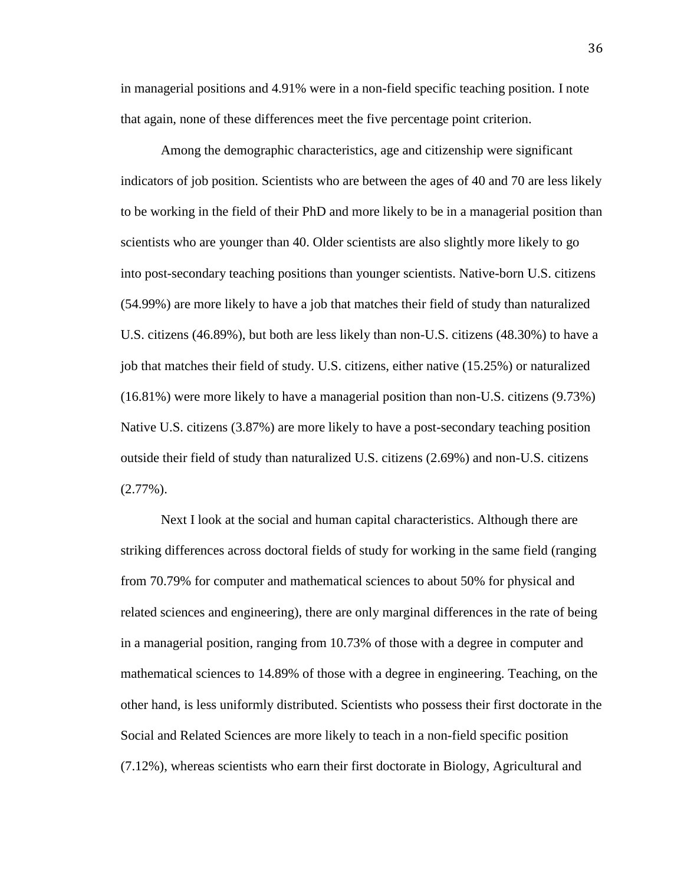in managerial positions and 4.91% were in a non-field specific teaching position. I note that again, none of these differences meet the five percentage point criterion.

Among the demographic characteristics, age and citizenship were significant indicators of job position. Scientists who are between the ages of 40 and 70 are less likely to be working in the field of their PhD and more likely to be in a managerial position than scientists who are younger than 40. Older scientists are also slightly more likely to go into post-secondary teaching positions than younger scientists. Native-born U.S. citizens (54.99%) are more likely to have a job that matches their field of study than naturalized U.S. citizens (46.89%), but both are less likely than non-U.S. citizens (48.30%) to have a job that matches their field of study. U.S. citizens, either native (15.25%) or naturalized (16.81%) were more likely to have a managerial position than non-U.S. citizens (9.73%) Native U.S. citizens (3.87%) are more likely to have a post-secondary teaching position outside their field of study than naturalized U.S. citizens (2.69%) and non-U.S. citizens (2.77%).

Next I look at the social and human capital characteristics. Although there are striking differences across doctoral fields of study for working in the same field (ranging from 70.79% for computer and mathematical sciences to about 50% for physical and related sciences and engineering), there are only marginal differences in the rate of being in a managerial position, ranging from 10.73% of those with a degree in computer and mathematical sciences to 14.89% of those with a degree in engineering. Teaching, on the other hand, is less uniformly distributed. Scientists who possess their first doctorate in the Social and Related Sciences are more likely to teach in a non-field specific position (7.12%), whereas scientists who earn their first doctorate in Biology, Agricultural and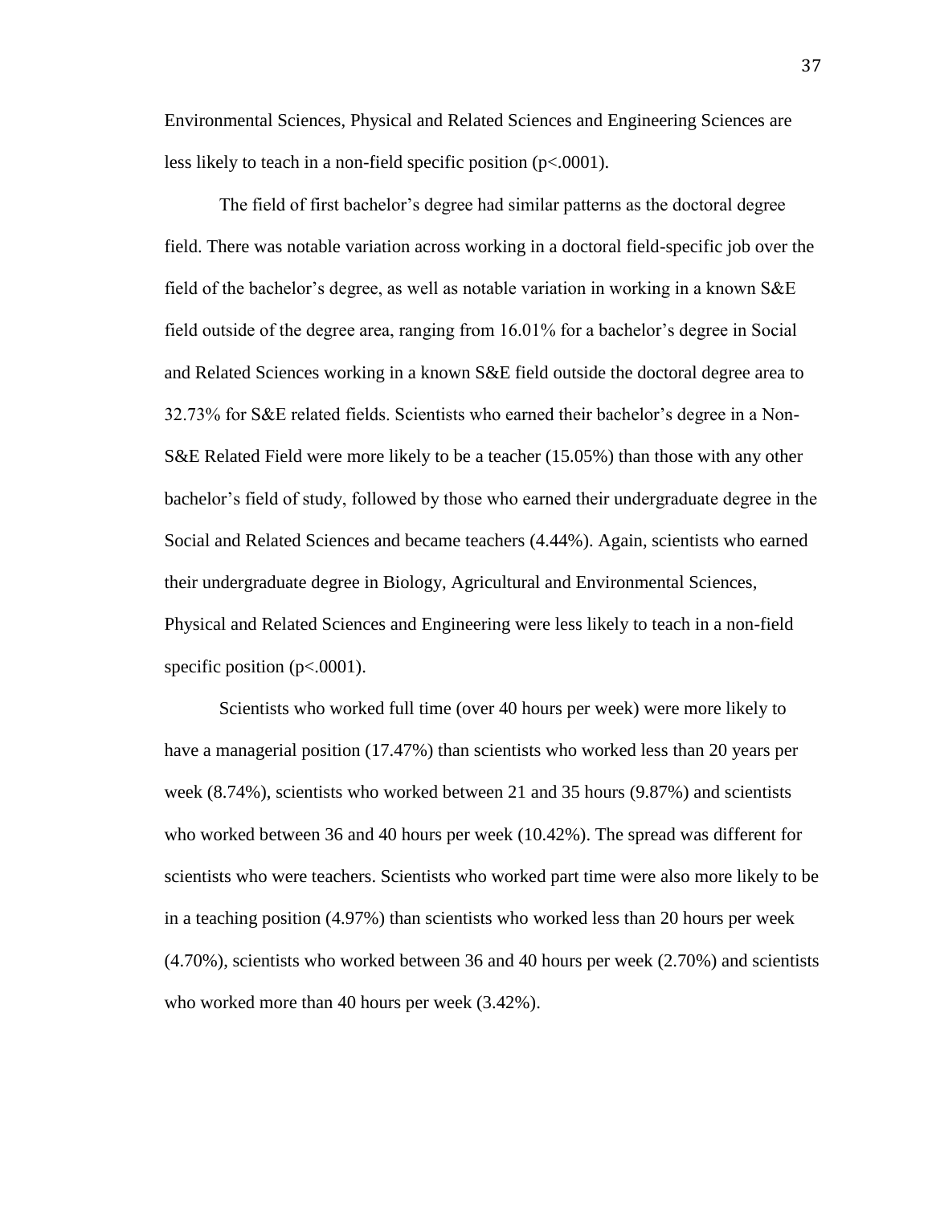Environmental Sciences, Physical and Related Sciences and Engineering Sciences are less likely to teach in a non-field specific position ($p<.0001$).

The field of first bachelor's degree had similar patterns as the doctoral degree field. There was notable variation across working in a doctoral field-specific job over the field of the bachelor's degree, as well as notable variation in working in a known S&E field outside of the degree area, ranging from 16.01% for a bachelor's degree in Social and Related Sciences working in a known S&E field outside the doctoral degree area to 32.73% for S&E related fields. Scientists who earned their bachelor's degree in a Non-S&E Related Field were more likely to be a teacher (15.05%) than those with any other bachelor's field of study, followed by those who earned their undergraduate degree in the Social and Related Sciences and became teachers (4.44%). Again, scientists who earned their undergraduate degree in Biology, Agricultural and Environmental Sciences, Physical and Related Sciences and Engineering were less likely to teach in a non-field specific position ($p<.0001$).

Scientists who worked full time (over 40 hours per week) were more likely to have a managerial position (17.47%) than scientists who worked less than 20 years per week (8.74%), scientists who worked between 21 and 35 hours (9.87%) and scientists who worked between 36 and 40 hours per week (10.42%). The spread was different for scientists who were teachers. Scientists who worked part time were also more likely to be in a teaching position (4.97%) than scientists who worked less than 20 hours per week (4.70%), scientists who worked between 36 and 40 hours per week (2.70%) and scientists who worked more than 40 hours per week (3.42%).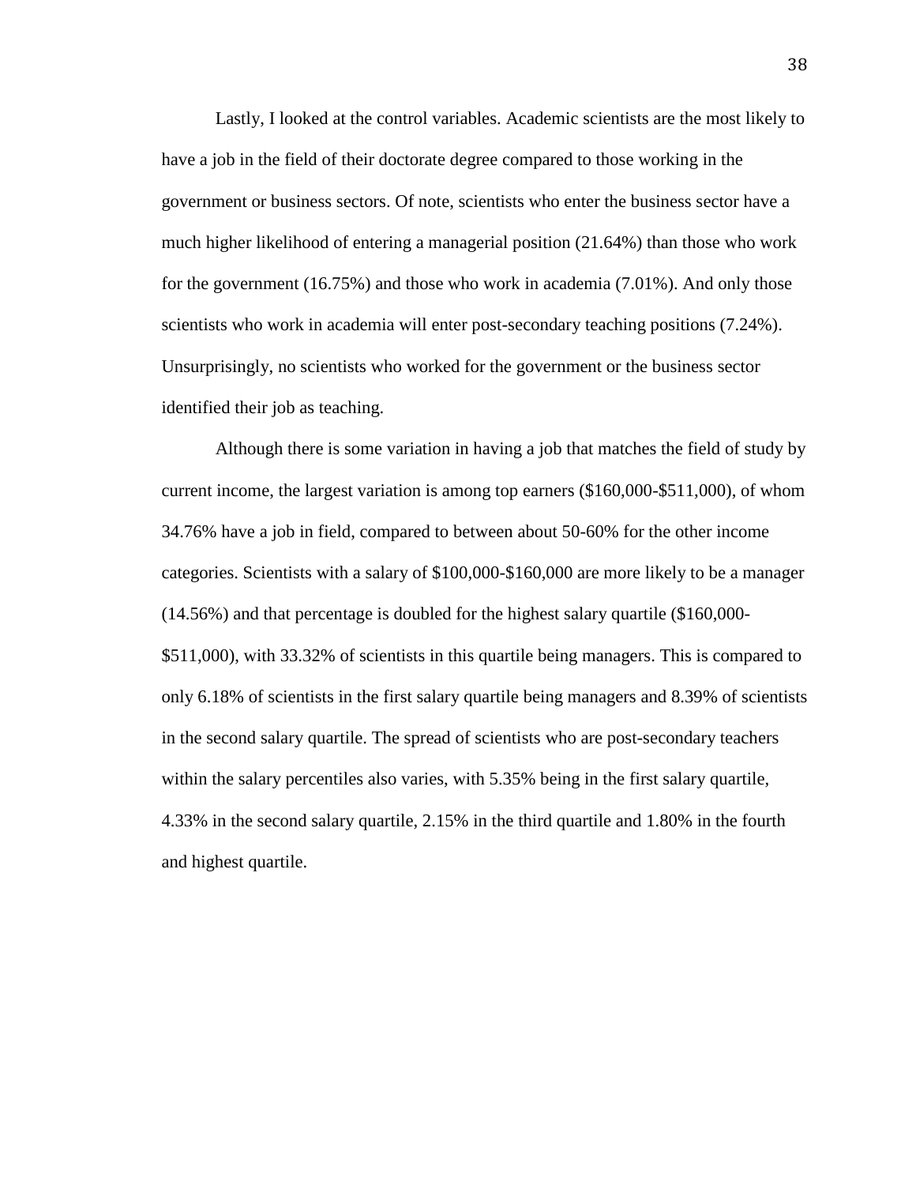Lastly, I looked at the control variables. Academic scientists are the most likely to have a job in the field of their doctorate degree compared to those working in the government or business sectors. Of note, scientists who enter the business sector have a much higher likelihood of entering a managerial position (21.64%) than those who work for the government (16.75%) and those who work in academia (7.01%). And only those scientists who work in academia will enter post-secondary teaching positions (7.24%). Unsurprisingly, no scientists who worked for the government or the business sector identified their job as teaching.

Although there is some variation in having a job that matches the field of study by current income, the largest variation is among top earners ($160,000-$511,000), of whom 34.76% have a job in field, compared to between about 50-60% for the other income categories. Scientists with a salary of $100,000-$160,000 are more likely to be a manager (14.56%) and that percentage is doubled for the highest salary quartile ($160,000-$511,000), with 33.32% of scientists in this quartile being managers. This is compared to only 6.18% of scientists in the first salary quartile being managers and 8.39% of scientists in the second salary quartile. The spread of scientists who are post-secondary teachers within the salary percentiles also varies, with 5.35% being in the first salary quartile, 4.33% in the second salary quartile, 2.15% in the third quartile and 1.80% in the fourth and highest quartile.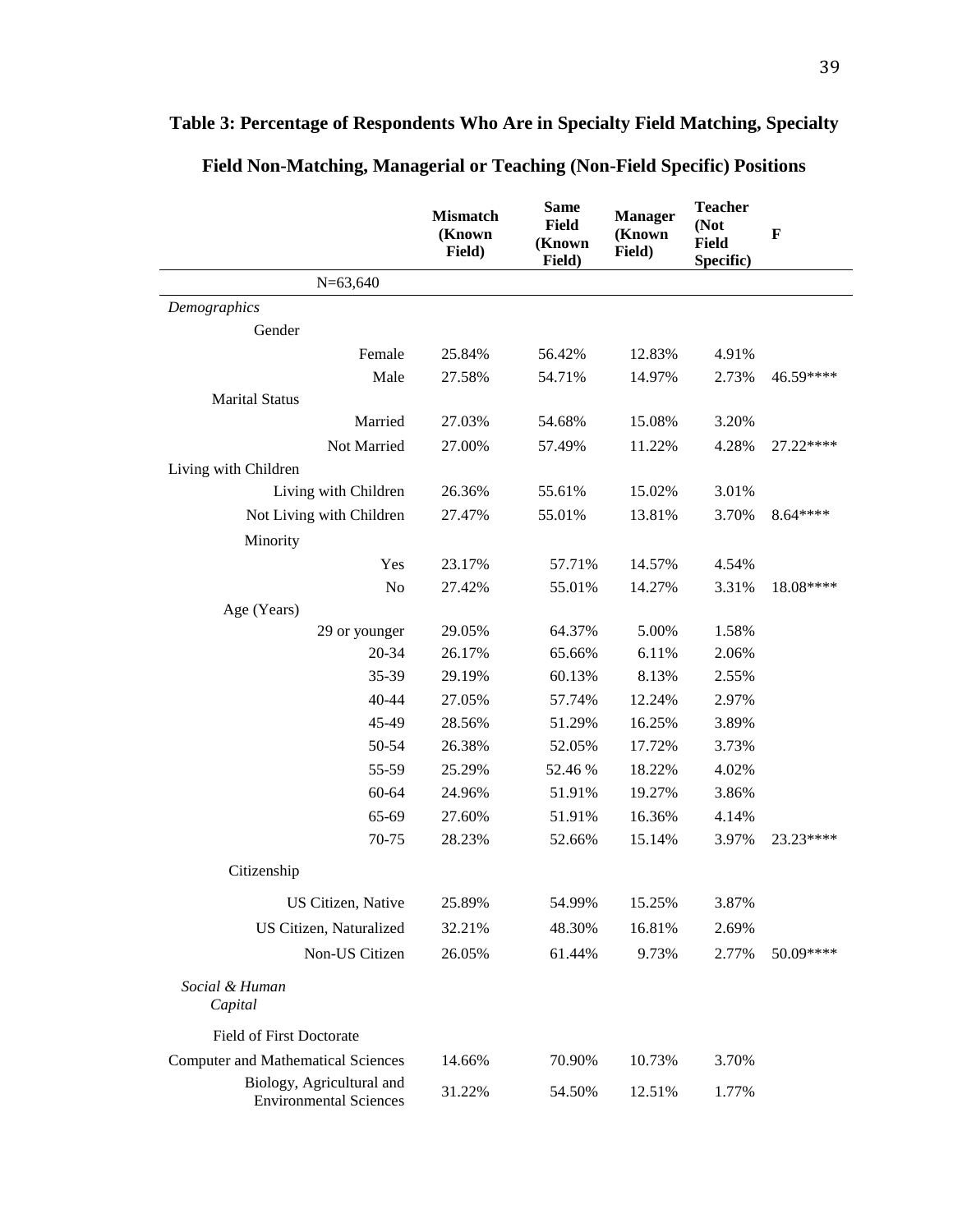**Table 3: Percentage of Respondents Who Are in Specialty Field Matching, Specialty Field Non-Matching, Managerial or Teaching (Non-Field Specific) Positions**

| | Mismatch (Known Field) | Same Field (Known Field) | Manager (Known Field) | Teacher (Not Field Specific) | F |
|---|---|---|---|---|---|
| N=63,640 | | | | | |
| *Demographics* | | | | | |
| Gender | | | | | |
| Female | 25.84% | 56.42% | 12.83% | 4.91% | |
| Male | 27.58% | 54.71% | 14.97% | 2.73% | 46.59**** |
| Marital Status | | | | | |
| Married | 27.03% | 54.68% | 15.08% | 3.20% | |
| Not Married | 27.00% | 57.49% | 11.22% | 4.28% | 27.22**** |
| Living with Children | | | | | |
| Living with Children | 26.36% | 55.61% | 15.02% | 3.01% | |
| Not Living with Children | 27.47% | 55.01% | 13.81% | 3.70% | 8.64**** |
| Minority | | | | | |
| Yes | 23.17% | 57.71% | 14.57% | 4.54% | |
| No | 27.42% | 55.01% | 14.27% | 3.31% | 18.08**** |
| Age (Years) | | | | | |
| 29 or younger | 29.05% | 64.37% | 5.00% | 1.58% | |
| 20-34 | 26.17% | 65.66% | 6.11% | 2.06% | |
| 35-39 | 29.19% | 60.13% | 8.13% | 2.55% | |
| 40-44 | 27.05% | 57.74% | 12.24% | 2.97% | |
| 45-49 | 28.56% | 51.29% | 16.25% | 3.89% | |
| 50-54 | 26.38% | 52.05% | 17.72% | 3.73% | |
| 55-59 | 25.29% | 52.46 % | 18.22% | 4.02% | |
| 60-64 | 24.96% | 51.91% | 19.27% | 3.86% | |
| 65-69 | 27.60% | 51.91% | 16.36% | 4.14% | |
| 70-75 | 28.23% | 52.66% | 15.14% | 3.97% | 23.23**** |
| Citizenship | | | | | |
| US Citizen, Native | 25.89% | 54.99% | 15.25% | 3.87% | |
| US Citizen, Naturalized | 32.21% | 48.30% | 16.81% | 2.69% | |
| Non-US Citizen | 26.05% | 61.44% | 9.73% | 2.77% | 50.09**** |
| *Social & Human Capital* | | | | | |
| Field of First Doctorate | | | | | |
| Computer and Mathematical Sciences | 14.66% | 70.90% | 10.73% | 3.70% | |
| Biology, Agricultural and Environmental Sciences | 31.22% | 54.50% | 12.51% | 1.77% | |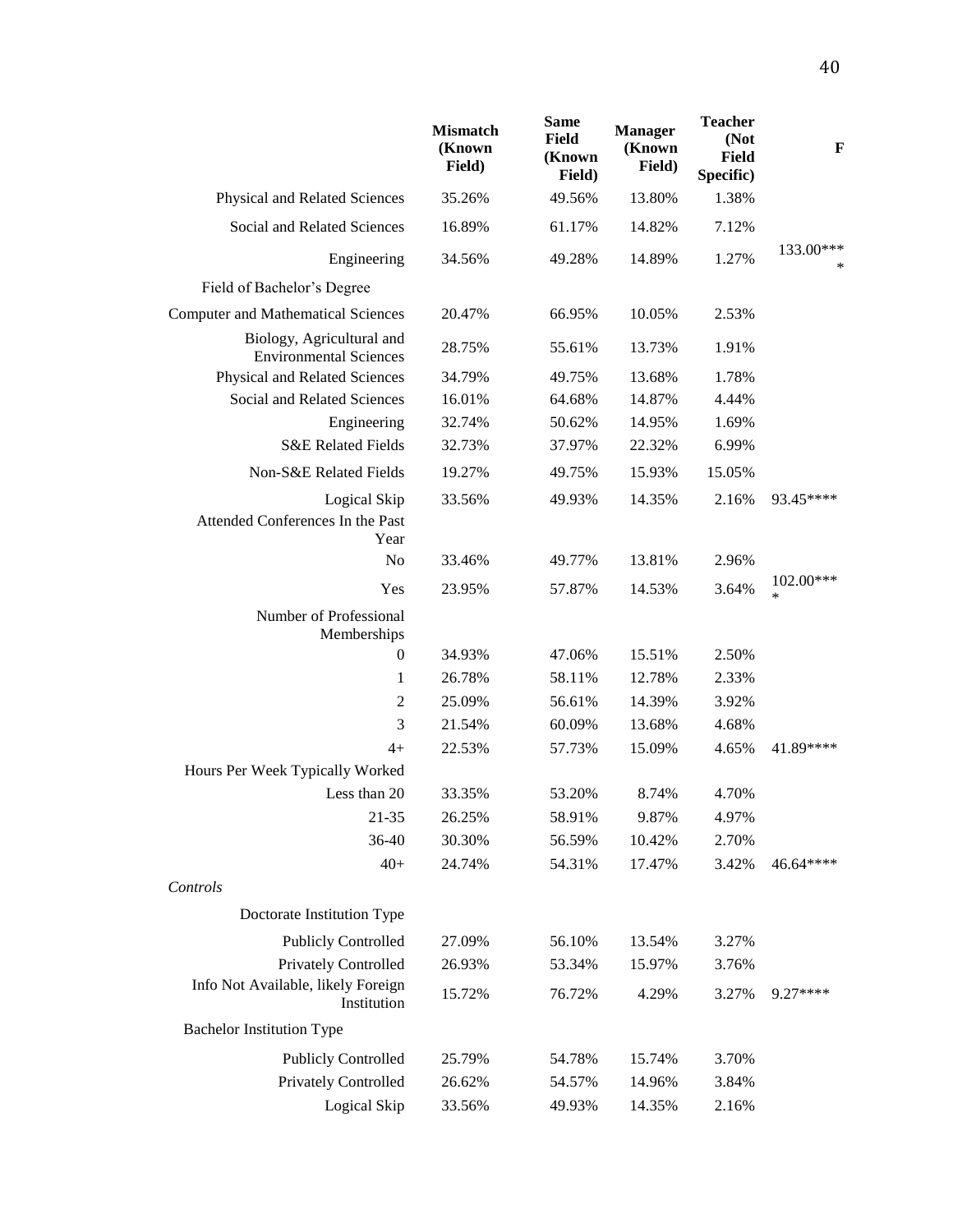| | Mismatch (Known Field) | Same Field (Known Field) | Manager (Known Field) | Teacher (Not Field Specific) | F |
|---|---|---|---|---|---|
| Physical and Related Sciences | 35.26% | 49.56% | 13.80% | 1.38% | |
| Social and Related Sciences | 16.89% | 61.17% | 14.82% | 7.12% | |
| Engineering | 34.56% | 49.28% | 14.89% | 1.27% | 133.00**** |
| Field of Bachelor's Degree | | | | | |
| Computer and Mathematical Sciences | 20.47% | 66.95% | 10.05% | 2.53% | |
| Biology, Agricultural and Environmental Sciences | 28.75% | 55.61% | 13.73% | 1.91% | |
| Physical and Related Sciences | 34.79% | 49.75% | 13.68% | 1.78% | |
| Social and Related Sciences | 16.01% | 64.68% | 14.87% | 4.44% | |
| Engineering | 32.74% | 50.62% | 14.95% | 1.69% | |
| S&E Related Fields | 32.73% | 37.97% | 22.32% | 6.99% | |
| Non-S&E Related Fields | 19.27% | 49.75% | 15.93% | 15.05% | |
| Logical Skip | 33.56% | 49.93% | 14.35% | 2.16% | 93.45**** |
| Attended Conferences In the Past Year | | | | | |
| No | 33.46% | 49.77% | 13.81% | 2.96% | |
| Yes | 23.95% | 57.87% | 14.53% | 3.64% | 102.00**** |
| Number of Professional Memberships | | | | | |
| 0 | 34.93% | 47.06% | 15.51% | 2.50% | |
| 1 | 26.78% | 58.11% | 12.78% | 2.33% | |
| 2 | 25.09% | 56.61% | 14.39% | 3.92% | |
| 3 | 21.54% | 60.09% | 13.68% | 4.68% | |
| 4+ | 22.53% | 57.73% | 15.09% | 4.65% | 41.89**** |
| Hours Per Week Typically Worked | | | | | |
| Less than 20 | 33.35% | 53.20% | 8.74% | 4.70% | |
| 21-35 | 26.25% | 58.91% | 9.87% | 4.97% | |
| 36-40 | 30.30% | 56.59% | 10.42% | 2.70% | |
| 40+ | 24.74% | 54.31% | 17.47% | 3.42% | 46.64**** |
| *Controls* | | | | | |
| Doctorate Institution Type | | | | | |
| Publicly Controlled | 27.09% | 56.10% | 13.54% | 3.27% | |
| Privately Controlled | 26.93% | 53.34% | 15.97% | 3.76% | |
| Info Not Available, likely Foreign Institution | 15.72% | 76.72% | 4.29% | 3.27% | 9.27**** |
| Bachelor Institution Type | | | | | |
| Publicly Controlled | 25.79% | 54.78% | 15.74% | 3.70% | |
| Privately Controlled | 26.62% | 54.57% | 14.96% | 3.84% | |
| Logical Skip | 33.56% | 49.93% | 14.35% | 2.16% | |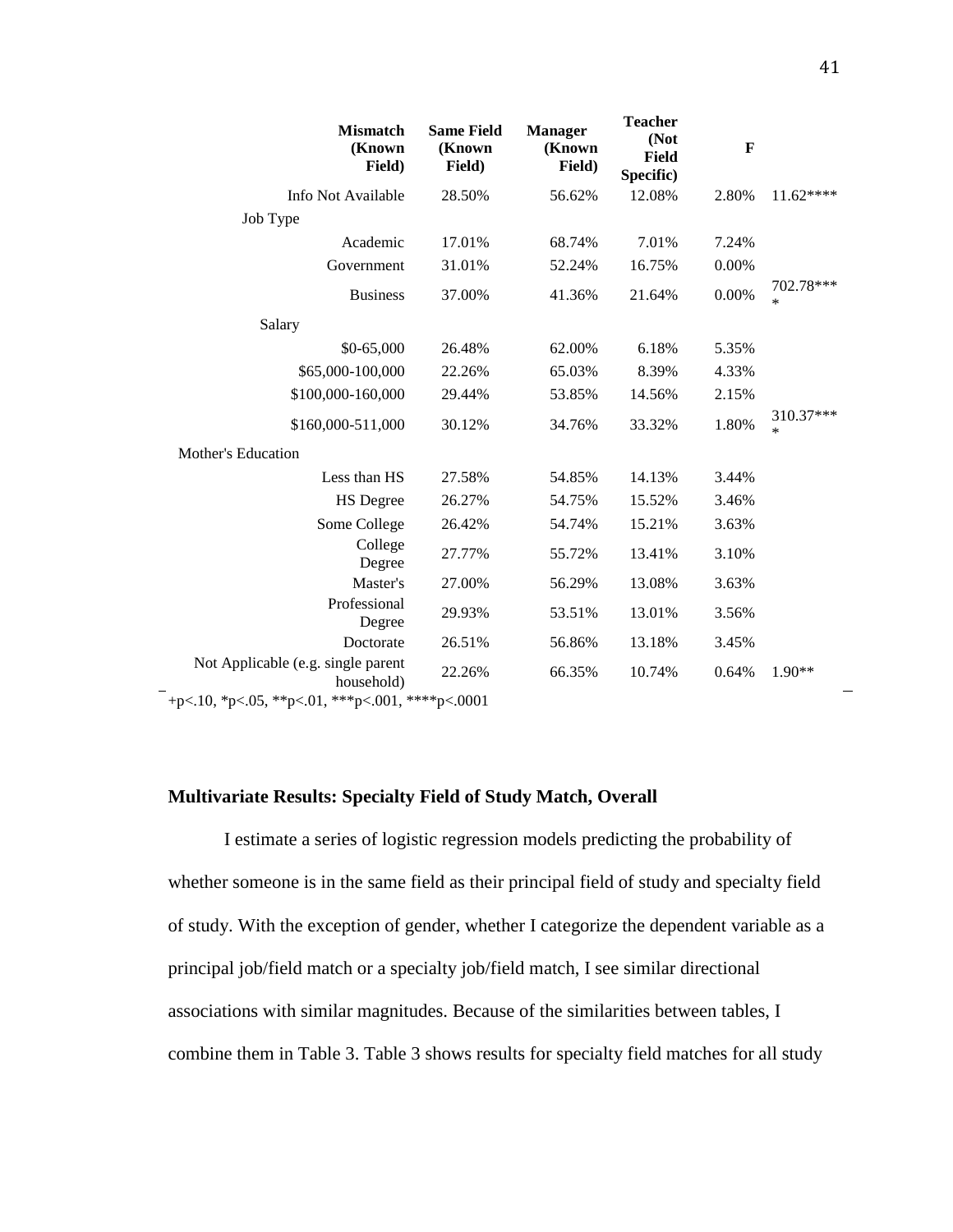| | Mismatch (Known Field) | Same Field (Known Field) | Manager (Known Field) | Teacher (Not Field Specific) | F |
|---|---|---|---|---|---|
| Info Not Available | 28.50% | 56.62% | 12.08% | 2.80% | 11.62**** |
| Job Type | | | | | |
| Academic | 17.01% | 68.74% | 7.01% | 7.24% | |
| Government | 31.01% | 52.24% | 16.75% | 0.00% | |
| Business | 37.00% | 41.36% | 21.64% | 0.00% | 702.78**** |
| Salary | | | | | |
| $0-65,000 | 26.48% | 62.00% | 6.18% | 5.35% | |
| $65,000-100,000 | 22.26% | 65.03% | 8.39% | 4.33% | |
| $100,000-160,000 | 29.44% | 53.85% | 14.56% | 2.15% | |
| $160,000-511,000 | 30.12% | 34.76% | 33.32% | 1.80% | 310.37**** |
| Mother's Education | | | | | |
| Less than HS | 27.58% | 54.85% | 14.13% | 3.44% | |
| HS Degree | 26.27% | 54.75% | 15.52% | 3.46% | |
| Some College | 26.42% | 54.74% | 15.21% | 3.63% | |
| College Degree | 27.77% | 55.72% | 13.41% | 3.10% | |
| Master's | 27.00% | 56.29% | 13.08% | 3.63% | |
| Professional Degree | 29.93% | 53.51% | 13.01% | 3.56% | |
| Doctorate | 26.51% | 56.86% | 13.18% | 3.45% | |
| Not Applicable (e.g. single parent household) | 22.26% | 66.35% | 10.74% | 0.64% | 1.90** |

+p<.10, *p<.05, **p<.01, ***p<.001, ****p<.0001

## Multivariate Results: Specialty Field of Study Match, Overall

I estimate a series of logistic regression models predicting the probability of whether someone is in the same field as their principal field of study and specialty field of study. With the exception of gender, whether I categorize the dependent variable as a principal job/field match or a specialty job/field match, I see similar directional associations with similar magnitudes. Because of the similarities between tables, I combine them in Table 3. Table 3 shows results for specialty field matches for all study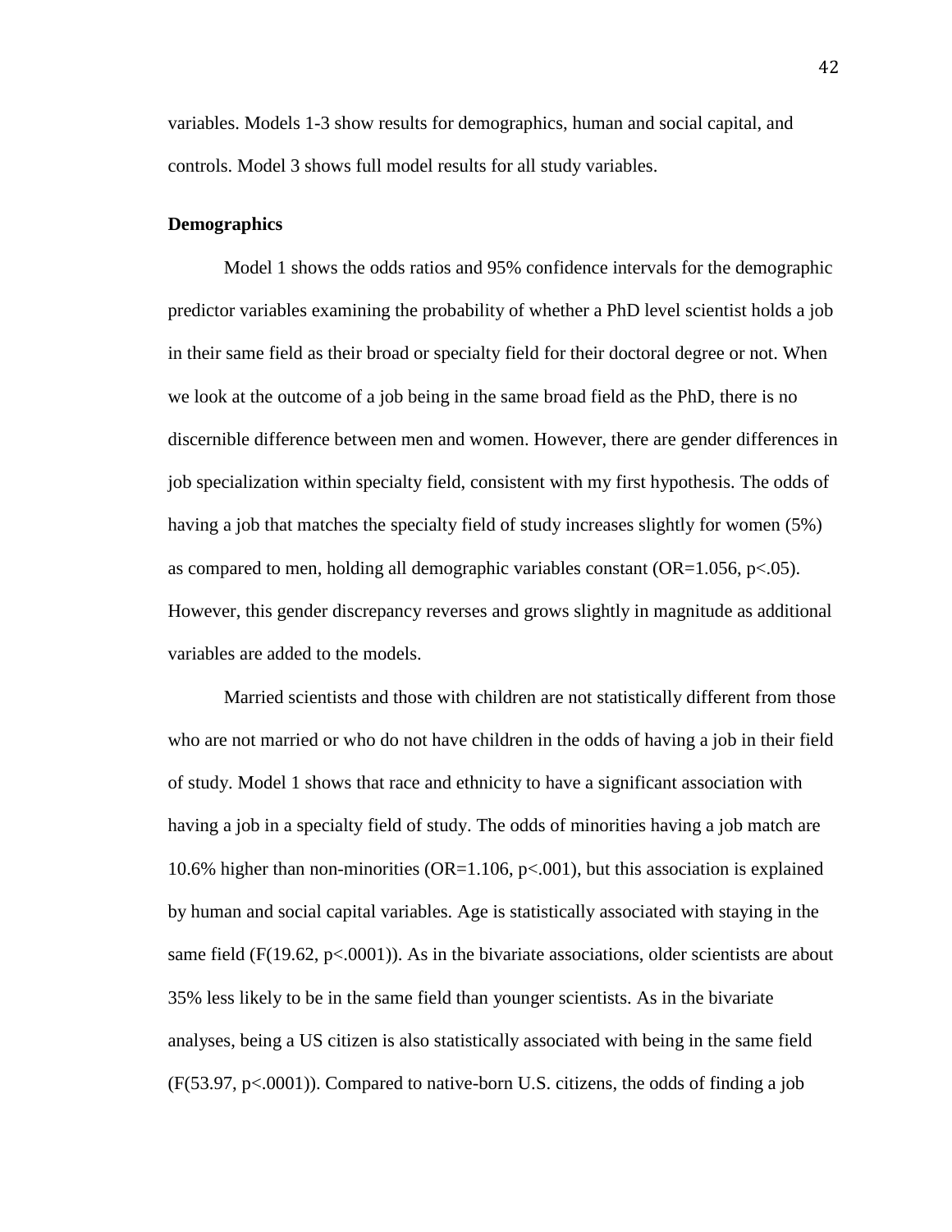variables. Models 1-3 show results for demographics, human and social capital, and controls. Model 3 shows full model results for all study variables.

**Demographics**

Model 1 shows the odds ratios and 95% confidence intervals for the demographic predictor variables examining the probability of whether a PhD level scientist holds a job in their same field as their broad or specialty field for their doctoral degree or not. When we look at the outcome of a job being in the same broad field as the PhD, there is no discernible difference between men and women. However, there are gender differences in job specialization within specialty field, consistent with my first hypothesis. The odds of having a job that matches the specialty field of study increases slightly for women (5%) as compared to men, holding all demographic variables constant (OR=1.056, $p<.05$). However, this gender discrepancy reverses and grows slightly in magnitude as additional variables are added to the models.

Married scientists and those with children are not statistically different from those who are not married or who do not have children in the odds of having a job in their field of study. Model 1 shows that race and ethnicity to have a significant association with having a job in a specialty field of study. The odds of minorities having a job match are 10.6% higher than non-minorities (OR=1.106, $p<.001$), but this association is explained by human and social capital variables. Age is statistically associated with staying in the same field (F(19.62, $p<.0001$)). As in the bivariate associations, older scientists are about 35% less likely to be in the same field than younger scientists. As in the bivariate analyses, being a US citizen is also statistically associated with being in the same field (F(53.97, $p<.0001$)). Compared to native-born U.S. citizens, the odds of finding a job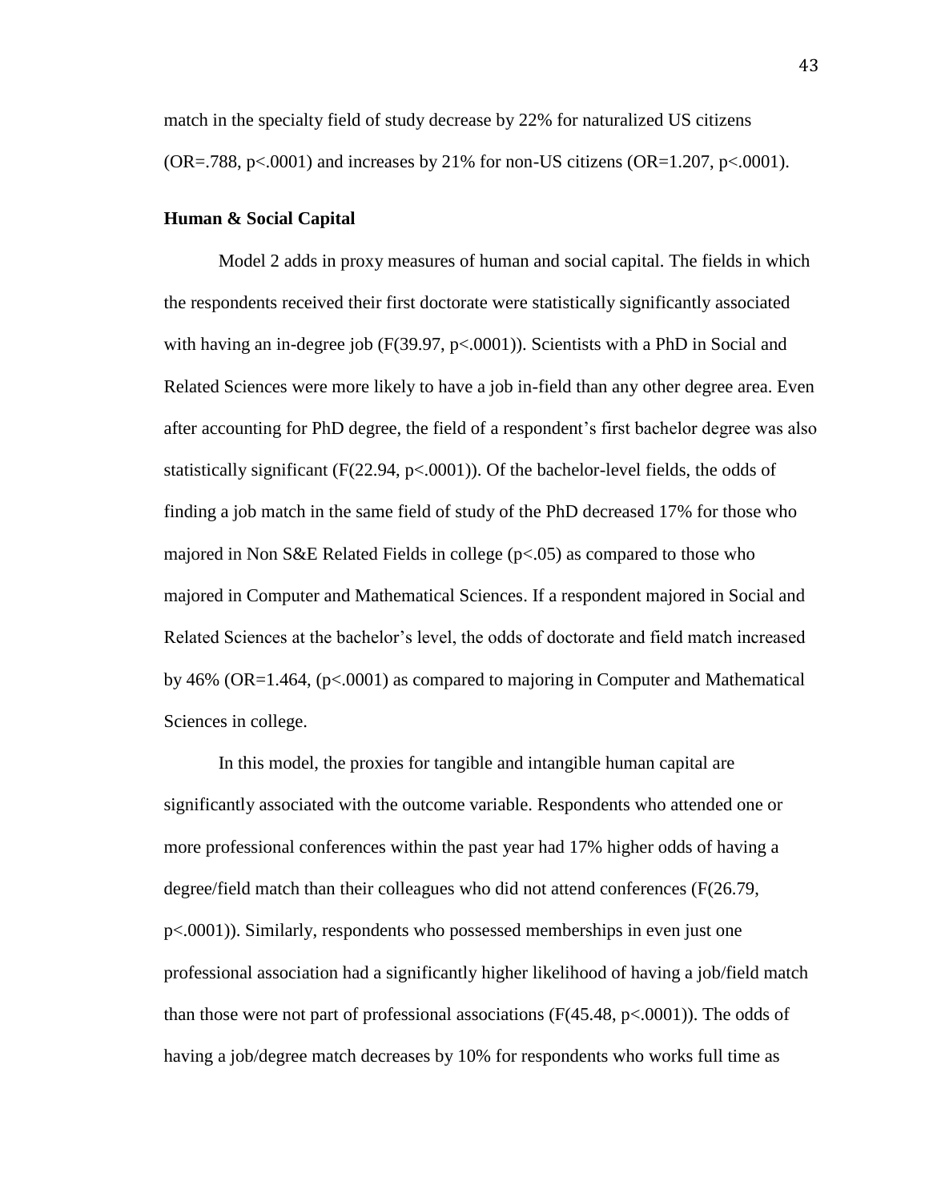match in the specialty field of study decrease by 22% for naturalized US citizens ($OR=.788$, $p<.0001$) and increases by 21% for non-US citizens ($OR=1.207$, $p<.0001$).

**Human & Social Capital**

Model 2 adds in proxy measures of human and social capital. The fields in which the respondents received their first doctorate were statistically significantly associated with having an in-degree job ($F(39.97$, $p<.0001)$). Scientists with a PhD in Social and Related Sciences were more likely to have a job in-field than any other degree area. Even after accounting for PhD degree, the field of a respondent's first bachelor degree was also statistically significant ($F(22.94$, $p<.0001)$). Of the bachelor-level fields, the odds of finding a job match in the same field of study of the PhD decreased 17% for those who majored in Non S&E Related Fields in college ($p<.05$) as compared to those who majored in Computer and Mathematical Sciences. If a respondent majored in Social and Related Sciences at the bachelor's level, the odds of doctorate and field match increased by 46% ($OR=1.464$, ($p<.0001$) as compared to majoring in Computer and Mathematical Sciences in college.

In this model, the proxies for tangible and intangible human capital are significantly associated with the outcome variable. Respondents who attended one or more professional conferences within the past year had 17% higher odds of having a degree/field match than their colleagues who did not attend conferences ($F(26.79$, $p<.0001)$). Similarly, respondents who possessed memberships in even just one professional association had a significantly higher likelihood of having a job/field match than those were not part of professional associations ($F(45.48$, $p<.0001)$). The odds of having a job/degree match decreases by 10% for respondents who works full time as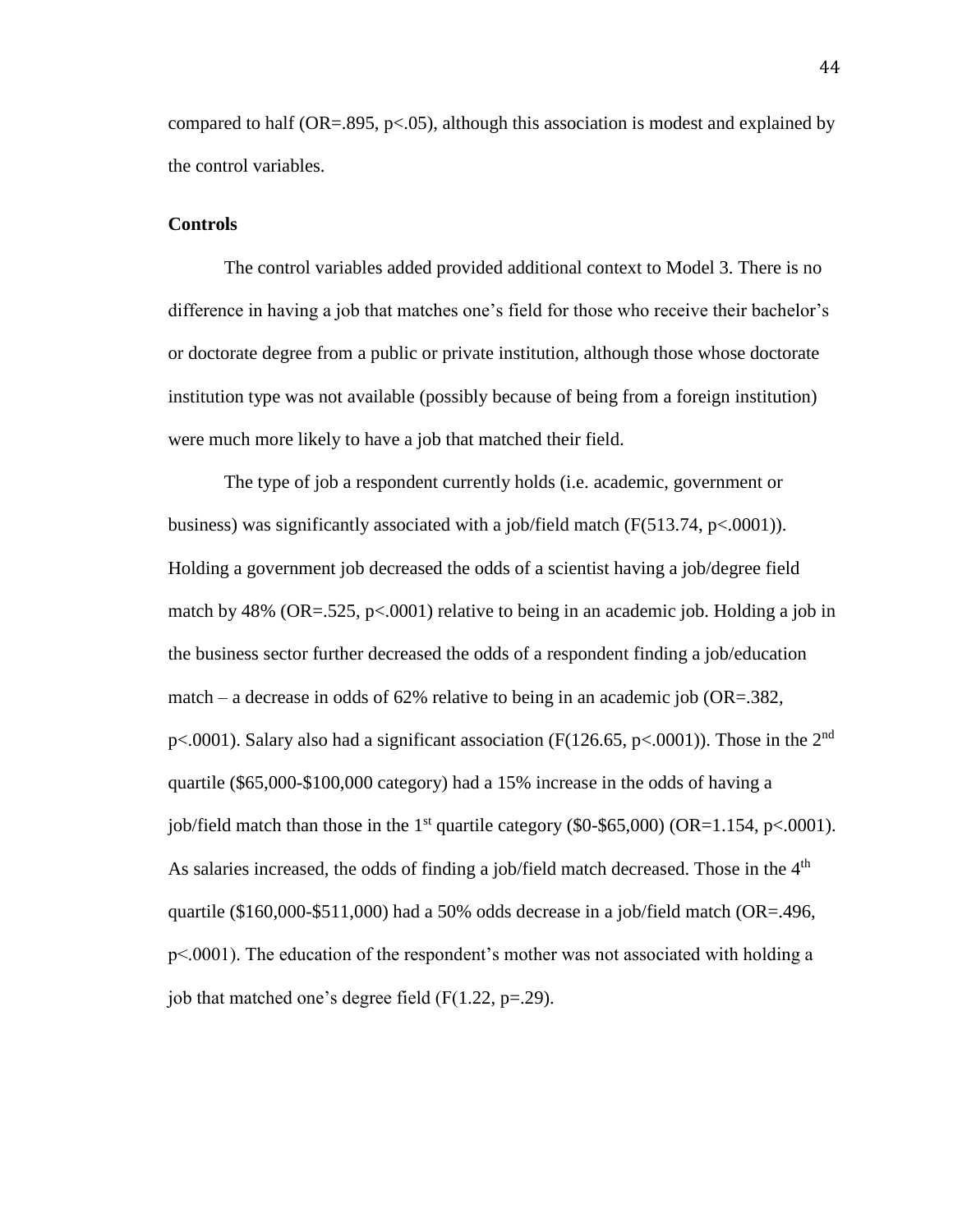compared to half ($OR=.895$, $p<.05$), although this association is modest and explained by the control variables.

**Controls**

The control variables added provided additional context to Model 3. There is no difference in having a job that matches one's field for those who receive their bachelor's or doctorate degree from a public or private institution, although those whose doctorate institution type was not available (possibly because of being from a foreign institution) were much more likely to have a job that matched their field.

The type of job a respondent currently holds (i.e. academic, government or business) was significantly associated with a job/field match ($F(513.74$, $p<.0001)$). Holding a government job decreased the odds of a scientist having a job/degree field match by 48% ($OR=.525$, $p<.0001$) relative to being in an academic job. Holding a job in the business sector further decreased the odds of a respondent finding a job/education match – a decrease in odds of 62% relative to being in an academic job ($OR=.382$, $p<.0001$). Salary also had a significant association ($F(126.65$, $p<.0001)$). Those in the $2^{nd}$ quartile ($65,000-$100,000 category) had a 15% increase in the odds of having a job/field match than those in the $1^{st}$ quartile category ($0-$65,000) ($OR=1.154$, $p<.0001$). As salaries increased, the odds of finding a job/field match decreased. Those in the $4^{th}$ quartile ($160,000-$511,000) had a 50% odds decrease in a job/field match ($OR=.496$, $p<.0001$). The education of the respondent's mother was not associated with holding a job that matched one's degree field ($F(1.22$, $p=.29$).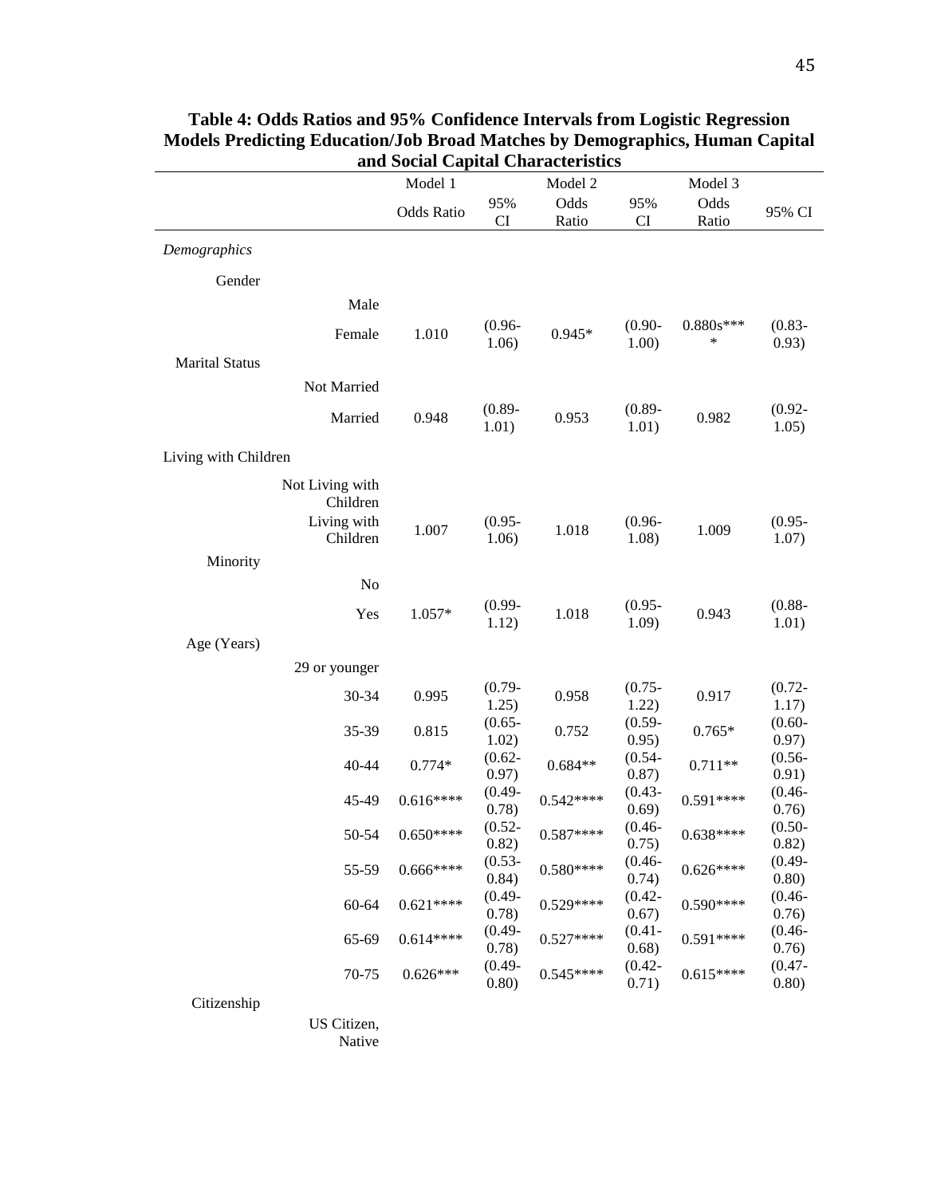**Table 4: Odds Ratios and 95% Confidence Intervals from Logistic Regression Models Predicting Education/Job Broad Matches by Demographics, Human Capital and Social Capital Characteristics**

| | Model 1 | | Model 2 | | Model 3 | |
|---|---|---|---|---|---|---|
| | Odds Ratio | 95% CI | Odds Ratio | 95% CI | Odds Ratio | 95% CI |
| *Demographics* | | | | | | |
| Gender | | | | | | |
| Male | | | | | | |
| Female | 1.010 | (0.96-1.06) | 0.945* | (0.90-1.00) | 0.880s**** | (0.83-0.93) |
| Marital Status | | | | | | |
| Not Married | | | | | | |
| Married | 0.948 | (0.89-1.01) | 0.953 | (0.89-1.01) | 0.982 | (0.92-1.05) |
| Living with Children | | | | | | |
| Not Living with Children | | | | | | |
| Living with Children | 1.007 | (0.95-1.06) | 1.018 | (0.96-1.08) | 1.009 | (0.95-1.07) |
| Minority | | | | | | |
| No | | | | | | |
| Yes | 1.057* | (0.99-1.12) | 1.018 | (0.95-1.09) | 0.943 | (0.88-1.01) |
| Age (Years) | | | | | | |
| 29 or younger | | | | | | |
| 30-34 | 0.995 | (0.79-1.25) | 0.958 | (0.75-1.22) | 0.917 | (0.72-1.17) |
| 35-39 | 0.815 | (0.65-1.02) | 0.752 | (0.59-0.95) | 0.765* | (0.60-0.97) |
| 40-44 | 0.774* | (0.62-0.97) | 0.684** | (0.54-0.87) | 0.711** | (0.56-0.91) |
| 45-49 | 0.616**** | (0.49-0.78) | 0.542**** | (0.43-0.69) | 0.591**** | (0.46-0.76) |
| 50-54 | 0.650**** | (0.52-0.82) | 0.587**** | (0.46-0.75) | 0.638**** | (0.50-0.82) |
| 55-59 | 0.666**** | (0.53-0.84) | 0.580**** | (0.46-0.74) | 0.626**** | (0.49-0.80) |
| 60-64 | 0.621**** | (0.49-0.78) | 0.529**** | (0.42-0.67) | 0.590**** | (0.46-0.76) |
| 65-69 | 0.614**** | (0.49-0.78) | 0.527**** | (0.41-0.68) | 0.591**** | (0.46-0.76) |
| 70-75 | 0.626*** | (0.49-0.80) | 0.545**** | (0.42-0.71) | 0.615**** | (0.47-0.80) |
| Citizenship | | | | | | |
| US Citizen, Native | | | | | | |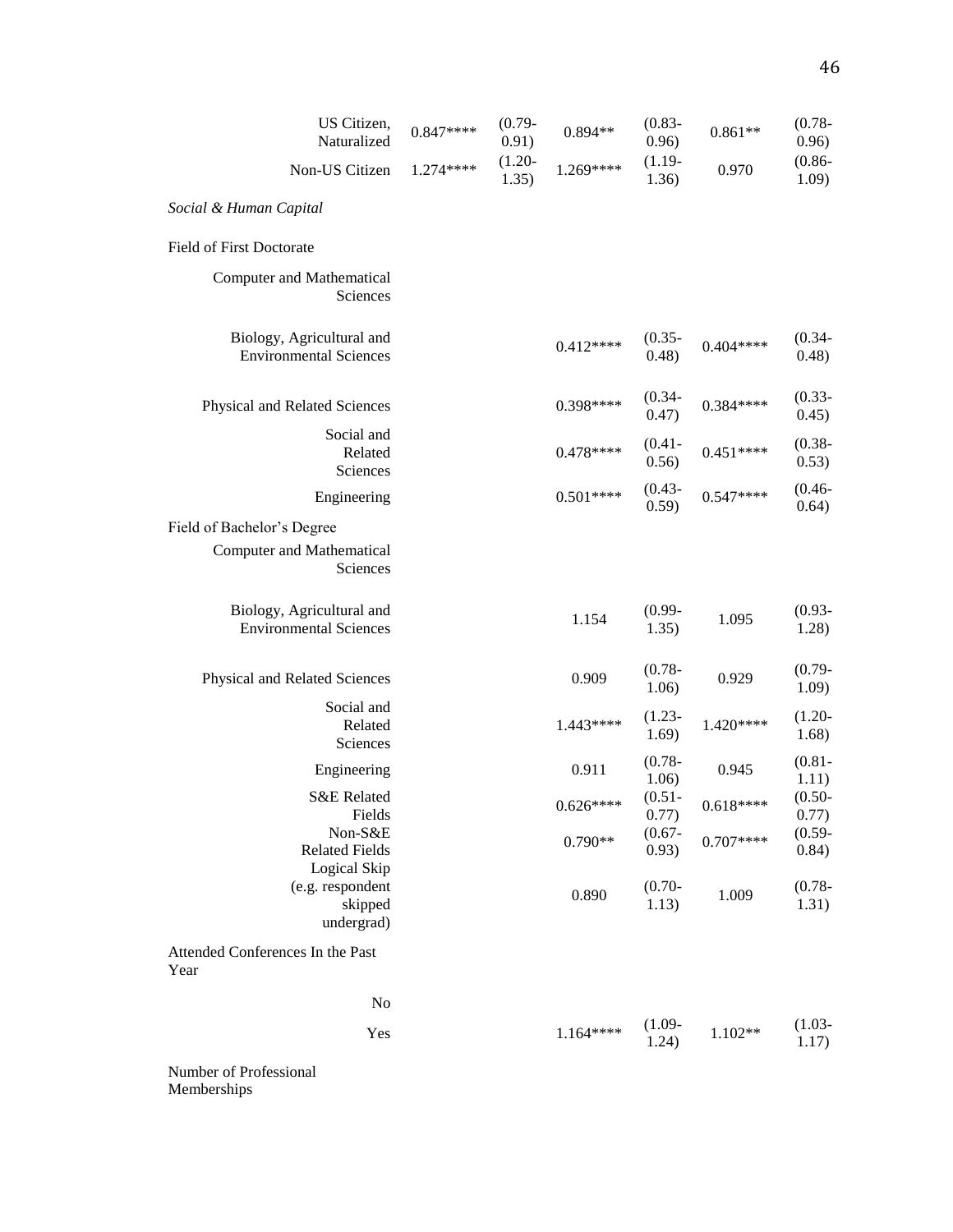| | | | | | | |
|---|---|---|---|---|---|---|
| US Citizen, Naturalized | 0.847**** | (0.79-0.91) | 0.894** | (0.83-0.96) | 0.861** | (0.78-0.96) |
| Non-US Citizen | 1.274**** | (1.20-1.35) | 1.269**** | (1.19-1.36) | 0.970 | (0.86-1.09) |
| *Social & Human Capital* | | | | | | |
| Field of First Doctorate | | | | | | |
| Computer and Mathematical Sciences | | | | | | |
| Biology, Agricultural and Environmental Sciences | | | 0.412**** | (0.35-0.48) | 0.404**** | (0.34-0.48) |
| Physical and Related Sciences | | | 0.398**** | (0.34-0.47) | 0.384**** | (0.33-0.45) |
| Social and Related Sciences | | | 0.478**** | (0.41-0.56) | 0.451**** | (0.38-0.53) |
| Engineering | | | 0.501**** | (0.43-0.59) | 0.547**** | (0.46-0.64) |
| Field of Bachelor's Degree | | | | | | |
| Computer and Mathematical Sciences | | | | | | |
| Biology, Agricultural and Environmental Sciences | | | 1.154 | (0.99-1.35) | 1.095 | (0.93-1.28) |
| Physical and Related Sciences | | | 0.909 | (0.78-1.06) | 0.929 | (0.79-1.09) |
| Social and Related Sciences | | | 1.443**** | (1.23-1.69) | 1.420**** | (1.20-1.68) |
| Engineering | | | 0.911 | (0.78-1.06) | 0.945 | (0.81-1.11) |
| S&E Related Fields | | | 0.626**** | (0.51-0.77) | 0.618**** | (0.50-0.77) |
| Non-S&E Related Fields | | | 0.790** | (0.67-0.93) | 0.707**** | (0.59-0.84) |
| Logical Skip (e.g. respondent skipped undergrad) | | | 0.890 | (0.70-1.13) | 1.009 | (0.78-1.31) |
| Attended Conferences In the Past Year | | | | | | |
| No | | | | | | |
| Yes | | | 1.164**** | (1.09-1.24) | 1.102** | (1.03-1.17) |
| Number of Professional Memberships | | | | | | |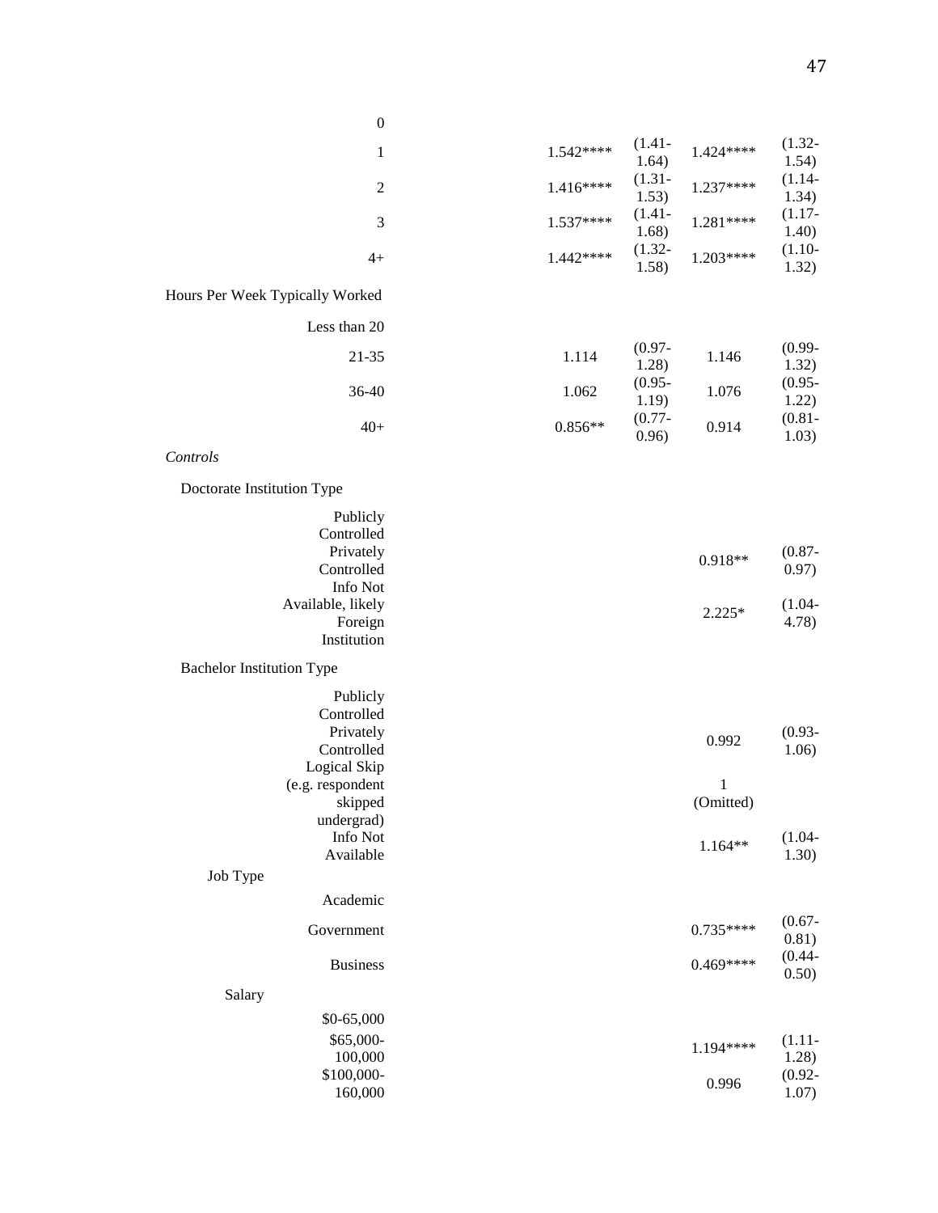| | | | | |
|---|---|---|---|---|
| 0 | | | | |
| 1 | 1.542**** | (1.41-1.64) | 1.424**** | (1.32-1.54) |
| 2 | 1.416**** | (1.31-1.53) | 1.237**** | (1.14-1.34) |
| 3 | 1.537**** | (1.41-1.68) | 1.281**** | (1.17-1.40) |
| 4+ | 1.442**** | (1.32-1.58) | 1.203**** | (1.10-1.32) |
| Hours Per Week Typically Worked | | | | |
| Less than 20 | | | | |
| 21-35 | 1.114 | (0.97-1.28) | 1.146 | (0.99-1.32) |
| 36-40 | 1.062 | (0.95-1.19) | 1.076 | (0.95-1.22) |
| 40+ | 0.856** | (0.77-0.96) | 0.914 | (0.81-1.03) |
| *Controls* | | | | |
| Doctorate Institution Type | | | | |
| Publicly Controlled | | | | |
| Privately Controlled | | | 0.918** | (0.87-0.97) |
| Info Not Available, likely Foreign Institution | | | 2.225* | (1.04-4.78) |
| Bachelor Institution Type | | | | |
| Publicly Controlled | | | | |
| Privately Controlled | | | 0.992 | (0.93-1.06) |
| Logical Skip (e.g. respondent skipped undergrad) | | | 1 (Omitted) | |
| Info Not Available | | | 1.164** | (1.04-1.30) |
| Job Type | | | | |
| Academic | | | | |
| Government | | | 0.735**** | (0.67-0.81) |
| Business | | | 0.469**** | (0.44-0.50) |
| Salary | | | | |
| $0-65,000 | | | | |
| $65,000-100,000 | | | 1.194**** | (1.11-1.28) |
| $100,000-160,000 | | | 0.996 | (0.92-1.07) |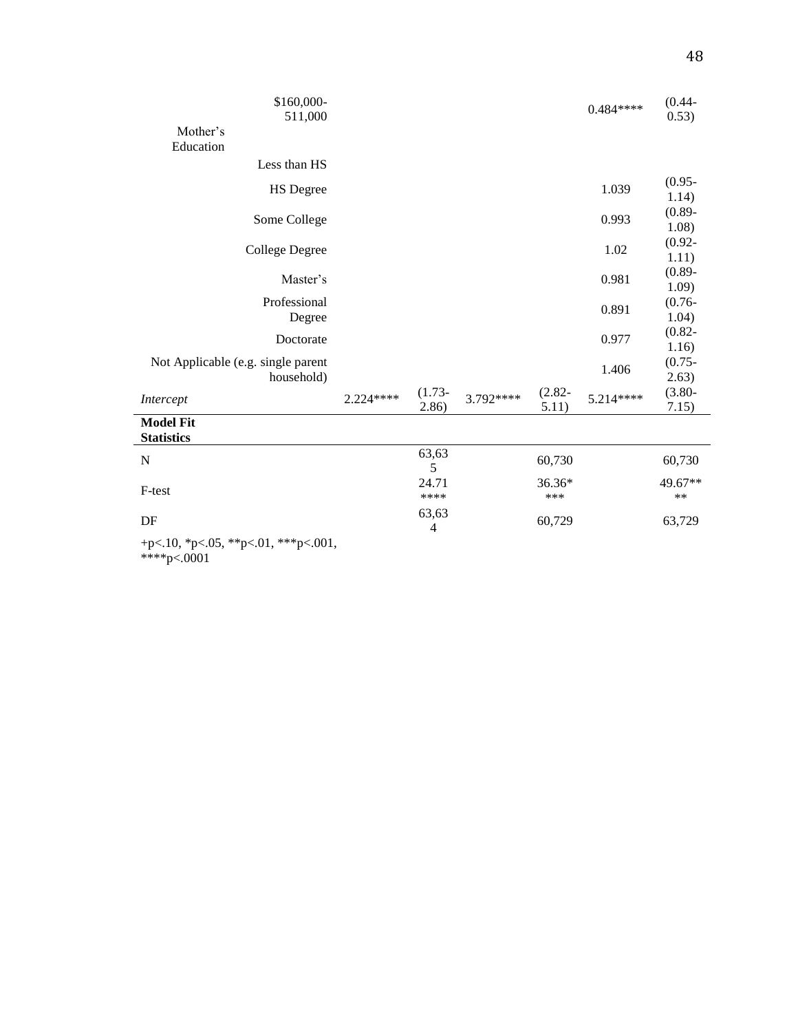| | | | | | | |
|---|---|---|---|---|---|---|
| $160,000-511,000 | | | | | 0.484**** | (0.44-0.53) |
| Mother's Education | | | | | | |
| Less than HS | | | | | | |
| HS Degree | | | | | 1.039 | (0.95-1.14) |
| Some College | | | | | 0.993 | (0.89-1.08) |
| College Degree | | | | | 1.02 | (0.92-1.11) |
| Master's | | | | | 0.981 | (0.89-1.09) |
| Professional Degree | | | | | 0.891 | (0.76-1.04) |
| Doctorate | | | | | 0.977 | (0.82-1.16) |
| Not Applicable (e.g. single parent household) | | | | | 1.406 | (0.75-2.63) |
| *Intercept* | 2.224**** | (1.73-2.86) | 3.792**** | (2.82-5.11) | 5.214**** | (3.80-7.15) |
| **Model Fit Statistics** | | | | | | |
| N | | 63,635 | | 60,730 | | 60,730 |
| F-test | | 24.71**** | | 36.36**** | | 49.67**** |
| DF | | 63,634 | | 60,729 | | 63,729 |

+p<.10, *p<.05, **p<.01, ***p<.001, ****p<.0001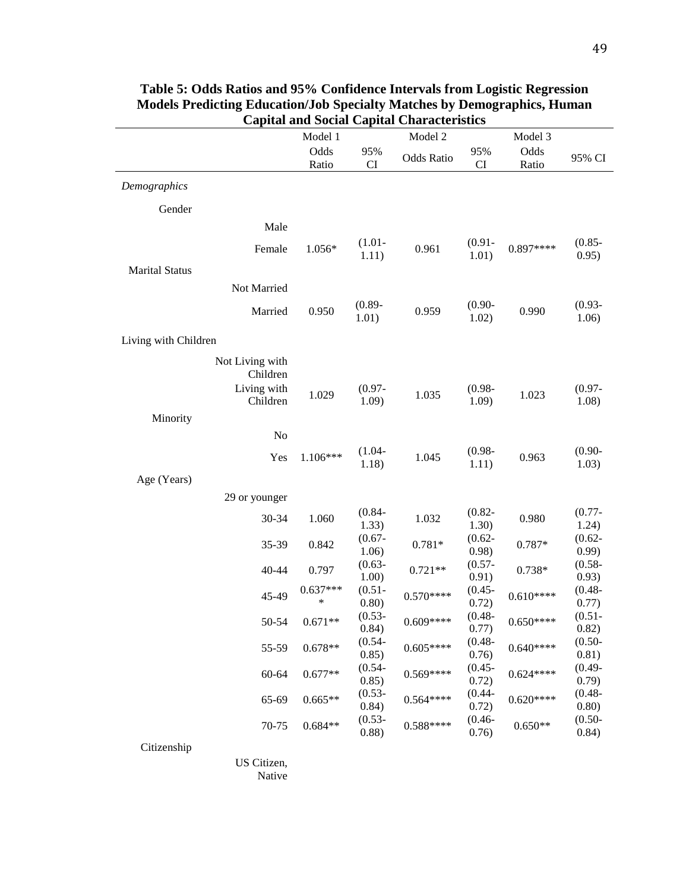**Table 5: Odds Ratios and 95% Confidence Intervals from Logistic Regression Models Predicting Education/Job Specialty Matches by Demographics, Human Capital and Social Capital Characteristics**

| | | Model 1 | | Model 2 | | Model 3 | |
|---|---|---|---|---|---|---|---|
| | | Odds Ratio | 95% CI | Odds Ratio | 95% CI | Odds Ratio | 95% CI |
| *Demographics* | | | | | | | |
| Gender | | | | | | | |
| | Male | | | | | | |
| | Female | 1.056* | (1.01-1.11) | 0.961 | (0.91-1.01) | 0.897**** | (0.85-0.95) |
| Marital Status | | | | | | | |
| | Not Married | | | | | | |
| | Married | 0.950 | (0.89-1.01) | 0.959 | (0.90-1.02) | 0.990 | (0.93-1.06) |
| Living with Children | | | | | | | |
| | Not Living with Children | | | | | | |
| | Living with Children | 1.029 | (0.97-1.09) | 1.035 | (0.98-1.09) | 1.023 | (0.97-1.08) |
| Minority | | | | | | | |
| | No | | | | | | |
| | Yes | 1.106*** | (1.04-1.18) | 1.045 | (0.98-1.11) | 0.963 | (0.90-1.03) |
| Age (Years) | | | | | | | |
| | 29 or younger | | | | | | |
| | 30-34 | 1.060 | (0.84-1.33) | 1.032 | (0.82-1.30) | 0.980 | (0.77-1.24) |
| | 35-39 | 0.842 | (0.67-1.06) | 0.781* | (0.62-0.98) | 0.787* | (0.62-0.99) |
| | 40-44 | 0.797 | (0.63-1.00) | 0.721** | (0.57-0.91) | 0.738* | (0.58-0.93) |
| | 45-49 | 0.637**** | (0.51-0.80) | 0.570**** | (0.45-0.72) | 0.610**** | (0.48-0.77) |
| | 50-54 | 0.671** | (0.53-0.84) | 0.609**** | (0.48-0.77) | 0.650**** | (0.51-0.82) |
| | 55-59 | 0.678** | (0.54-0.85) | 0.605**** | (0.48-0.76) | 0.640**** | (0.50-0.81) |
| | 60-64 | 0.677** | (0.54-0.85) | 0.569**** | (0.45-0.72) | 0.624**** | (0.49-0.79) |
| | 65-69 | 0.665** | (0.53-0.84) | 0.564**** | (0.44-0.72) | 0.620**** | (0.48-0.80) |
| | 70-75 | 0.684** | (0.53-0.88) | 0.588**** | (0.46-0.76) | 0.650** | (0.50-0.84) |
| Citizenship | | | | | | | |
| | US Citizen, Native | | | | | | |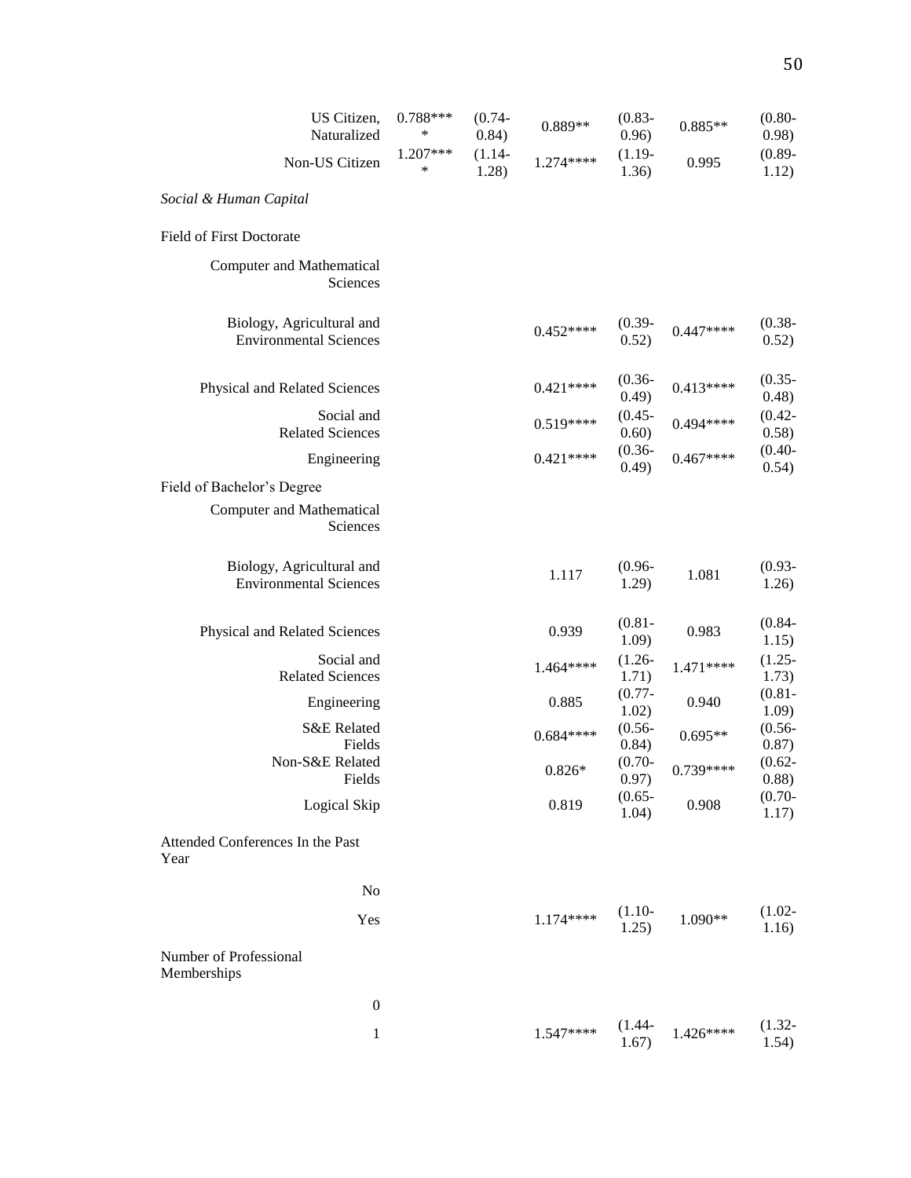| | | | | | | |
|---|---|---|---|---|---|---|
| US Citizen, Naturalized | 0.788**** | (0.74-0.84) | 0.889** | (0.83-0.96) | 0.885** | (0.80-0.98) |
| Non-US Citizen | 1.207**** | (1.14-1.28) | 1.274**** | (1.19-1.36) | 0.995 | (0.89-1.12) |
| *Social & Human Capital* | | | | | | |
| Field of First Doctorate | | | | | | |
| Computer and Mathematical Sciences | | | | | | |
| Biology, Agricultural and Environmental Sciences | | | 0.452**** | (0.39-0.52) | 0.447**** | (0.38-0.52) |
| Physical and Related Sciences | | | 0.421**** | (0.36-0.49) | 0.413**** | (0.35-0.48) |
| Social and Related Sciences | | | 0.519**** | (0.45-0.60) | 0.494**** | (0.42-0.58) |
| Engineering | | | 0.421**** | (0.36-0.49) | 0.467**** | (0.40-0.54) |
| Field of Bachelor's Degree | | | | | | |
| Computer and Mathematical Sciences | | | | | | |
| Biology, Agricultural and Environmental Sciences | | | 1.117 | (0.96-1.29) | 1.081 | (0.93-1.26) |
| Physical and Related Sciences | | | 0.939 | (0.81-1.09) | 0.983 | (0.84-1.15) |
| Social and Related Sciences | | | 1.464**** | (1.26-1.71) | 1.471**** | (1.25-1.73) |
| Engineering | | | 0.885 | (0.77-1.02) | 0.940 | (0.81-1.09) |
| S&E Related Fields | | | 0.684**** | (0.56-0.84) | 0.695** | (0.56-0.87) |
| Non-S&E Related Fields | | | 0.826* | (0.70-0.97) | 0.739**** | (0.62-0.88) |
| Logical Skip | | | 0.819 | (0.65-1.04) | 0.908 | (0.70-1.17) |
| Attended Conferences In the Past Year | | | | | | |
| No | | | | | | |
| Yes | | | 1.174**** | (1.10-1.25) | 1.090** | (1.02-1.16) |
| Number of Professional Memberships | | | | | | |
| 0 | | | | | | |
| 1 | | | 1.547**** | (1.44-1.67) | 1.426**** | (1.32-1.54) |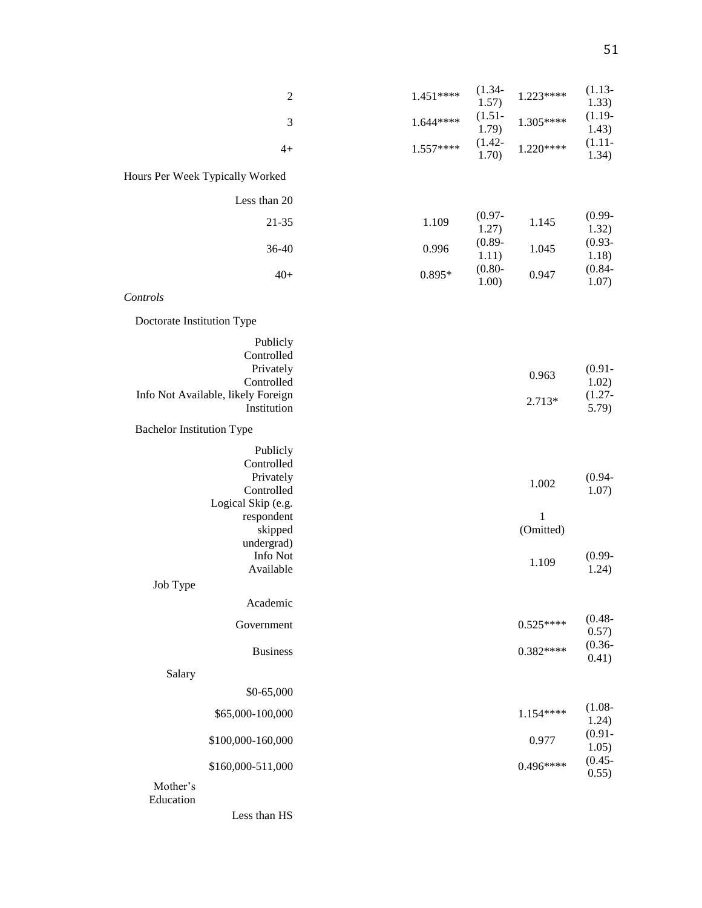| | | | | |
|---|---|---|---|---|
| 2 | 1.451**** | (1.34-1.57) | 1.223**** | (1.13-1.33) |
| 3 | 1.644**** | (1.51-1.79) | 1.305**** | (1.19-1.43) |
| 4+ | 1.557**** | (1.42-1.70) | 1.220**** | (1.11-1.34) |
| Hours Per Week Typically Worked | | | | |
| Less than 20 | | | | |
| 21-35 | 1.109 | (0.97-1.27) | 1.145 | (0.99-1.32) |
| 36-40 | 0.996 | (0.89-1.11) | 1.045 | (0.93-1.18) |
| 40+ | 0.895* | (0.80-1.00) | 0.947 | (0.84-1.07) |
| *Controls* | | | | |
| Doctorate Institution Type | | | | |
| Publicly Controlled | | | | |
| Privately Controlled | | | 0.963 | (0.91-1.02) |
| Info Not Available, likely Foreign Institution | | | 2.713* | (1.27-5.79) |
| Bachelor Institution Type | | | | |
| Publicly Controlled | | | | |
| Privately Controlled | | | 1.002 | (0.94-1.07) |
| Logical Skip (e.g. respondent skipped undergrad) | | | 1 (Omitted) | |
| Info Not Available | | | 1.109 | (0.99-1.24) |
| Job Type | | | | |
| Academic | | | | |
| Government | | | 0.525**** | (0.48-0.57) |
| Business | | | 0.382**** | (0.36-0.41) |
| Salary | | | | |
| $0-65,000 | | | | |
| $65,000-100,000 | | | 1.154**** | (1.08-1.24) |
| $100,000-160,000 | | | 0.977 | (0.91-1.05) |
| $160,000-511,000 | | | 0.496**** | (0.45-0.55) |
| Mother's Education | | | | |
| Less than HS | | | | |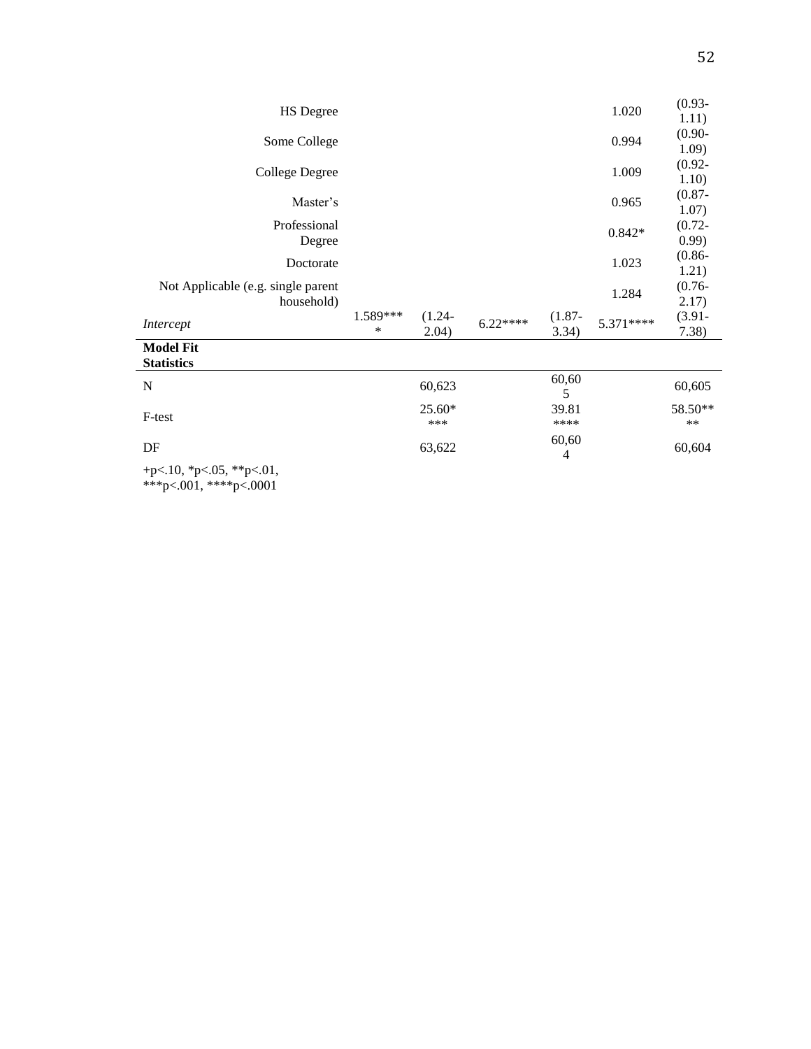| | | | | | | |
|---|---|---|---|---|---|---|
| HS Degree | | | | | 1.020 | (0.93-1.11) |
| Some College | | | | | 0.994 | (0.90-1.09) |
| College Degree | | | | | 1.009 | (0.92-1.10) |
| Master's | | | | | 0.965 | (0.87-1.07) |
| Professional Degree | | | | | 0.842* | (0.72-0.99) |
| Doctorate | | | | | 1.023 | (0.86-1.21) |
| Not Applicable (e.g. single parent household) | | | | | 1.284 | (0.76-2.17) |
| *Intercept* | 1.589**** | (1.24-2.04) | 6.22**** | (1.87-3.34) | 5.371**** | (3.91-7.38) |
| **Model Fit Statistics** | | | | | | |
| N | | 60,623 | | 60,605 | | 60,605 |
| F-test | | 25.60**** | | 39.81**** | | 58.50**** |
| DF | | 63,622 | | 60,604 | | 60,604 |

+p<.10, *p<.05, **p<.01, ***p<.001, ****p<.0001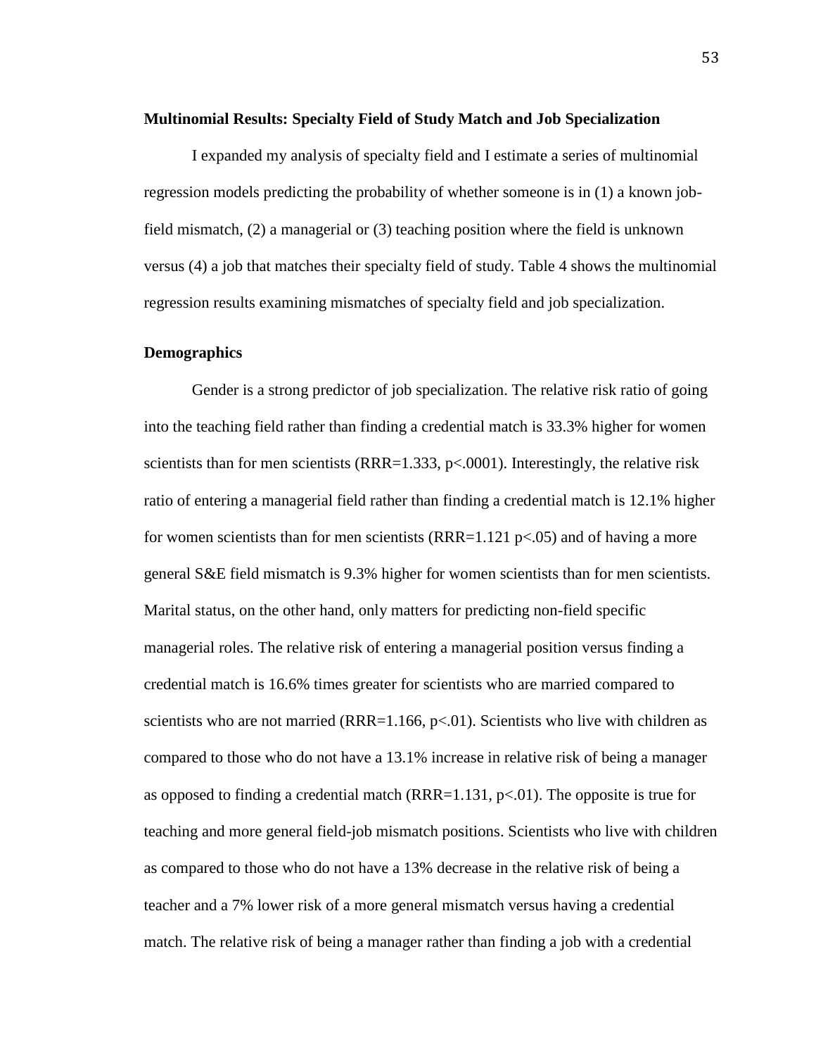## Multinomial Results: Specialty Field of Study Match and Job Specialization

I expanded my analysis of specialty field and I estimate a series of multinomial regression models predicting the probability of whether someone is in (1) a known job-field mismatch, (2) a managerial or (3) teaching position where the field is unknown versus (4) a job that matches their specialty field of study. Table 4 shows the multinomial regression results examining mismatches of specialty field and job specialization.

## Demographics

Gender is a strong predictor of job specialization. The relative risk ratio of going into the teaching field rather than finding a credential match is 33.3% higher for women scientists than for men scientists (RRR=1.333, $p<.0001$). Interestingly, the relative risk ratio of entering a managerial field rather than finding a credential match is 12.1% higher for women scientists than for men scientists (RRR=1.121 $p<.05$) and of having a more general S&E field mismatch is 9.3% higher for women scientists than for men scientists. Marital status, on the other hand, only matters for predicting non-field specific managerial roles. The relative risk of entering a managerial position versus finding a credential match is 16.6% times greater for scientists who are married compared to scientists who are not married (RRR=1.166, $p<.01$). Scientists who live with children as compared to those who do not have a 13.1% increase in relative risk of being a manager as opposed to finding a credential match (RRR=1.131, $p<.01$). The opposite is true for teaching and more general field-job mismatch positions. Scientists who live with children as compared to those who do not have a 13% decrease in the relative risk of being a teacher and a 7% lower risk of a more general mismatch versus having a credential match. The relative risk of being a manager rather than finding a job with a credential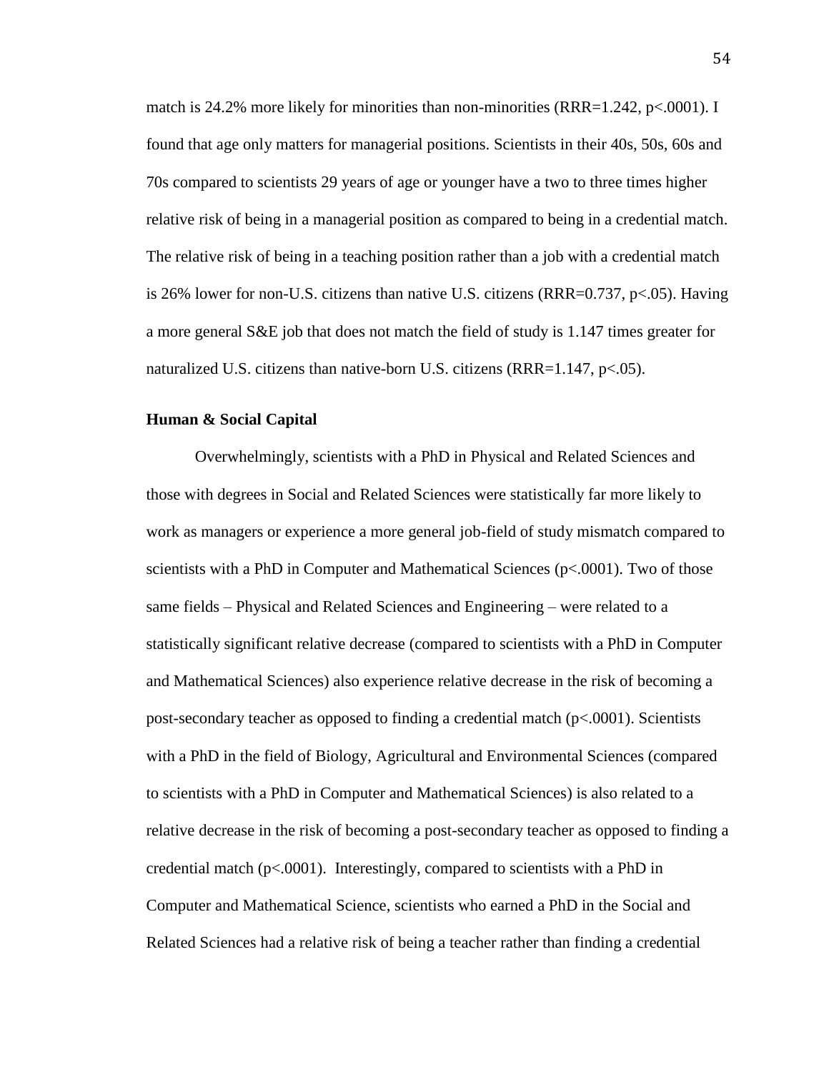match is 24.2% more likely for minorities than non-minorities (RRR=1.242, $p<.0001$). I found that age only matters for managerial positions. Scientists in their 40s, 50s, 60s and 70s compared to scientists 29 years of age or younger have a two to three times higher relative risk of being in a managerial position as compared to being in a credential match. The relative risk of being in a teaching position rather than a job with a credential match is 26% lower for non-U.S. citizens than native U.S. citizens (RRR=0.737, $p<.05$). Having a more general S&E job that does not match the field of study is 1.147 times greater for naturalized U.S. citizens than native-born U.S. citizens (RRR=1.147, $p<.05$).

**Human & Social Capital**

Overwhelmingly, scientists with a PhD in Physical and Related Sciences and those with degrees in Social and Related Sciences were statistically far more likely to work as managers or experience a more general job-field of study mismatch compared to scientists with a PhD in Computer and Mathematical Sciences ($p<.0001$). Two of those same fields – Physical and Related Sciences and Engineering – were related to a statistically significant relative decrease (compared to scientists with a PhD in Computer and Mathematical Sciences) also experience relative decrease in the risk of becoming a post-secondary teacher as opposed to finding a credential match ($p<.0001$). Scientists with a PhD in the field of Biology, Agricultural and Environmental Sciences (compared to scientists with a PhD in Computer and Mathematical Sciences) is also related to a relative decrease in the risk of becoming a post-secondary teacher as opposed to finding a credential match ($p<.0001$). Interestingly, compared to scientists with a PhD in Computer and Mathematical Science, scientists who earned a PhD in the Social and Related Sciences had a relative risk of being a teacher rather than finding a credential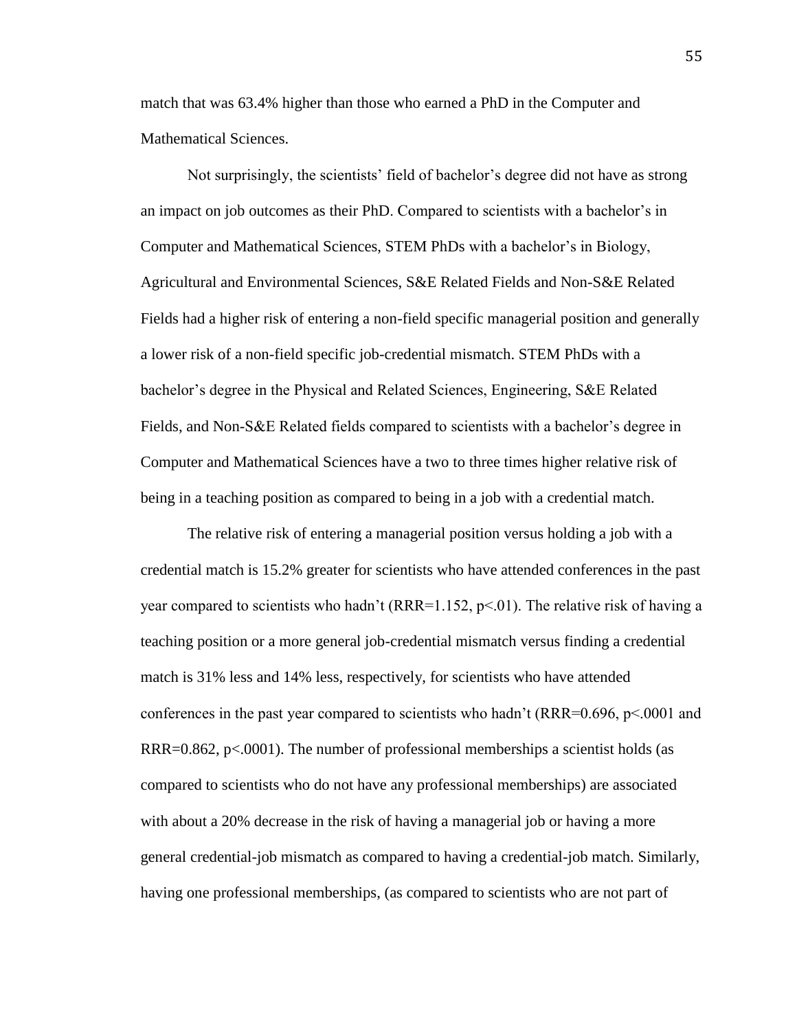match that was 63.4% higher than those who earned a PhD in the Computer and Mathematical Sciences.

Not surprisingly, the scientists' field of bachelor's degree did not have as strong an impact on job outcomes as their PhD. Compared to scientists with a bachelor's in Computer and Mathematical Sciences, STEM PhDs with a bachelor's in Biology, Agricultural and Environmental Sciences, S&E Related Fields and Non-S&E Related Fields had a higher risk of entering a non-field specific managerial position and generally a lower risk of a non-field specific job-credential mismatch. STEM PhDs with a bachelor's degree in the Physical and Related Sciences, Engineering, S&E Related Fields, and Non-S&E Related fields compared to scientists with a bachelor's degree in Computer and Mathematical Sciences have a two to three times higher relative risk of being in a teaching position as compared to being in a job with a credential match.

The relative risk of entering a managerial position versus holding a job with a credential match is 15.2% greater for scientists who have attended conferences in the past year compared to scientists who hadn't ($RRR=1.152$, $p<.01$). The relative risk of having a teaching position or a more general job-credential mismatch versus finding a credential match is 31% less and 14% less, respectively, for scientists who have attended conferences in the past year compared to scientists who hadn't ($RRR=0.696$, $p<.0001$ and $RRR=0.862$, $p<.0001$). The number of professional memberships a scientist holds (as compared to scientists who do not have any professional memberships) are associated with about a 20% decrease in the risk of having a managerial job or having a more general credential-job mismatch as compared to having a credential-job match. Similarly, having one professional memberships, (as compared to scientists who are not part of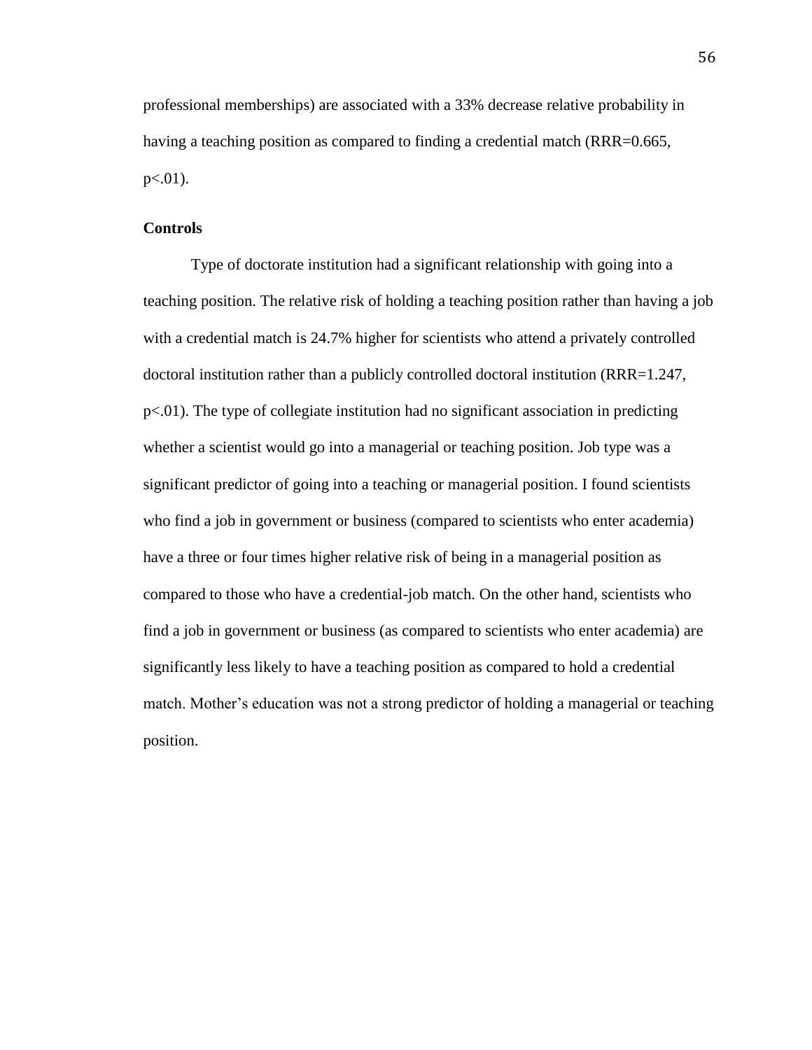professional memberships) are associated with a 33% decrease relative probability in having a teaching position as compared to finding a credential match (RRR=0.665, $p<.01$).

**Controls**

Type of doctorate institution had a significant relationship with going into a teaching position. The relative risk of holding a teaching position rather than having a job with a credential match is 24.7% higher for scientists who attend a privately controlled doctoral institution rather than a publicly controlled doctoral institution (RRR=1.247, $p<.01$). The type of collegiate institution had no significant association in predicting whether a scientist would go into a managerial or teaching position. Job type was a significant predictor of going into a teaching or managerial position. I found scientists who find a job in government or business (compared to scientists who enter academia) have a three or four times higher relative risk of being in a managerial position as compared to those who have a credential-job match. On the other hand, scientists who find a job in government or business (as compared to scientists who enter academia) are significantly less likely to have a teaching position as compared to hold a credential match. Mother's education was not a strong predictor of holding a managerial or teaching position.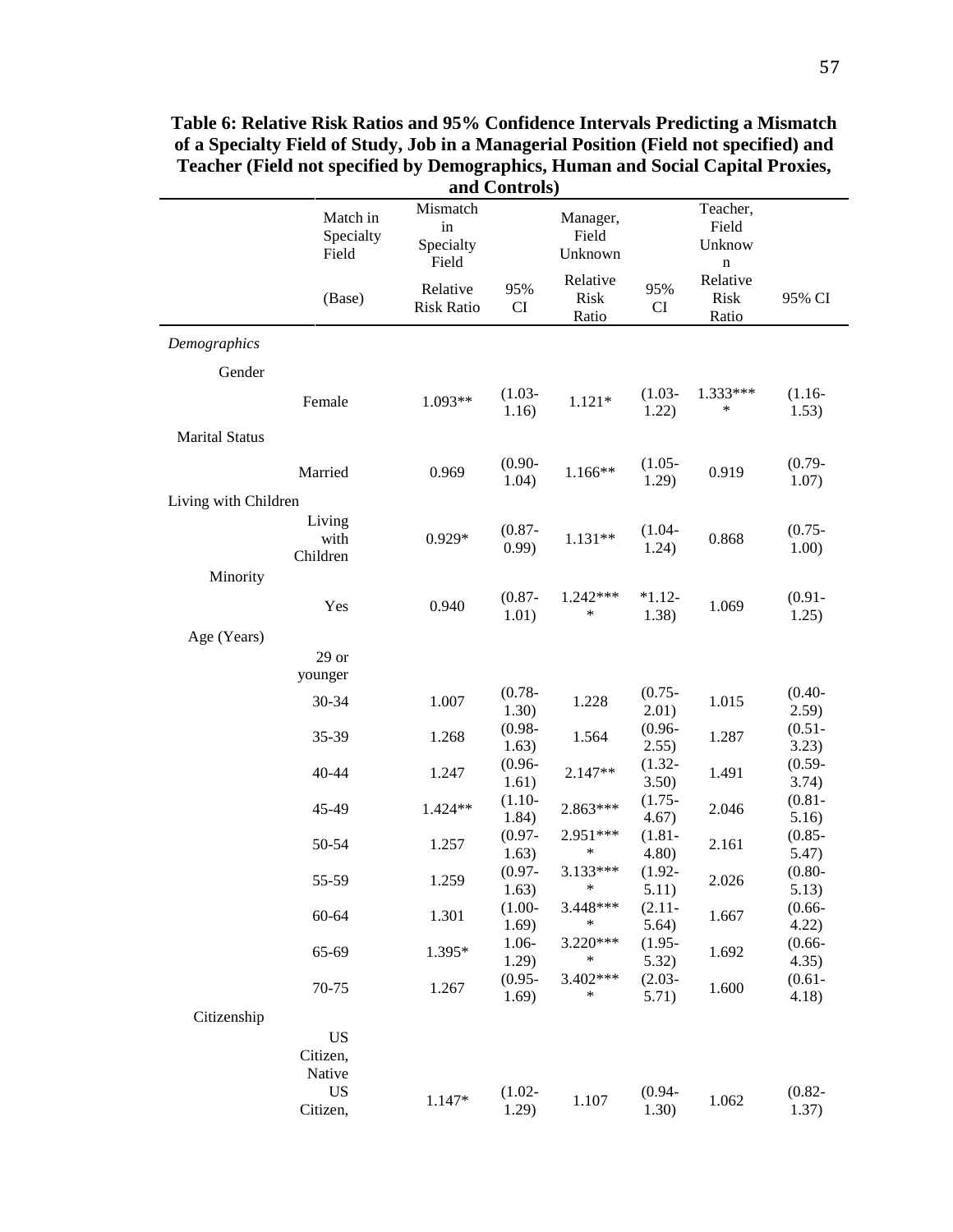**Table 6: Relative Risk Ratios and 95% Confidence Intervals Predicting a Mismatch of a Specialty Field of Study, Job in a Managerial Position (Field not specified) and Teacher (Field not specified by Demographics, Human and Social Capital Proxies, and Controls)**

| | Match in Specialty Field | Mismatch in Specialty Field | | Manager, Field Unknown | | Teacher, Field Unknown | |
|---|---|---|---|---|---|---|---|
| | (Base) | Relative Risk Ratio | 95% CI | Relative Risk Ratio | 95% CI | Relative Risk Ratio | 95% CI |
| *Demographics* | | | | | | | |
| Gender | | | | | | | |
| | Female | 1.093** | (1.03-1.16) | 1.121* | (1.03-1.22) | 1.333**** | (1.16-1.53) |
| Marital Status | | | | | | | |
| | Married | 0.969 | (0.90-1.04) | 1.166** | (1.05-1.29) | 0.919 | (0.79-1.07) |
| Living with Children | | | | | | | |
| | Living with Children | 0.929* | (0.87-0.99) | 1.131** | (1.04-1.24) | 0.868 | (0.75-1.00) |
| Minority | | | | | | | |
| | Yes | 0.940 | (0.87-1.01) | 1.242**** | *1.12-1.38) | 1.069 | (0.91-1.25) |
| Age (Years) | | | | | | | |
| | 29 or younger | | | | | | |
| | 30-34 | 1.007 | (0.78-1.30) | 1.228 | (0.75-2.01) | 1.015 | (0.40-2.59) |
| | 35-39 | 1.268 | (0.98-1.63) | 1.564 | (0.96-2.55) | 1.287 | (0.51-3.23) |
| | 40-44 | 1.247 | (0.96-1.61) | 2.147** | (1.32-3.50) | 1.491 | (0.59-3.74) |
| | 45-49 | 1.424** | (1.10-1.84) | 2.863*** | (1.75-4.67) | 2.046 | (0.81-5.16) |
| | 50-54 | 1.257 | (0.97-1.63) | 2.951**** | (1.81-4.80) | 2.161 | (0.85-5.47) |
| | 55-59 | 1.259 | (0.97-1.63) | 3.133**** | (1.92-5.11) | 2.026 | (0.80-5.13) |
| | 60-64 | 1.301 | (1.00-1.69) | 3.448**** | (2.11-5.64) | 1.667 | (0.66-4.22) |
| | 65-69 | 1.395* | 1.06-1.29) | 3.220**** | (1.95-5.32) | 1.692 | (0.66-4.35) |
| | 70-75 | 1.267 | (0.95-1.69) | 3.402**** | (2.03-5.71) | 1.600 | (0.61-4.18) |
| Citizenship | | | | | | | |
| | US Citizen, Native | | | | | | |
| | US Citizen, | 1.147* | (1.02-1.29) | 1.107 | (0.94-1.30) | 1.062 | (0.82-1.37) |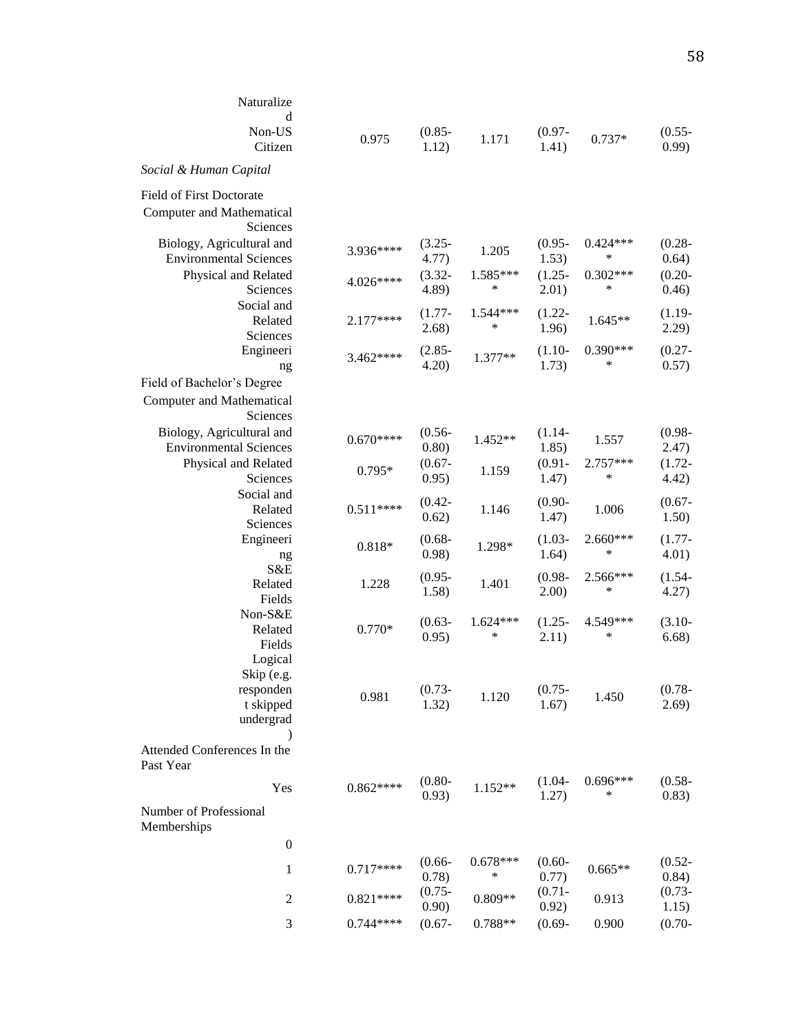| | | | | | | |
|---|---|---|---|---|---|---|
| Naturalized | | | | | | |
| Non-US Citizen | 0.975 | (0.85-1.12) | 1.171 | (0.97-1.41) | 0.737* | (0.55-0.99) |
| *Social & Human Capital* | | | | | | |
| Field of First Doctorate | | | | | | |
| Computer and Mathematical Sciences | | | | | | |
| Biology, Agricultural and Environmental Sciences | 3.936**** | (3.25-4.77) | 1.205 | (0.95-1.53) | 0.424**** | (0.28-0.64) |
| Physical and Related Sciences | 4.026**** | (3.32-4.89) | 1.585**** | (1.25-2.01) | 0.302**** | (0.20-0.46) |
| Social and Related Sciences | 2.177**** | (1.77-2.68) | 1.544**** | (1.22-1.96) | 1.645** | (1.19-2.29) |
| Engineering | 3.462**** | (2.85-4.20) | 1.377** | (1.10-1.73) | 0.390**** | (0.27-0.57) |
| Field of Bachelor's Degree | | | | | | |
| Computer and Mathematical Sciences | | | | | | |
| Biology, Agricultural and Environmental Sciences | 0.670**** | (0.56-0.80) | 1.452** | (1.14-1.85) | 1.557 | (0.98-2.47) |
| Physical and Related Sciences | 0.795* | (0.67-0.95) | 1.159 | (0.91-1.47) | 2.757**** | (1.72-4.42) |
| Social and Related Sciences | 0.511**** | (0.42-0.62) | 1.146 | (0.90-1.47) | 1.006 | (0.67-1.50) |
| Engineering | 0.818* | (0.68-0.98) | 1.298* | (1.03-1.64) | 2.660**** | (1.77-4.01) |
| S&E Related Fields | 1.228 | (0.95-1.58) | 1.401 | (0.98-2.00) | 2.566**** | (1.54-4.27) |
| Non-S&E Related Fields | 0.770* | (0.63-0.95) | 1.624**** | (1.25-2.11) | 4.549**** | (3.10-6.68) |
| Logical Skip (e.g. respondent skipped undergrad) | 0.981 | (0.73-1.32) | 1.120 | (0.75-1.67) | 1.450 | (0.78-2.69) |
| Attended Conferences In the Past Year | | | | | | |
| Yes | 0.862**** | (0.80-0.93) | 1.152** | (1.04-1.27) | 0.696**** | (0.58-0.83) |
| Number of Professional Memberships | | | | | | |
| 0 | | | | | | |
| 1 | 0.717**** | (0.66-0.78) | 0.678**** | (0.60-0.77) | 0.665** | (0.52-0.84) |
| 2 | 0.821**** | (0.75-0.90) | 0.809** | (0.71-0.92) | 0.913 | (0.73-1.15) |
| 3 | 0.744**** | (0.67- | 0.788** | (0.69- | 0.900 | (0.70- |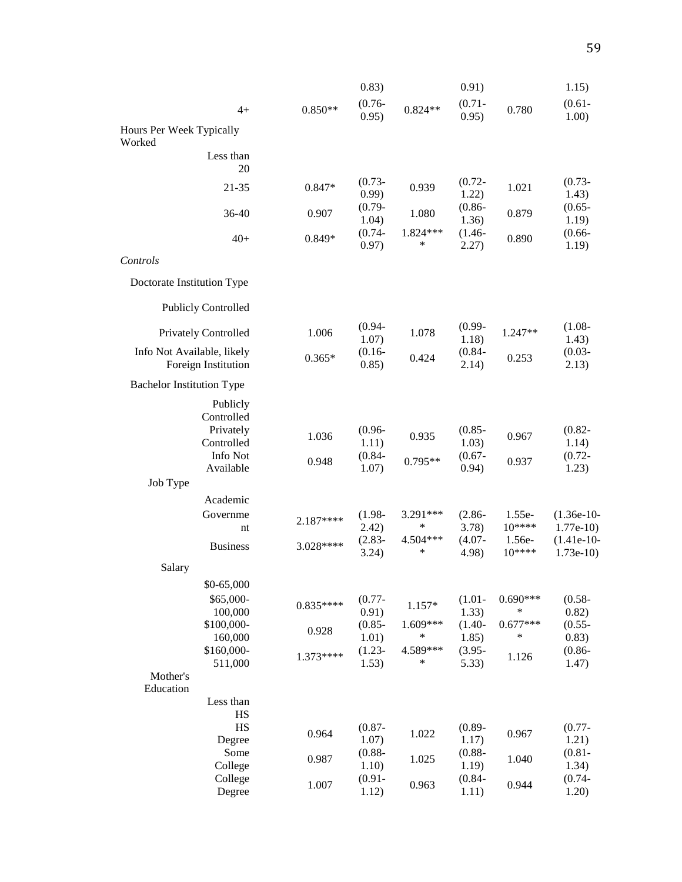| | | | | | | |
|---|---|---|---|---|---|---|
| | | 0.83) | | 0.91) | | 1.15) |
| 4+ | 0.850** | (0.76-0.95) | 0.824** | (0.71-0.95) | 0.780 | (0.61-1.00) |
| Hours Per Week Typically Worked | | | | | | |
| Less than 20 | | | | | | |
| 21-35 | 0.847* | (0.73-0.99) | 0.939 | (0.72-1.22) | 1.021 | (0.73-1.43) |
| 36-40 | 0.907 | (0.79-1.04) | 1.080 | (0.86-1.36) | 0.879 | (0.65-1.19) |
| 40+ | 0.849* | (0.74-0.97) | 1.824**** | (1.46-2.27) | 0.890 | (0.66-1.19) |
| *Controls* | | | | | | |
| Doctorate Institution Type | | | | | | |
| Publicly Controlled | | | | | | |
| Privately Controlled | 1.006 | (0.94-1.07) | 1.078 | (0.99-1.18) | 1.247** | (1.08-1.43) |
| Info Not Available, likely Foreign Institution | 0.365* | (0.16-0.85) | 0.424 | (0.84-2.14) | 0.253 | (0.03-2.13) |
| Bachelor Institution Type | | | | | | |
| Publicly Controlled | | | | | | |
| Privately Controlled | 1.036 | (0.96-1.11) | 0.935 | (0.85-1.03) | 0.967 | (0.82-1.14) |
| Info Not Available | 0.948 | (0.84-1.07) | 0.795** | (0.67-0.94) | 0.937 | (0.72-1.23) |
| Job Type | | | | | | |
| Academic | | | | | | |
| Government | 2.187**** | (1.98-2.42) | 3.291**** | (2.86-3.78) | 1.55e-10**** | (1.36e-10-1.77e-10) |
| Business | 3.028**** | (2.83-3.24) | 4.504**** | (4.07-4.98) | 1.56e-10**** | (1.41e-10-1.73e-10) |
| Salary | | | | | | |
| $0-65,000 | | | | | | |
| $65,000-100,000 | 0.835**** | (0.77-0.91) | 1.157* | (1.01-1.33) | 0.690**** | (0.58-0.82) |
| $100,000-160,000 | 0.928 | (0.85-1.01) | 1.609**** | (1.40-1.85) | 0.677**** | (0.55-0.83) |
| $160,000-511,000 | 1.373**** | (1.23-1.53) | 4.589**** | (3.95-5.33) | 1.126 | (0.86-1.47) |
| Mother's Education | | | | | | |
| Less than HS | | | | | | |
| HS Degree | 0.964 | (0.87-1.07) | 1.022 | (0.89-1.17) | 0.967 | (0.77-1.21) |
| Some College | 0.987 | (0.88-1.10) | 1.025 | (0.88-1.19) | 1.040 | (0.81-1.34) |
| College Degree | 1.007 | (0.91-1.12) | 0.963 | (0.84-1.11) | 0.944 | (0.74-1.20) |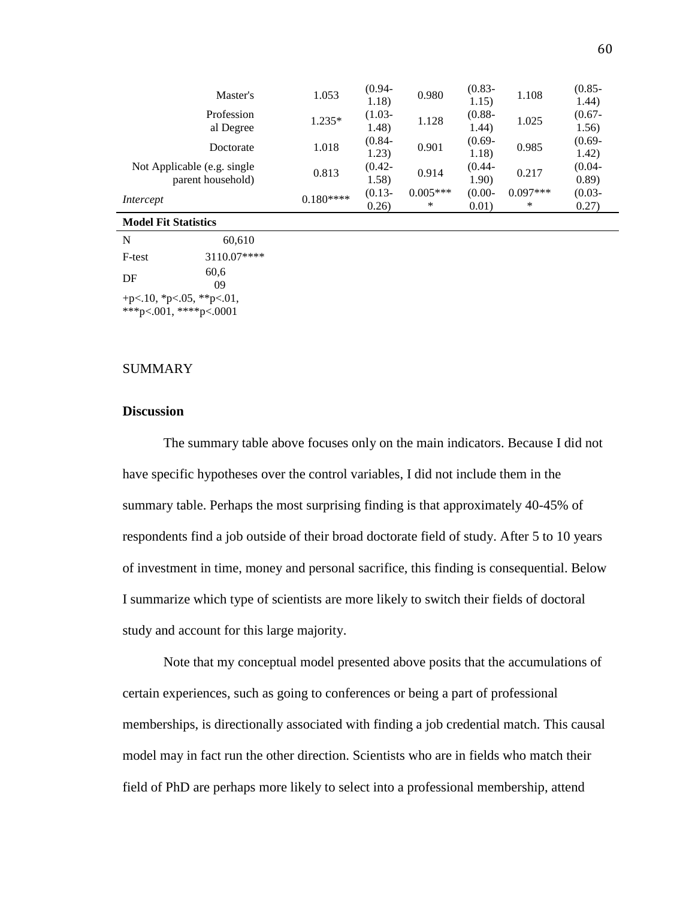| | | | | | | |
|---|---|---|---|---|---|---|
| Master's | 1.053 | (0.94-1.18) | 0.980 | (0.83-1.15) | 1.108 | (0.85-1.44) |
| Professional Degree | 1.235* | (1.03-1.48) | 1.128 | (0.88-1.44) | 1.025 | (0.67-1.56) |
| Doctorate | 1.018 | (0.84-1.23) | 0.901 | (0.69-1.18) | 0.985 | (0.69-1.42) |
| Not Applicable (e.g. single parent household) | 0.813 | (0.42-1.58) | 0.914 | (0.44-1.90) | 0.217 | (0.04-0.89) |
| *Intercept* | 0.180**** | (0.13-0.26) | 0.005**** | (0.00-0.01) | 0.097**** | (0.03-0.27) |

**Model Fit Statistics**

| | |
|---|---|
| N | 60,610 |
| F-test | 3110.07**** |
| DF | 60,609 |

+p<.10, *p<.05, **p<.01, ***p<.001, ****p<.0001

SUMMARY

**Discussion**

The summary table above focuses only on the main indicators. Because I did not have specific hypotheses over the control variables, I did not include them in the summary table. Perhaps the most surprising finding is that approximately 40-45% of respondents find a job outside of their broad doctorate field of study. After 5 to 10 years of investment in time, money and personal sacrifice, this finding is consequential. Below I summarize which type of scientists are more likely to switch their fields of doctoral study and account for this large majority.

Note that my conceptual model presented above posits that the accumulations of certain experiences, such as going to conferences or being a part of professional memberships, is directionally associated with finding a job credential match. This causal model may in fact run the other direction. Scientists who are in fields who match their field of PhD are perhaps more likely to select into a professional membership, attend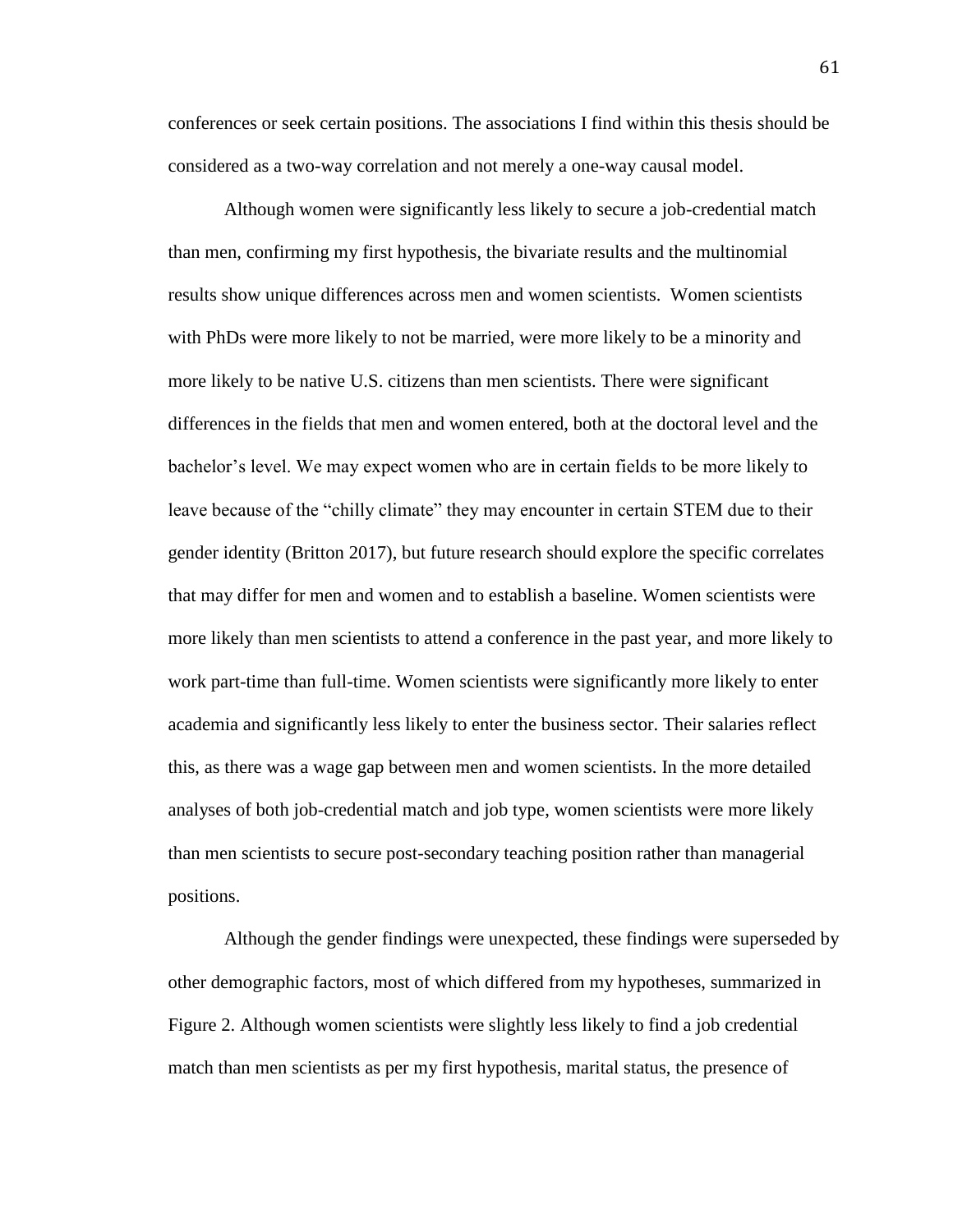conferences or seek certain positions. The associations I find within this thesis should be considered as a two-way correlation and not merely a one-way causal model.

Although women were significantly less likely to secure a job-credential match than men, confirming my first hypothesis, the bivariate results and the multinomial results show unique differences across men and women scientists. Women scientists with PhDs were more likely to not be married, were more likely to be a minority and more likely to be native U.S. citizens than men scientists. There were significant differences in the fields that men and women entered, both at the doctoral level and the bachelor's level. We may expect women who are in certain fields to be more likely to leave because of the "chilly climate" they may encounter in certain STEM due to their gender identity (Britton 2017), but future research should explore the specific correlates that may differ for men and women and to establish a baseline. Women scientists were more likely than men scientists to attend a conference in the past year, and more likely to work part-time than full-time. Women scientists were significantly more likely to enter academia and significantly less likely to enter the business sector. Their salaries reflect this, as there was a wage gap between men and women scientists. In the more detailed analyses of both job-credential match and job type, women scientists were more likely than men scientists to secure post-secondary teaching position rather than managerial positions.

Although the gender findings were unexpected, these findings were superseded by other demographic factors, most of which differed from my hypotheses, summarized in Figure 2. Although women scientists were slightly less likely to find a job credential match than men scientists as per my first hypothesis, marital status, the presence of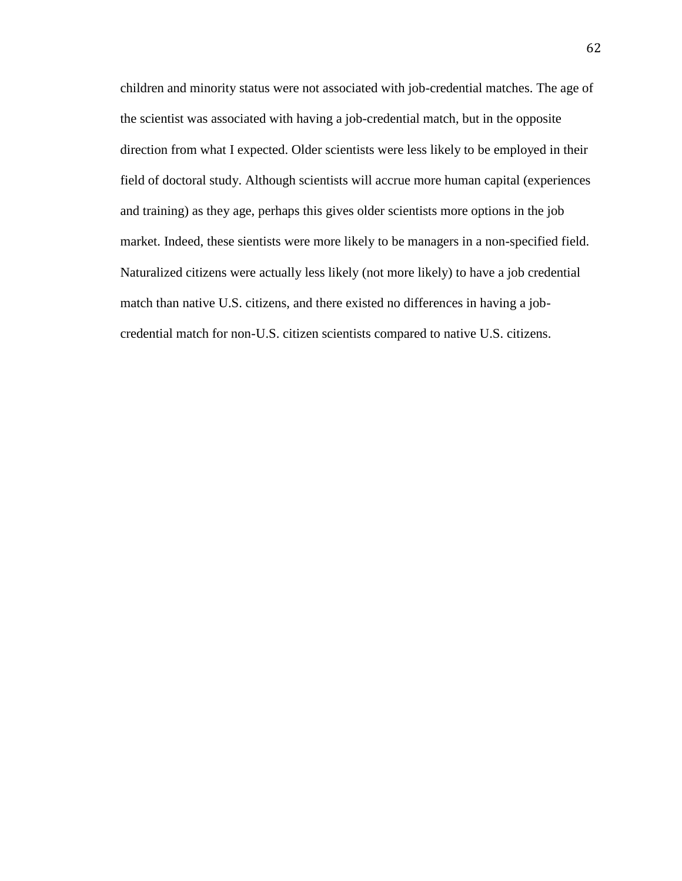children and minority status were not associated with job-credential matches. The age of the scientist was associated with having a job-credential match, but in the opposite direction from what I expected. Older scientists were less likely to be employed in their field of doctoral study. Although scientists will accrue more human capital (experiences and training) as they age, perhaps this gives older scientists more options in the job market. Indeed, these sientists were more likely to be managers in a non-specified field. Naturalized citizens were actually less likely (not more likely) to have a job credential match than native U.S. citizens, and there existed no differences in having a job-credential match for non-U.S. citizen scientists compared to native U.S. citizens.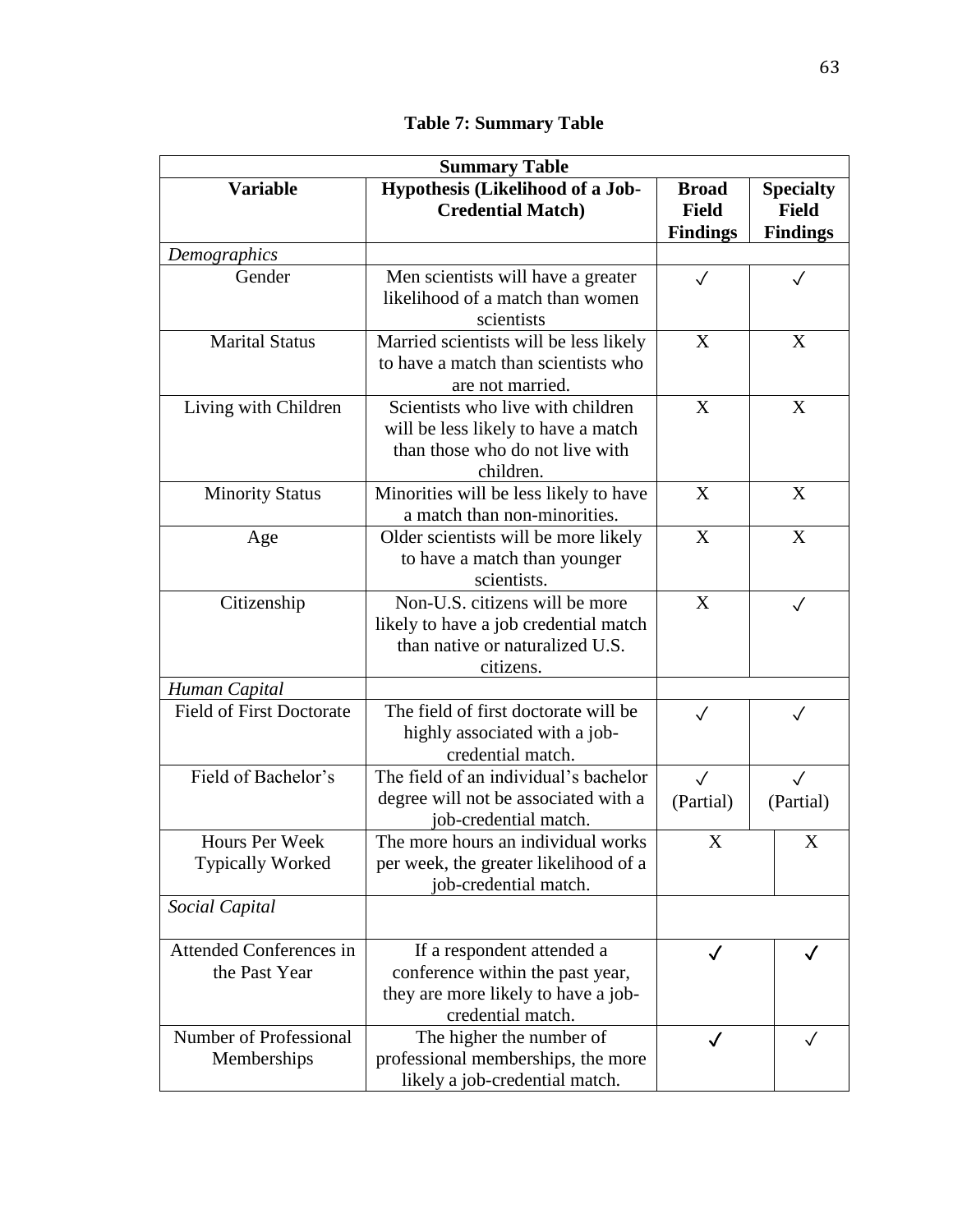**Table 7: Summary Table**

| Summary Table | | | |
|---|---|---|---|
| **Variable** | **Hypothesis (Likelihood of a Job-Credential Match)** | **Broad Field Findings** | **Specialty Field Findings** |
| *Demographics* | | | |
| Gender | Men scientists will have a greater likelihood of a match than women scientists | ✓ | ✓ |
| Marital Status | Married scientists will be less likely to have a match than scientists who are not married. | X | X |
| Living with Children | Scientists who live with children will be less likely to have a match than those who do not live with children. | X | X |
| Minority Status | Minorities will be less likely to have a match than non-minorities. | X | X |
| Age | Older scientists will be more likely to have a match than younger scientists. | X | X |
| Citizenship | Non-U.S. citizens will be more likely to have a job credential match than native or naturalized U.S. citizens. | X | ✓ |
| *Human Capital* | | | |
| Field of First Doctorate | The field of first doctorate will be highly associated with a job-credential match. | ✓ | ✓ |
| Field of Bachelor's | The field of an individual's bachelor degree will not be associated with a job-credential match. | ✓ (Partial) | ✓ (Partial) |
| Hours Per Week Typically Worked | The more hours an individual works per week, the greater likelihood of a job-credential match. | X | X |
| *Social Capital* | | | |
| Attended Conferences in the Past Year | If a respondent attended a conference within the past year, they are more likely to have a job-credential match. | ✓ | ✓ |
| Number of Professional Memberships | The higher the number of professional memberships, the more likely a job-credential match. | ✓ | ✓ |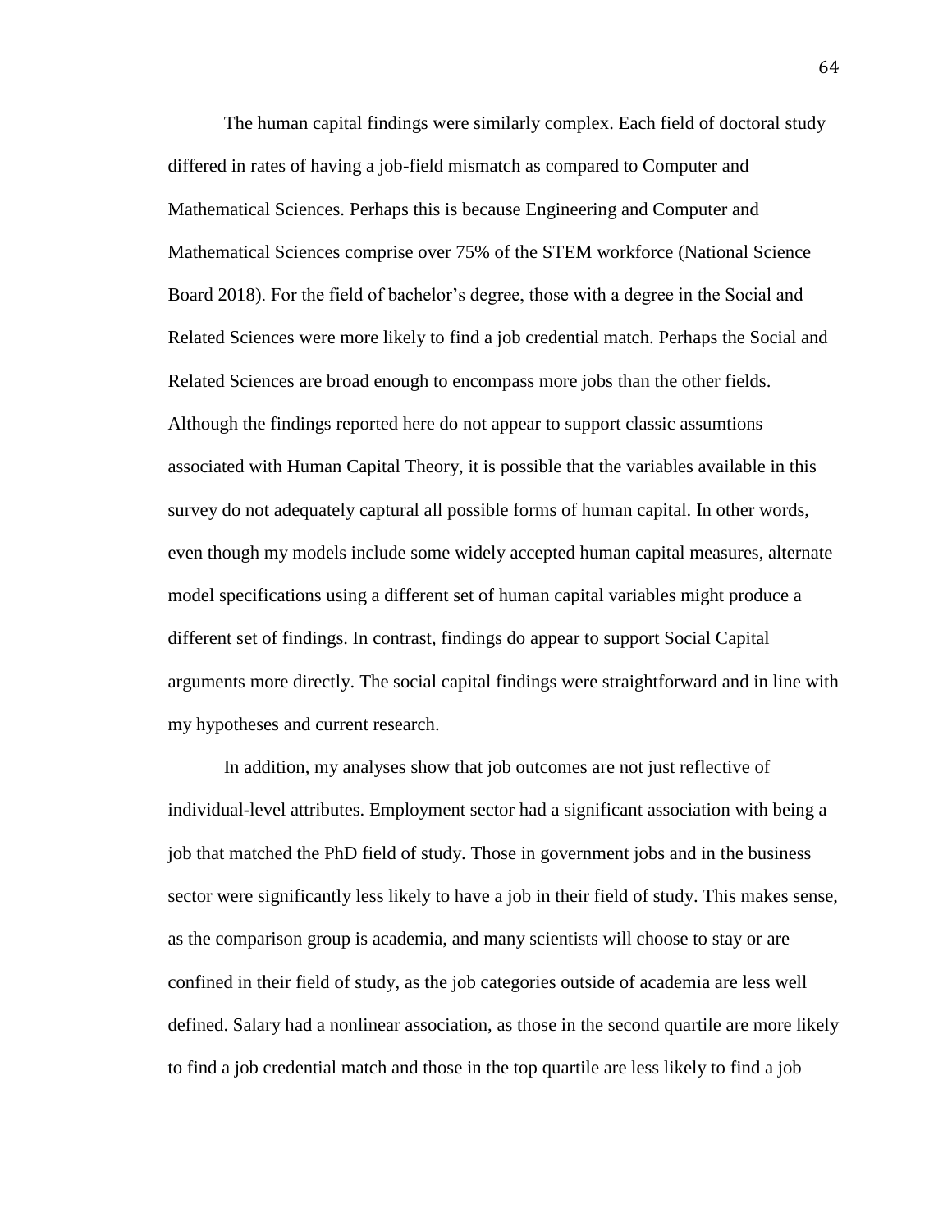The human capital findings were similarly complex. Each field of doctoral study differed in rates of having a job-field mismatch as compared to Computer and Mathematical Sciences. Perhaps this is because Engineering and Computer and Mathematical Sciences comprise over 75% of the STEM workforce (National Science Board 2018). For the field of bachelor's degree, those with a degree in the Social and Related Sciences were more likely to find a job credential match. Perhaps the Social and Related Sciences are broad enough to encompass more jobs than the other fields. Although the findings reported here do not appear to support classic assumtions associated with Human Capital Theory, it is possible that the variables available in this survey do not adequately captural all possible forms of human capital. In other words, even though my models include some widely accepted human capital measures, alternate model specifications using a different set of human capital variables might produce a different set of findings. In contrast, findings do appear to support Social Capital arguments more directly. The social capital findings were straightforward and in line with my hypotheses and current research.

In addition, my analyses show that job outcomes are not just reflective of individual-level attributes. Employment sector had a significant association with being a job that matched the PhD field of study. Those in government jobs and in the business sector were significantly less likely to have a job in their field of study. This makes sense, as the comparison group is academia, and many scientists will choose to stay or are confined in their field of study, as the job categories outside of academia are less well defined. Salary had a nonlinear association, as those in the second quartile are more likely to find a job credential match and those in the top quartile are less likely to find a job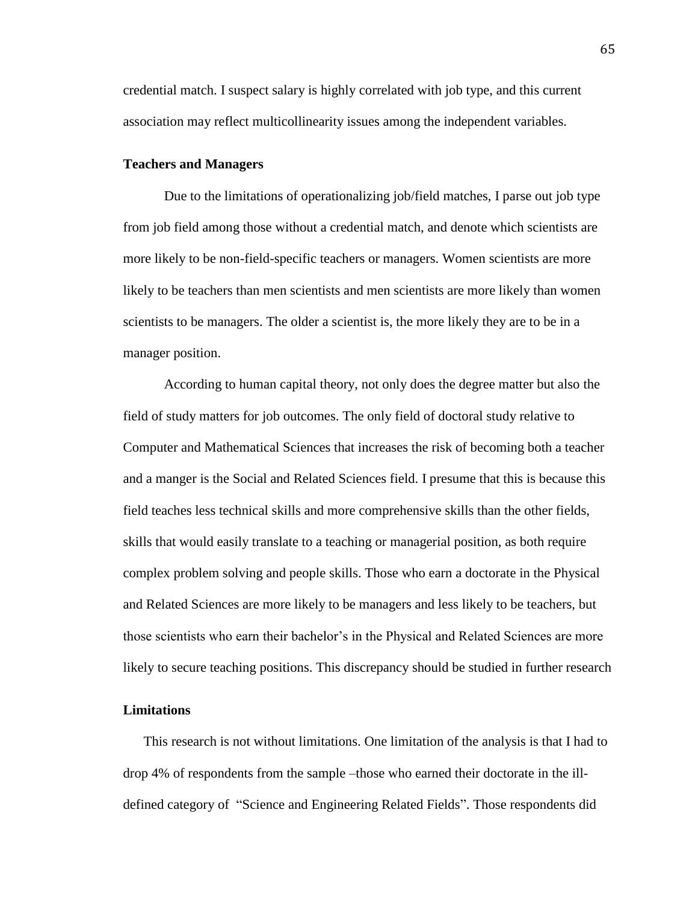credential match. I suspect salary is highly correlated with job type, and this current association may reflect multicollinearity issues among the independent variables.

### Teachers and Managers

Due to the limitations of operationalizing job/field matches, I parse out job type from job field among those without a credential match, and denote which scientists are more likely to be non-field-specific teachers or managers. Women scientists are more likely to be teachers than men scientists and men scientists are more likely than women scientists to be managers. The older a scientist is, the more likely they are to be in a manager position.

According to human capital theory, not only does the degree matter but also the field of study matters for job outcomes. The only field of doctoral study relative to Computer and Mathematical Sciences that increases the risk of becoming both a teacher and a manger is the Social and Related Sciences field. I presume that this is because this field teaches less technical skills and more comprehensive skills than the other fields, skills that would easily translate to a teaching or managerial position, as both require complex problem solving and people skills. Those who earn a doctorate in the Physical and Related Sciences are more likely to be managers and less likely to be teachers, but those scientists who earn their bachelor's in the Physical and Related Sciences are more likely to secure teaching positions. This discrepancy should be studied in further research

### Limitations

This research is not without limitations. One limitation of the analysis is that I had to drop 4% of respondents from the sample –those who earned their doctorate in the ill-defined category of "Science and Engineering Related Fields". Those respondents did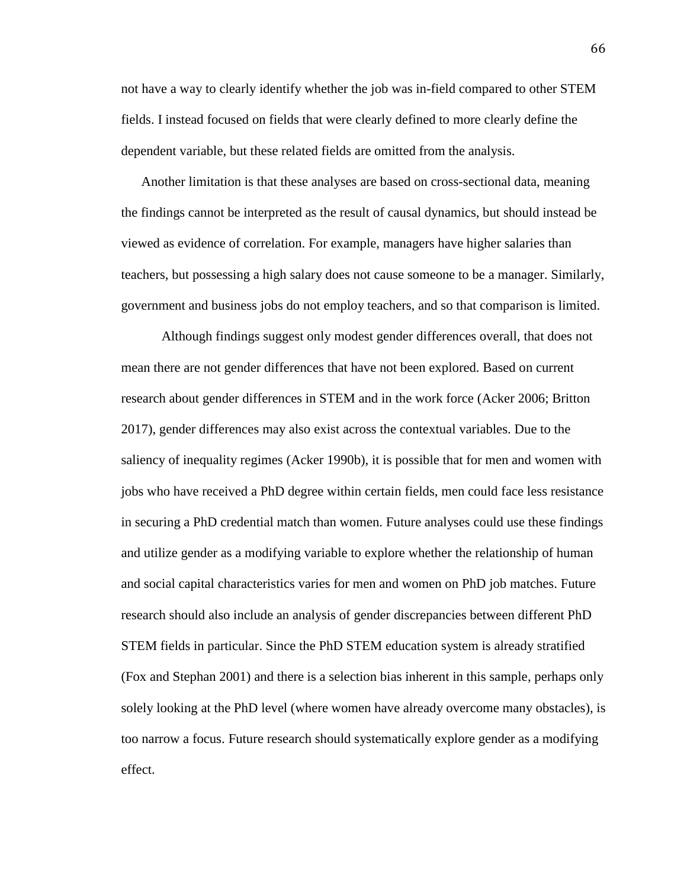not have a way to clearly identify whether the job was in-field compared to other STEM fields. I instead focused on fields that were clearly defined to more clearly define the dependent variable, but these related fields are omitted from the analysis.

Another limitation is that these analyses are based on cross-sectional data, meaning the findings cannot be interpreted as the result of causal dynamics, but should instead be viewed as evidence of correlation. For example, managers have higher salaries than teachers, but possessing a high salary does not cause someone to be a manager. Similarly, government and business jobs do not employ teachers, and so that comparison is limited.

Although findings suggest only modest gender differences overall, that does not mean there are not gender differences that have not been explored. Based on current research about gender differences in STEM and in the work force (Acker 2006; Britton 2017), gender differences may also exist across the contextual variables. Due to the saliency of inequality regimes (Acker 1990b), it is possible that for men and women with jobs who have received a PhD degree within certain fields, men could face less resistance in securing a PhD credential match than women. Future analyses could use these findings and utilize gender as a modifying variable to explore whether the relationship of human and social capital characteristics varies for men and women on PhD job matches. Future research should also include an analysis of gender discrepancies between different PhD STEM fields in particular. Since the PhD STEM education system is already stratified (Fox and Stephan 2001) and there is a selection bias inherent in this sample, perhaps only solely looking at the PhD level (where women have already overcome many obstacles), is too narrow a focus. Future research should systematically explore gender as a modifying effect.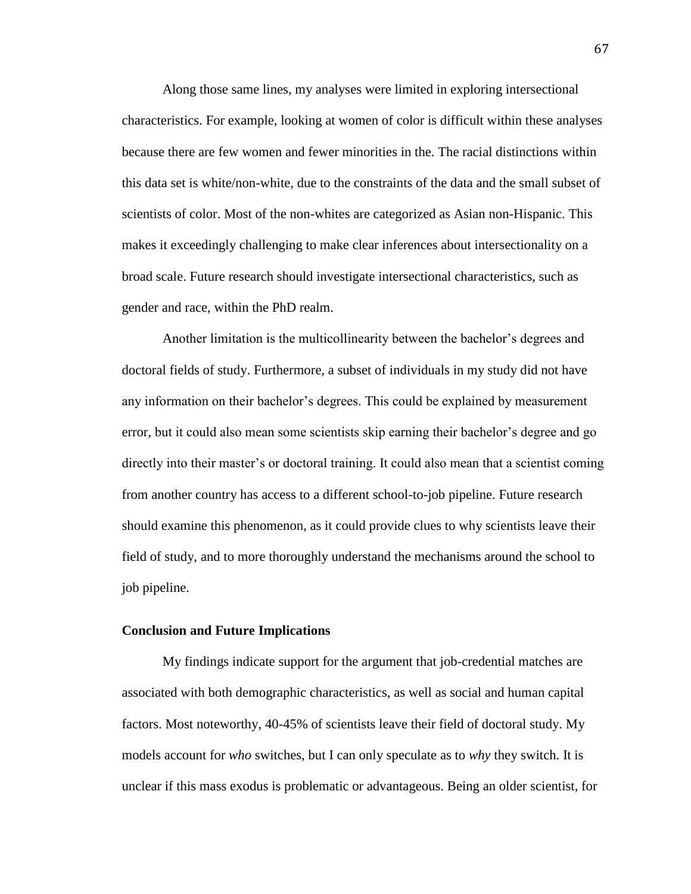Along those same lines, my analyses were limited in exploring intersectional characteristics. For example, looking at women of color is difficult within these analyses because there are few women and fewer minorities in the. The racial distinctions within this data set is white/non-white, due to the constraints of the data and the small subset of scientists of color. Most of the non-whites are categorized as Asian non-Hispanic. This makes it exceedingly challenging to make clear inferences about intersectionality on a broad scale. Future research should investigate intersectional characteristics, such as gender and race, within the PhD realm.

Another limitation is the multicollinearity between the bachelor's degrees and doctoral fields of study. Furthermore, a subset of individuals in my study did not have any information on their bachelor's degrees. This could be explained by measurement error, but it could also mean some scientists skip earning their bachelor's degree and go directly into their master's or doctoral training. It could also mean that a scientist coming from another country has access to a different school-to-job pipeline. Future research should examine this phenomenon, as it could provide clues to why scientists leave their field of study, and to more thoroughly understand the mechanisms around the school to job pipeline.

**Conclusion and Future Implications**

My findings indicate support for the argument that job-credential matches are associated with both demographic characteristics, as well as social and human capital factors. Most noteworthy, 40-45% of scientists leave their field of doctoral study. My models account for *who* switches, but I can only speculate as to *why* they switch. It is unclear if this mass exodus is problematic or advantageous. Being an older scientist, for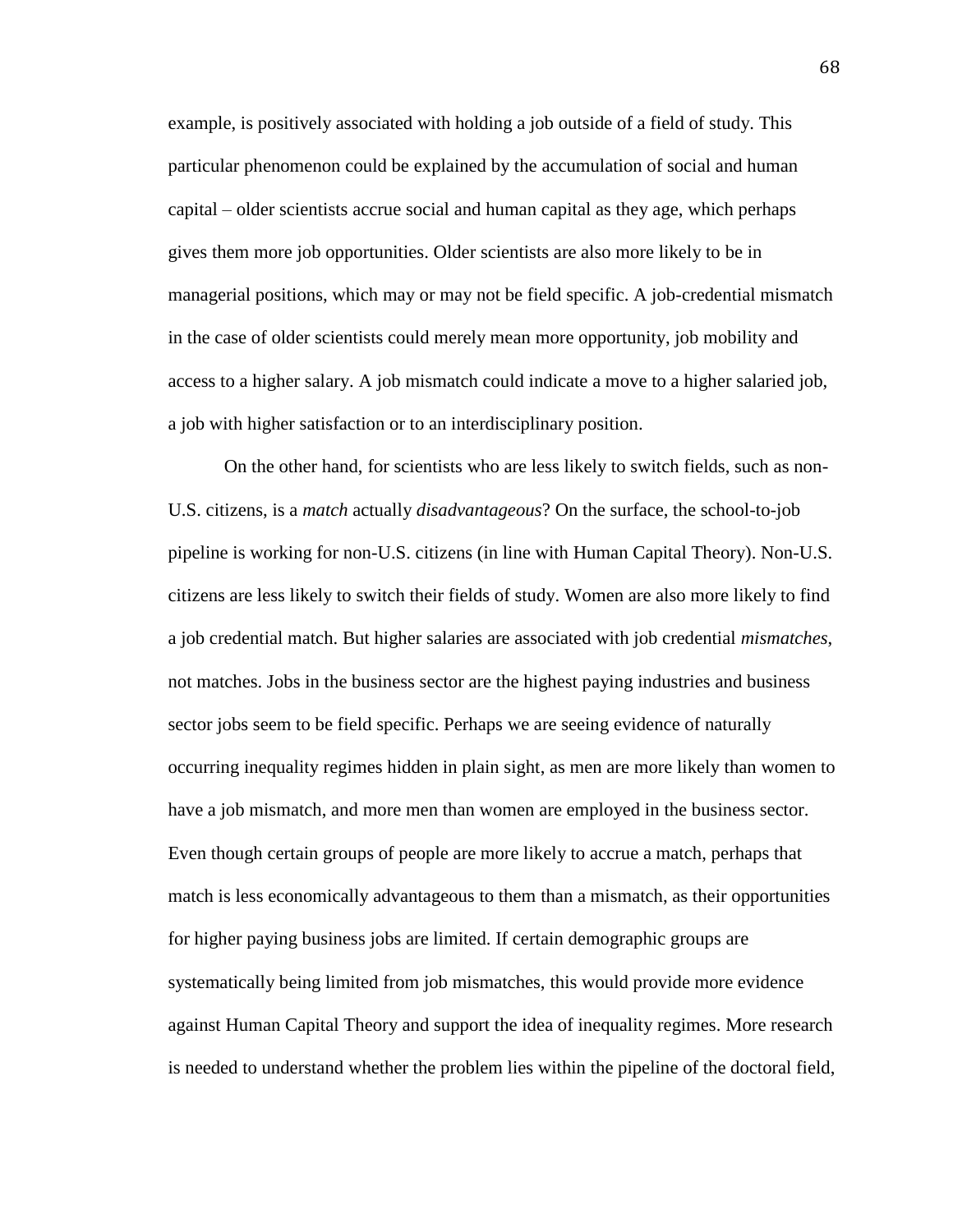example, is positively associated with holding a job outside of a field of study. This particular phenomenon could be explained by the accumulation of social and human capital – older scientists accrue social and human capital as they age, which perhaps gives them more job opportunities. Older scientists are also more likely to be in managerial positions, which may or may not be field specific. A job-credential mismatch in the case of older scientists could merely mean more opportunity, job mobility and access to a higher salary. A job mismatch could indicate a move to a higher salaried job, a job with higher satisfaction or to an interdisciplinary position.

On the other hand, for scientists who are less likely to switch fields, such as non-U.S. citizens, is a *match* actually *disadvantageous*? On the surface, the school-to-job pipeline is working for non-U.S. citizens (in line with Human Capital Theory). Non-U.S. citizens are less likely to switch their fields of study. Women are also more likely to find a job credential match. But higher salaries are associated with job credential *mismatches*, not matches. Jobs in the business sector are the highest paying industries and business sector jobs seem to be field specific. Perhaps we are seeing evidence of naturally occurring inequality regimes hidden in plain sight, as men are more likely than women to have a job mismatch, and more men than women are employed in the business sector. Even though certain groups of people are more likely to accrue a match, perhaps that match is less economically advantageous to them than a mismatch, as their opportunities for higher paying business jobs are limited. If certain demographic groups are systematically being limited from job mismatches, this would provide more evidence against Human Capital Theory and support the idea of inequality regimes. More research is needed to understand whether the problem lies within the pipeline of the doctoral field,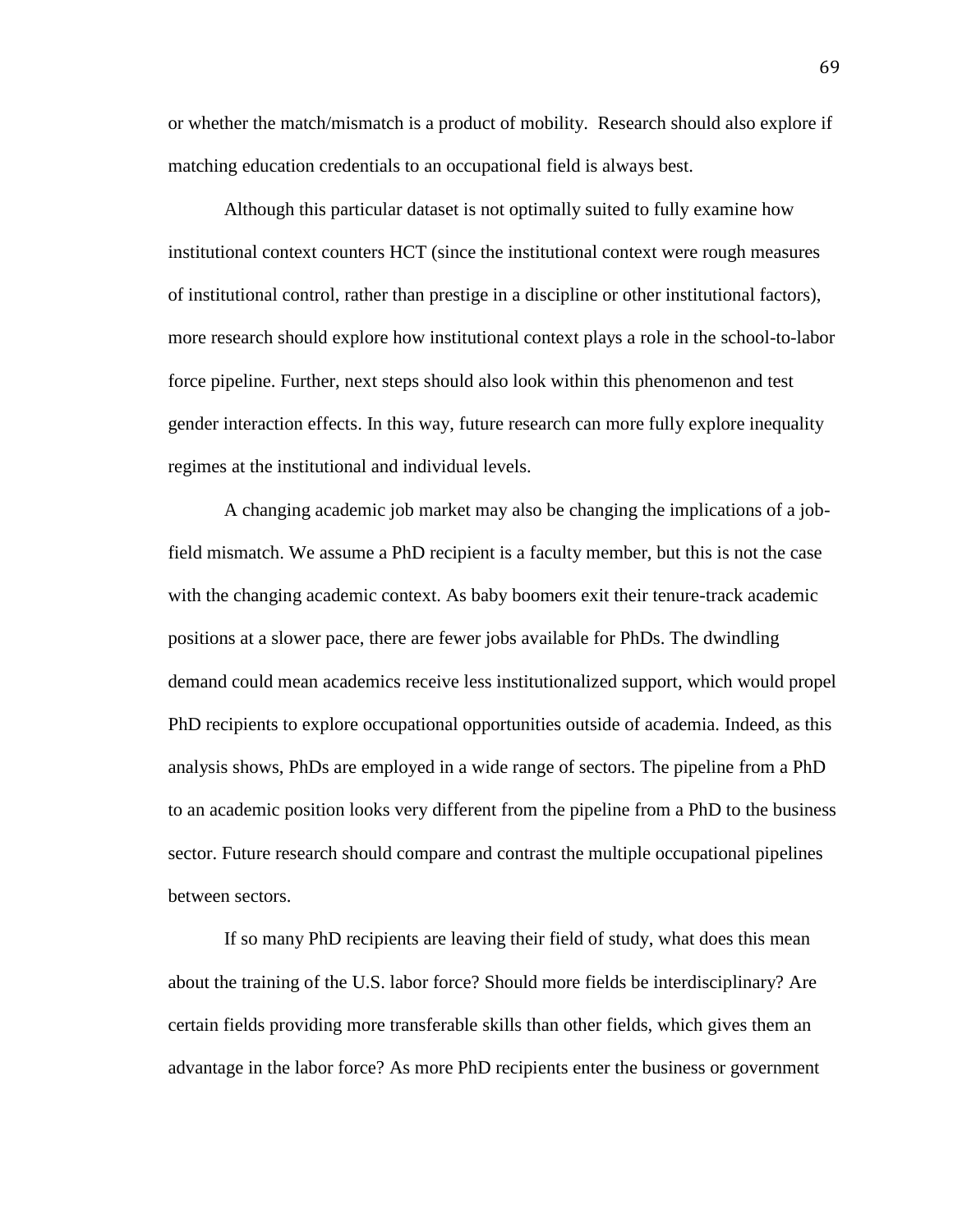or whether the match/mismatch is a product of mobility. Research should also explore if matching education credentials to an occupational field is always best.

Although this particular dataset is not optimally suited to fully examine how institutional context counters HCT (since the institutional context were rough measures of institutional control, rather than prestige in a discipline or other institutional factors), more research should explore how institutional context plays a role in the school-to-labor force pipeline. Further, next steps should also look within this phenomenon and test gender interaction effects. In this way, future research can more fully explore inequality regimes at the institutional and individual levels.

A changing academic job market may also be changing the implications of a job-field mismatch. We assume a PhD recipient is a faculty member, but this is not the case with the changing academic context. As baby boomers exit their tenure-track academic positions at a slower pace, there are fewer jobs available for PhDs. The dwindling demand could mean academics receive less institutionalized support, which would propel PhD recipients to explore occupational opportunities outside of academia. Indeed, as this analysis shows, PhDs are employed in a wide range of sectors. The pipeline from a PhD to an academic position looks very different from the pipeline from a PhD to the business sector. Future research should compare and contrast the multiple occupational pipelines between sectors.

If so many PhD recipients are leaving their field of study, what does this mean about the training of the U.S. labor force? Should more fields be interdisciplinary? Are certain fields providing more transferable skills than other fields, which gives them an advantage in the labor force? As more PhD recipients enter the business or government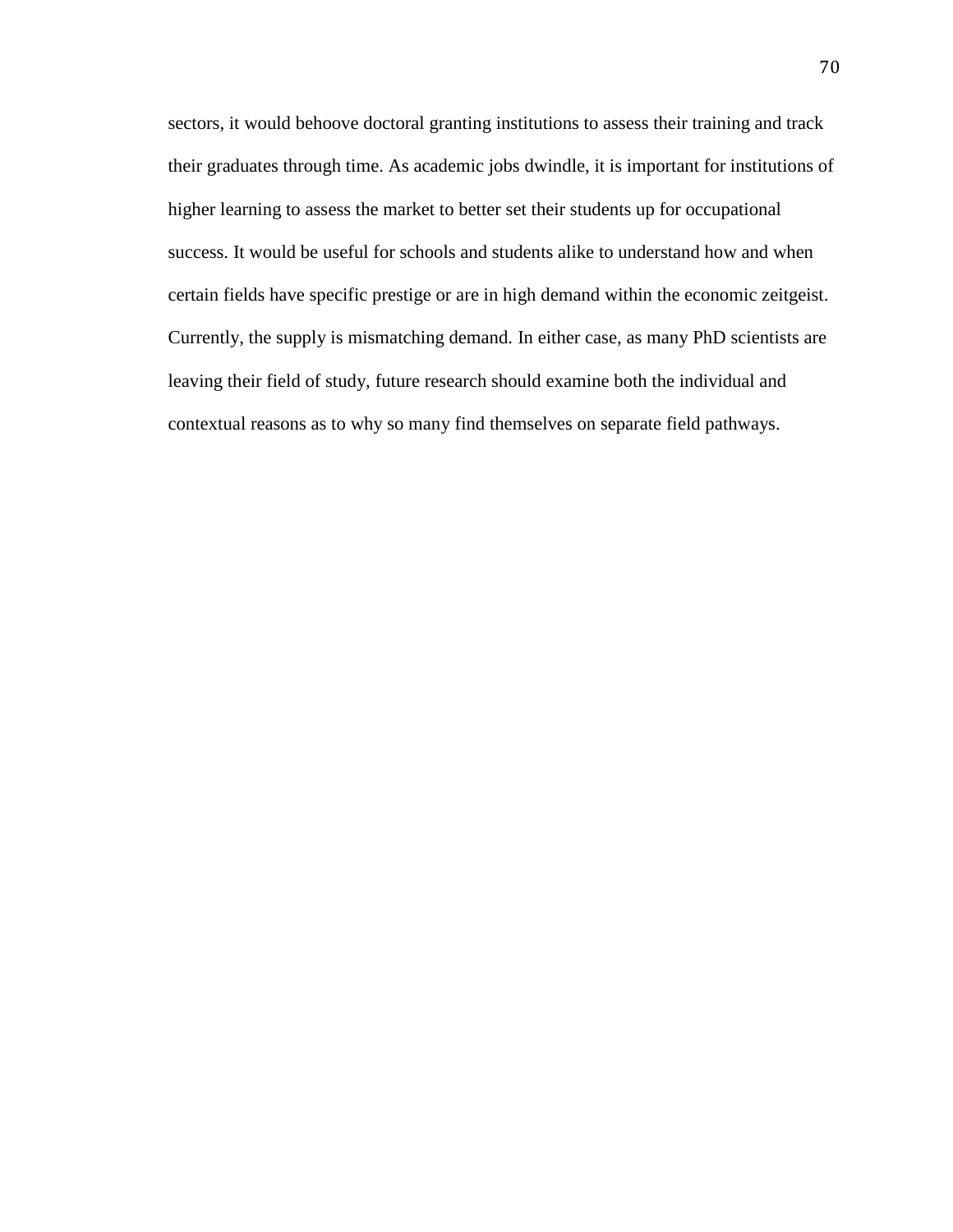sectors, it would behoove doctoral granting institutions to assess their training and track their graduates through time. As academic jobs dwindle, it is important for institutions of higher learning to assess the market to better set their students up for occupational success. It would be useful for schools and students alike to understand how and when certain fields have specific prestige or are in high demand within the economic zeitgeist. Currently, the supply is mismatching demand. In either case, as many PhD scientists are leaving their field of study, future research should examine both the individual and contextual reasons as to why so many find themselves on separate field pathways.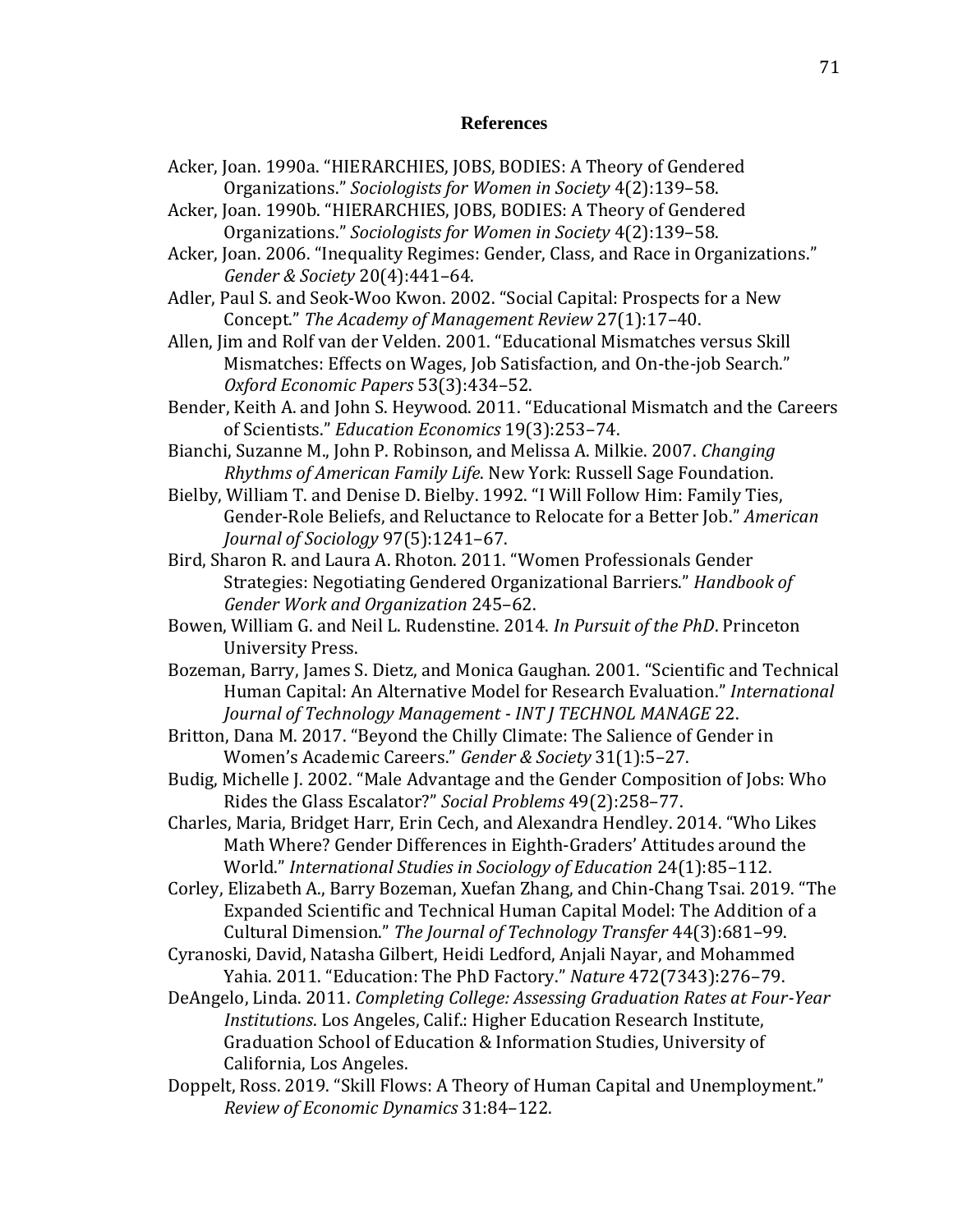## References

Acker, Joan. 1990a. "HIERARCHIES, JOBS, BODIES: A Theory of Gendered Organizations." *Sociologists for Women in Society* 4(2):139–58.

Acker, Joan. 1990b. "HIERARCHIES, JOBS, BODIES: A Theory of Gendered Organizations." *Sociologists for Women in Society* 4(2):139–58.

Acker, Joan. 2006. "Inequality Regimes: Gender, Class, and Race in Organizations." *Gender & Society* 20(4):441–64.

Adler, Paul S. and Seok-Woo Kwon. 2002. "Social Capital: Prospects for a New Concept." *The Academy of Management Review* 27(1):17–40.

Allen, Jim and Rolf van der Velden. 2001. "Educational Mismatches versus Skill Mismatches: Effects on Wages, Job Satisfaction, and On-the-job Search." *Oxford Economic Papers* 53(3):434–52.

Bender, Keith A. and John S. Heywood. 2011. "Educational Mismatch and the Careers of Scientists." *Education Economics* 19(3):253–74.

Bianchi, Suzanne M., John P. Robinson, and Melissa A. Milkie. 2007. *Changing Rhythms of American Family Life*. New York: Russell Sage Foundation.

Bielby, William T. and Denise D. Bielby. 1992. "I Will Follow Him: Family Ties, Gender-Role Beliefs, and Reluctance to Relocate for a Better Job." *American Journal of Sociology* 97(5):1241–67.

Bird, Sharon R. and Laura A. Rhoton. 2011. "Women Professionals Gender Strategies: Negotiating Gendered Organizational Barriers." *Handbook of Gender Work and Organization* 245–62.

Bowen, William G. and Neil L. Rudenstine. 2014. *In Pursuit of the PhD*. Princeton University Press.

Bozeman, Barry, James S. Dietz, and Monica Gaughan. 2001. "Scientific and Technical Human Capital: An Alternative Model for Research Evaluation." *International Journal of Technology Management - INT J TECHNOL MANAGE* 22.

Britton, Dana M. 2017. "Beyond the Chilly Climate: The Salience of Gender in Women's Academic Careers." *Gender & Society* 31(1):5–27.

Budig, Michelle J. 2002. "Male Advantage and the Gender Composition of Jobs: Who Rides the Glass Escalator?" *Social Problems* 49(2):258–77.

Charles, Maria, Bridget Harr, Erin Cech, and Alexandra Hendley. 2014. "Who Likes Math Where? Gender Differences in Eighth-Graders' Attitudes around the World." *International Studies in Sociology of Education* 24(1):85–112.

Corley, Elizabeth A., Barry Bozeman, Xuefan Zhang, and Chin-Chang Tsai. 2019. "The Expanded Scientific and Technical Human Capital Model: The Addition of a Cultural Dimension." *The Journal of Technology Transfer* 44(3):681–99.

Cyranoski, David, Natasha Gilbert, Heidi Ledford, Anjali Nayar, and Mohammed Yahia. 2011. "Education: The PhD Factory." *Nature* 472(7343):276–79.

DeAngelo, Linda. 2011. *Completing College: Assessing Graduation Rates at Four-Year Institutions*. Los Angeles, Calif.: Higher Education Research Institute, Graduation School of Education & Information Studies, University of California, Los Angeles.

Doppelt, Ross. 2019. "Skill Flows: A Theory of Human Capital and Unemployment." *Review of Economic Dynamics* 31:84–122.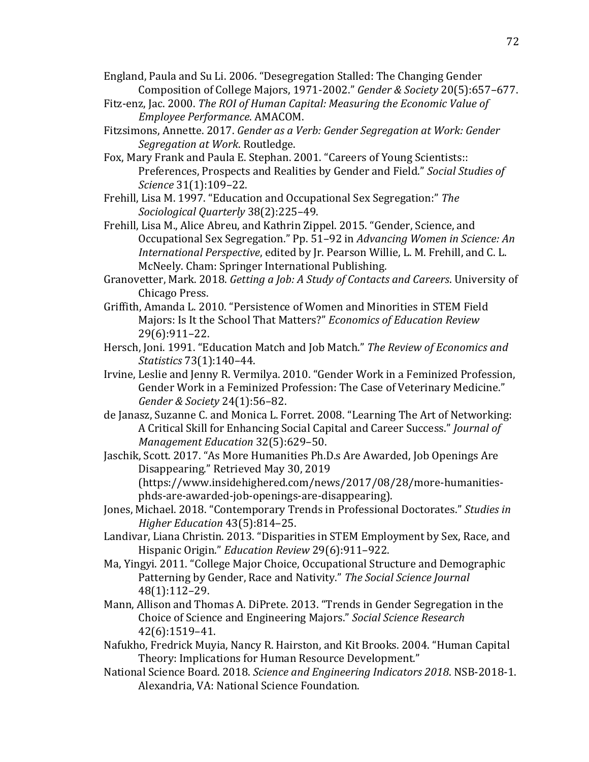England, Paula and Su Li. 2006. "Desegregation Stalled: The Changing Gender Composition of College Majors, 1971-2002." *Gender & Society* 20(5):657–677.

Fitz-enz, Jac. 2000. *The ROI of Human Capital: Measuring the Economic Value of Employee Performance*. AMACOM.

Fitzsimons, Annette. 2017. *Gender as a Verb: Gender Segregation at Work: Gender Segregation at Work*. Routledge.

Fox, Mary Frank and Paula E. Stephan. 2001. "Careers of Young Scientists:: Preferences, Prospects and Realities by Gender and Field." *Social Studies of Science* 31(1):109–22.

Frehill, Lisa M. 1997. "Education and Occupational Sex Segregation:" *The Sociological Quarterly* 38(2):225–49.

Frehill, Lisa M., Alice Abreu, and Kathrin Zippel. 2015. "Gender, Science, and Occupational Sex Segregation." Pp. 51–92 in *Advancing Women in Science: An International Perspective*, edited by Jr. Pearson Willie, L. M. Frehill, and C. L. McNeely. Cham: Springer International Publishing.

Granovetter, Mark. 2018. *Getting a Job: A Study of Contacts and Careers*. University of Chicago Press.

Griffith, Amanda L. 2010. "Persistence of Women and Minorities in STEM Field Majors: Is It the School That Matters?" *Economics of Education Review* 29(6):911–22.

Hersch, Joni. 1991. "Education Match and Job Match." *The Review of Economics and Statistics* 73(1):140–44.

Irvine, Leslie and Jenny R. Vermilya. 2010. "Gender Work in a Feminized Profession, Gender Work in a Feminized Profession: The Case of Veterinary Medicine." *Gender & Society* 24(1):56–82.

de Janasz, Suzanne C. and Monica L. Forret. 2008. "Learning The Art of Networking: A Critical Skill for Enhancing Social Capital and Career Success." *Journal of Management Education* 32(5):629–50.

Jaschik, Scott. 2017. "As More Humanities Ph.D.s Are Awarded, Job Openings Are Disappearing." Retrieved May 30, 2019 (https://www.insidehighered.com/news/2017/08/28/more-humanities-phds-are-awarded-job-openings-are-disappearing).

Jones, Michael. 2018. "Contemporary Trends in Professional Doctorates." *Studies in Higher Education* 43(5):814–25.

Landivar, Liana Christin. 2013. "Disparities in STEM Employment by Sex, Race, and Hispanic Origin." *Education Review* 29(6):911–922.

Ma, Yingyi. 2011. "College Major Choice, Occupational Structure and Demographic Patterning by Gender, Race and Nativity." *The Social Science Journal* 48(1):112–29.

Mann, Allison and Thomas A. DiPrete. 2013. "Trends in Gender Segregation in the Choice of Science and Engineering Majors." *Social Science Research* 42(6):1519–41.

Nafukho, Fredrick Muyia, Nancy R. Hairston, and Kit Brooks. 2004. "Human Capital Theory: Implications for Human Resource Development."

National Science Board. 2018. *Science and Engineering Indicators 2018*. NSB-2018-1. Alexandria, VA: National Science Foundation.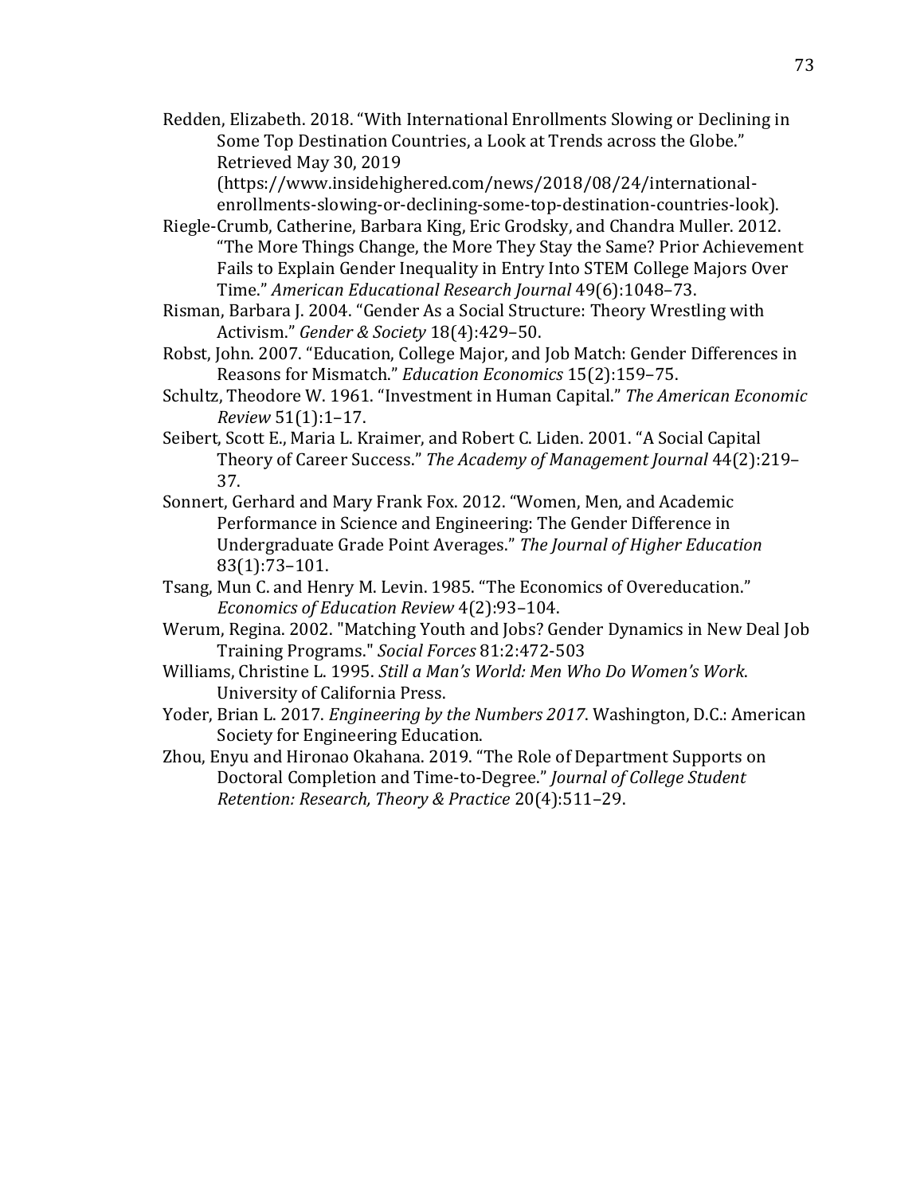Redden, Elizabeth. 2018. "With International Enrollments Slowing or Declining in Some Top Destination Countries, a Look at Trends across the Globe." Retrieved May 30, 2019 (https://www.insidehighered.com/news/2018/08/24/international-enrollments-slowing-or-declining-some-top-destination-countries-look).

Riegle-Crumb, Catherine, Barbara King, Eric Grodsky, and Chandra Muller. 2012. "The More Things Change, the More They Stay the Same? Prior Achievement Fails to Explain Gender Inequality in Entry Into STEM College Majors Over Time." *American Educational Research Journal* 49(6):1048–73.

Risman, Barbara J. 2004. "Gender As a Social Structure: Theory Wrestling with Activism." *Gender & Society* 18(4):429–50.

Robst, John. 2007. "Education, College Major, and Job Match: Gender Differences in Reasons for Mismatch." *Education Economics* 15(2):159–75.

Schultz, Theodore W. 1961. "Investment in Human Capital." *The American Economic Review* 51(1):1–17.

Seibert, Scott E., Maria L. Kraimer, and Robert C. Liden. 2001. "A Social Capital Theory of Career Success." *The Academy of Management Journal* 44(2):219–37.

Sonnert, Gerhard and Mary Frank Fox. 2012. "Women, Men, and Academic Performance in Science and Engineering: The Gender Difference in Undergraduate Grade Point Averages." *The Journal of Higher Education* 83(1):73–101.

Tsang, Mun C. and Henry M. Levin. 1985. "The Economics of Overeducation." *Economics of Education Review* 4(2):93–104.

Werum, Regina. 2002. "Matching Youth and Jobs? Gender Dynamics in New Deal Job Training Programs." *Social Forces* 81:2:472-503

Williams, Christine L. 1995. *Still a Man's World: Men Who Do Women's Work*. University of California Press.

Yoder, Brian L. 2017. *Engineering by the Numbers 2017*. Washington, D.C.: American Society for Engineering Education.

Zhou, Enyu and Hironao Okahana. 2019. "The Role of Department Supports on Doctoral Completion and Time-to-Degree." *Journal of College Student Retention: Research, Theory & Practice* 20(4):511–29.